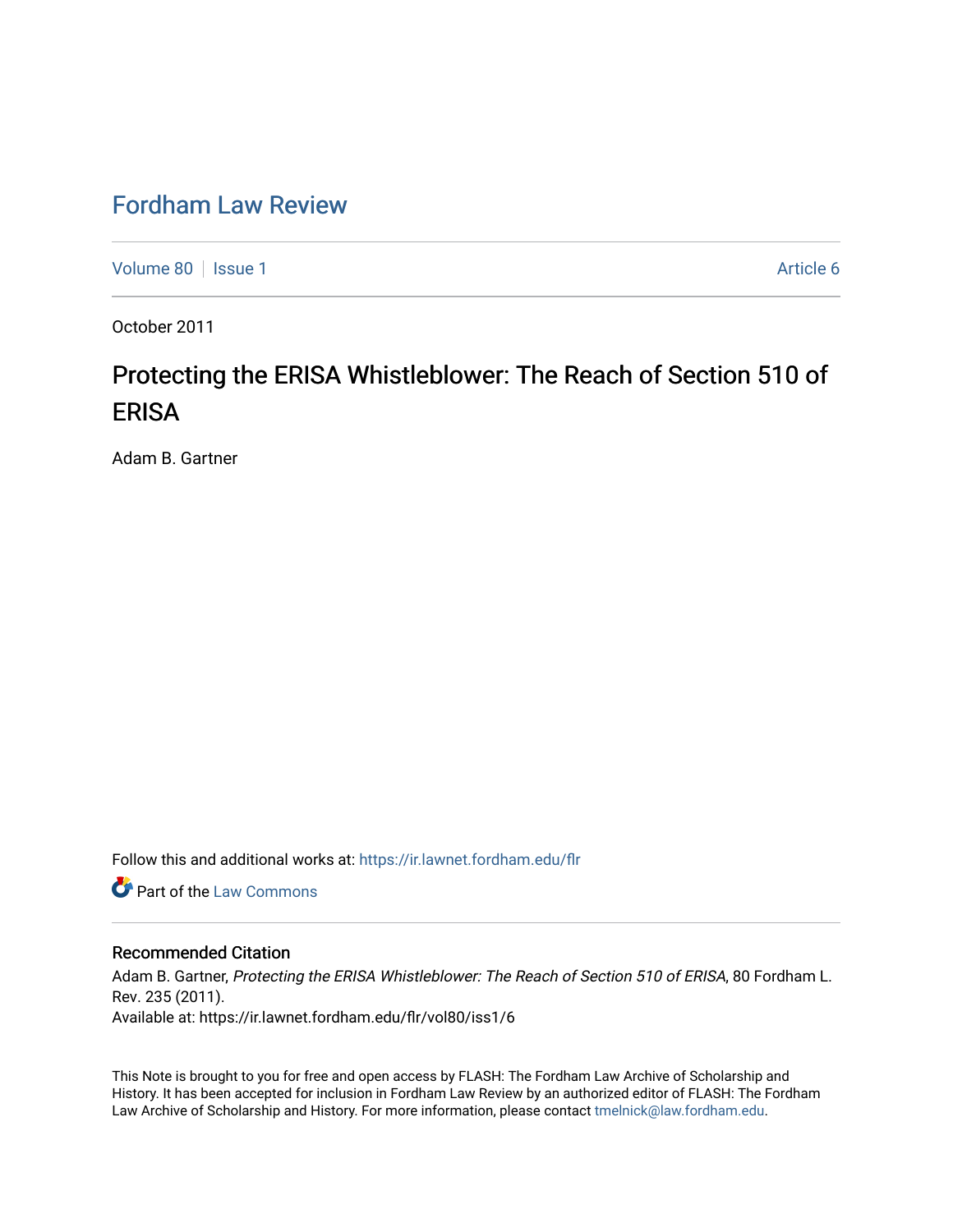# Fordham Law Review

Volume 80 | Issue 1 — Article 6

October 2011

## Protecting the ERISA Whistleblower: The Reach of Section 510 of ERISA

Adam B. Gartner

Follow this and additional works at: https://ir.lawnet.fordham.edu/flr

Part of the Law Commons

### Recommended Citation

Adam B. Gartner, *Protecting the ERISA Whistleblower: The Reach of Section 510 of ERISA*, 80 Fordham L. Rev. 235 (2011).
Available at: https://ir.lawnet.fordham.edu/flr/vol80/iss1/6

This Note is brought to you for free and open access by FLASH: The Fordham Law Archive of Scholarship and History. It has been accepted for inclusion in Fordham Law Review by an authorized editor of FLASH: The Fordham Law Archive of Scholarship and History. For more information, please contact tmelnick@law.fordham.edu.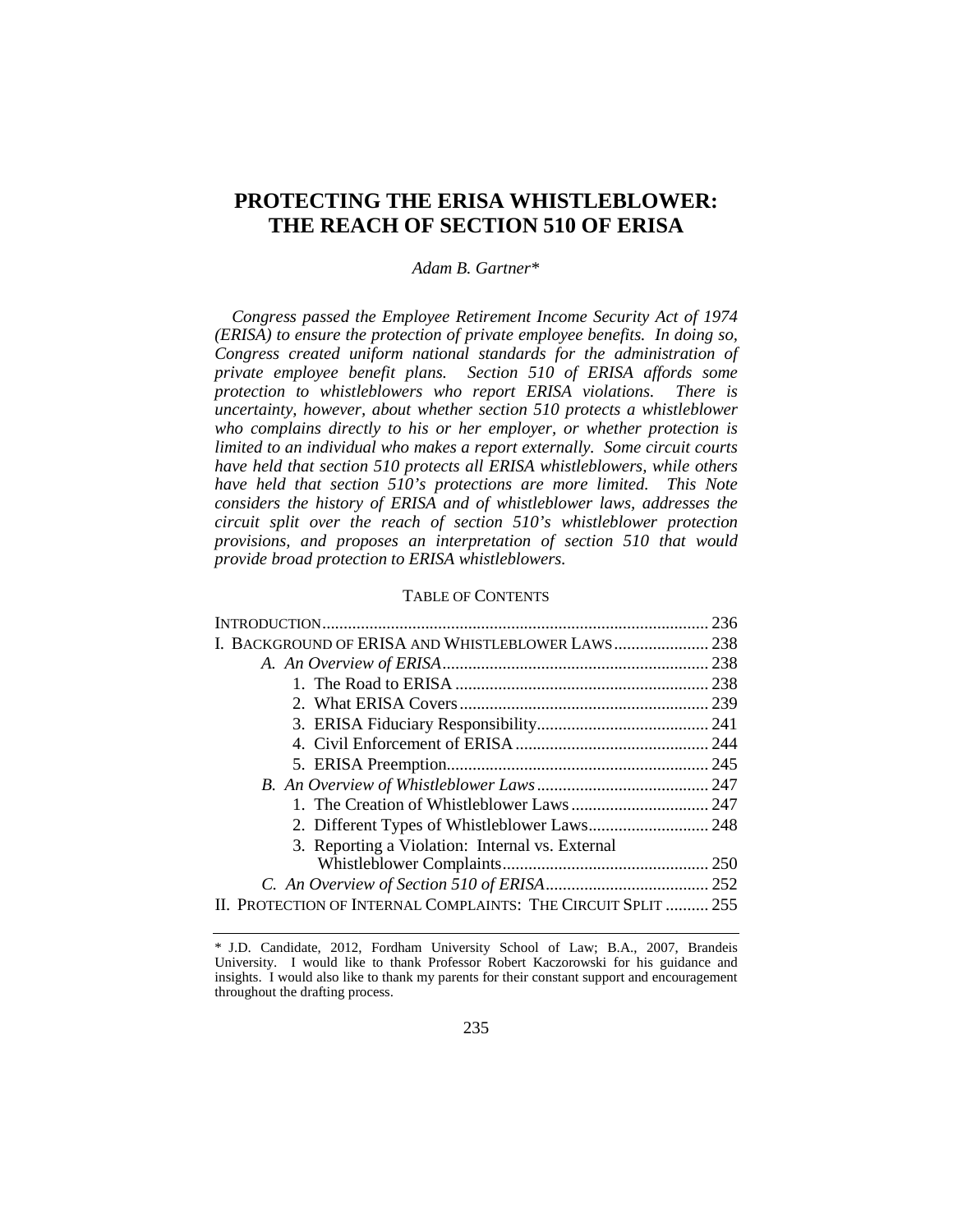# PROTECTING THE ERISA WHISTLEBLOWER: THE REACH OF SECTION 510 OF ERISA

*Adam B. Gartner\**

*Congress passed the Employee Retirement Income Security Act of 1974 (ERISA) to ensure the protection of private employee benefits. In doing so, Congress created uniform national standards for the administration of private employee benefit plans. Section 510 of ERISA affords some protection to whistleblowers who report ERISA violations. There is uncertainty, however, about whether section 510 protects a whistleblower who complains directly to his or her employer, or whether protection is limited to an individual who makes a report externally. Some circuit courts have held that section 510 protects all ERISA whistleblowers, while others have held that section 510's protections are more limited. This Note considers the history of ERISA and of whistleblower laws, addresses the circuit split over the reach of section 510's whistleblower protection provisions, and proposes an interpretation of section 510 that would provide broad protection to ERISA whistleblowers.*

TABLE OF CONTENTS

INTRODUCTION .......... 236

I. BACKGROUND OF ERISA AND WHISTLEBLOWER LAWS .......... 238

- *A. An Overview of ERISA* .......... 238
  - 1. The Road to ERISA .......... 238
  - 2. What ERISA Covers .......... 239
  - 3. ERISA Fiduciary Responsibility .......... 241
  - 4. Civil Enforcement of ERISA .......... 244
  - 5. ERISA Preemption .......... 245
- *B. An Overview of Whistleblower Laws* .......... 247
  - 1. The Creation of Whistleblower Laws .......... 247
  - 2. Different Types of Whistleblower Laws .......... 248
  - 3. Reporting a Violation: Internal vs. External Whistleblower Complaints .......... 250
- *C. An Overview of Section 510 of ERISA* .......... 252

II. PROTECTION OF INTERNAL COMPLAINTS: THE CIRCUIT SPLIT .......... 255

---

\* J.D. Candidate, 2012, Fordham University School of Law; B.A., 2007, Brandeis University. I would like to thank Professor Robert Kaczorowski for his guidance and insights. I would also like to thank my parents for their constant support and encouragement throughout the drafting process.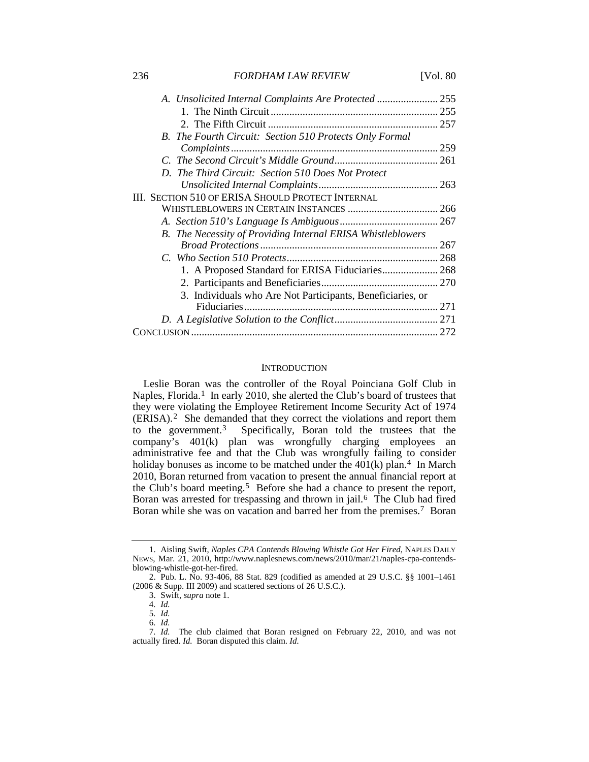A. *Unsolicited Internal Complaints Are Protected* ....................... 255
  1. The Ninth Circuit ............................................................... 255
  2. The Fifth Circuit ................................................................ 257
B. *The Fourth Circuit: Section 510 Protects Only Formal Complaints* ............................................................................. 259
C. *The Second Circuit's Middle Ground* ....................................... 261
D. *The Third Circuit: Section 510 Does Not Protect Unsolicited Internal Complaints* ............................................. 263

III. SECTION 510 OF ERISA SHOULD PROTECT INTERNAL WHISTLEBLOWERS IN CERTAIN INSTANCES ................................. 266
A. *Section 510's Language Is Ambiguous* ..................................... 267
B. *The Necessity of Providing Internal ERISA Whistleblowers Broad Protections* ................................................................... 267
C. *Who Section 510 Protects* ......................................................... 268
  1. A Proposed Standard for ERISA Fiduciaries..................... 268
  2. Participants and Beneficiaries ............................................ 270
  3. Individuals who Are Not Participants, Beneficiaries, or Fiduciaries ......................................................................... 271
D. *A Legislative Solution to the Conflict* ....................................... 271

CONCLUSION ............................................................................................ 272

## INTRODUCTION

Leslie Boran was the controller of the Royal Poinciana Golf Club in Naples, Florida.[1] In early 2010, she alerted the Club's board of trustees that they were violating the Employee Retirement Income Security Act of 1974 (ERISA).[2] She demanded that they correct the violations and report them to the government.[3] Specifically, Boran told the trustees that the company's 401(k) plan was wrongfully charging employees an administrative fee and that the Club was wrongfully failing to consider holiday bonuses as income to be matched under the 401(k) plan.[4] In March 2010, Boran returned from vacation to present the annual financial report at the Club's board meeting.[5] Before she had a chance to present the report, Boran was arrested for trespassing and thrown in jail.[6] The Club had fired Boran while she was on vacation and barred her from the premises.[7] Boran

---

1. Aisling Swift, *Naples CPA Contends Blowing Whistle Got Her Fired*, NAPLES DAILY NEWS, Mar. 21, 2010, http://www.naplesnews.com/news/2010/mar/21/naples-cpa-contends-blowing-whistle-got-her-fired.

2. Pub. L. No. 93-406, 88 Stat. 829 (codified as amended at 29 U.S.C. §§ 1001–1461 (2006 & Supp. III 2009) and scattered sections of 26 U.S.C.).

3. Swift, *supra* note 1.

4. *Id.*

5. *Id.*

6. *Id.*

7. *Id.* The club claimed that Boran resigned on February 22, 2010, and was not actually fired. *Id.* Boran disputed this claim. *Id.*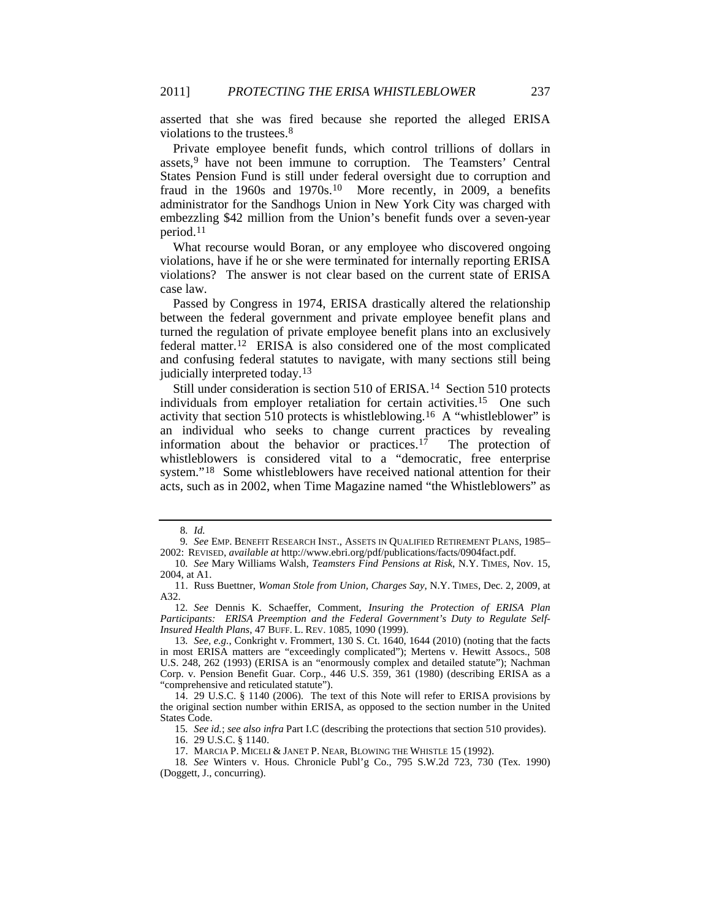asserted that she was fired because she reported the alleged ERISA violations to the trustees.[8]

Private employee benefit funds, which control trillions of dollars in assets,[9] have not been immune to corruption. The Teamsters' Central States Pension Fund is still under federal oversight due to corruption and fraud in the 1960s and 1970s.[10] More recently, in 2009, a benefits administrator for the Sandhogs Union in New York City was charged with embezzling $42 million from the Union's benefit funds over a seven-year period.[11]

What recourse would Boran, or any employee who discovered ongoing violations, have if he or she were terminated for internally reporting ERISA violations? The answer is not clear based on the current state of ERISA case law.

Passed by Congress in 1974, ERISA drastically altered the relationship between the federal government and private employee benefit plans and turned the regulation of private employee benefit plans into an exclusively federal matter.[12] ERISA is also considered one of the most complicated and confusing federal statutes to navigate, with many sections still being judicially interpreted today.[13]

Still under consideration is section 510 of ERISA.[14] Section 510 protects individuals from employer retaliation for certain activities.[15] One such activity that section 510 protects is whistleblowing.[16] A "whistleblower" is an individual who seeks to change current practices by revealing information about the behavior or practices.[17] The protection of whistleblowers is considered vital to a "democratic, free enterprise system."[18] Some whistleblowers have received national attention for their acts, such as in 2002, when Time Magazine named "the Whistleblowers" as

---

8. *Id.*

9. *See* EMP. BENEFIT RESEARCH INST., ASSETS IN QUALIFIED RETIREMENT PLANS, 1985–2002: REVISED, *available at* http://www.ebri.org/pdf/publications/facts/0904fact.pdf.

10. *See* Mary Williams Walsh, *Teamsters Find Pensions at Risk*, N.Y. TIMES, Nov. 15, 2004, at A1.

11. Russ Buettner, *Woman Stole from Union, Charges Say*, N.Y. TIMES, Dec. 2, 2009, at A32.

12. *See* Dennis K. Schaeffer, Comment, *Insuring the Protection of ERISA Plan Participants: ERISA Preemption and the Federal Government's Duty to Regulate Self-Insured Health Plans*, 47 BUFF. L. REV. 1085, 1090 (1999).

13. *See, e.g.*, Conkright v. Frommert, 130 S. Ct. 1640, 1644 (2010) (noting that the facts in most ERISA matters are "exceedingly complicated"); Mertens v. Hewitt Assocs., 508 U.S. 248, 262 (1993) (ERISA is an "enormously complex and detailed statute"); Nachman Corp. v. Pension Benefit Guar. Corp., 446 U.S. 359, 361 (1980) (describing ERISA as a "comprehensive and reticulated statute").

14. 29 U.S.C. § 1140 (2006). The text of this Note will refer to ERISA provisions by the original section number within ERISA, as opposed to the section number in the United States Code.

15. *See id.*; *see also infra* Part I.C (describing the protections that section 510 provides).

16. 29 U.S.C. § 1140.

17. MARCIA P. MICELI & JANET P. NEAR, BLOWING THE WHISTLE 15 (1992).

18. *See* Winters v. Hous. Chronicle Publ'g Co., 795 S.W.2d 723, 730 (Tex. 1990) (Doggett, J., concurring).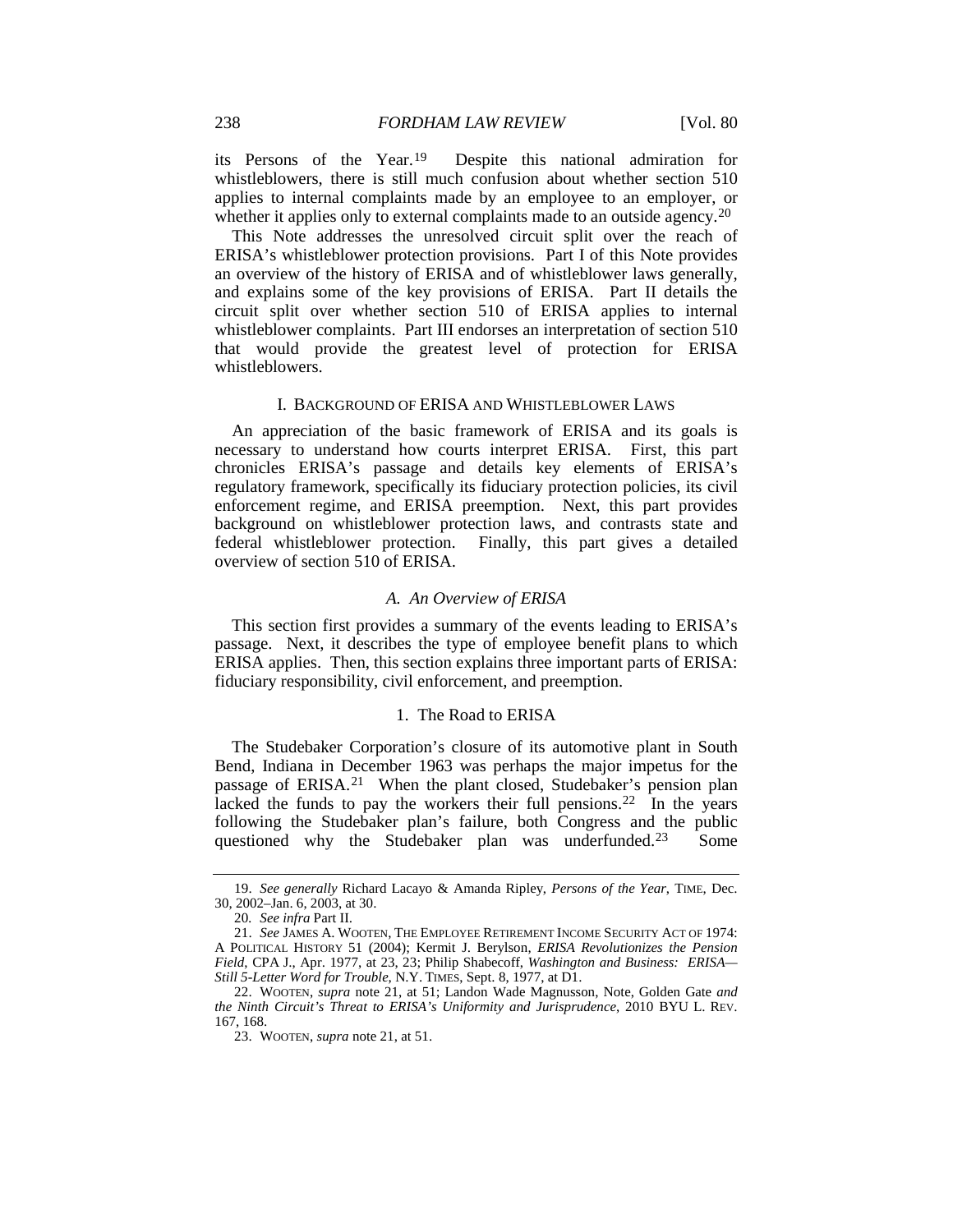its Persons of the Year.[19] Despite this national admiration for whistleblowers, there is still much confusion about whether section 510 applies to internal complaints made by an employee to an employer, or whether it applies only to external complaints made to an outside agency.[20]

This Note addresses the unresolved circuit split over the reach of ERISA's whistleblower protection provisions. Part I of this Note provides an overview of the history of ERISA and of whistleblower laws generally, and explains some of the key provisions of ERISA. Part II details the circuit split over whether section 510 of ERISA applies to internal whistleblower complaints. Part III endorses an interpretation of section 510 that would provide the greatest level of protection for ERISA whistleblowers.

## I. BACKGROUND OF ERISA AND WHISTLEBLOWER LAWS

An appreciation of the basic framework of ERISA and its goals is necessary to understand how courts interpret ERISA. First, this part chronicles ERISA's passage and details key elements of ERISA's regulatory framework, specifically its fiduciary protection policies, its civil enforcement regime, and ERISA preemption. Next, this part provides background on whistleblower protection laws, and contrasts state and federal whistleblower protection. Finally, this part gives a detailed overview of section 510 of ERISA.

### *A. An Overview of ERISA*

This section first provides a summary of the events leading to ERISA's passage. Next, it describes the type of employee benefit plans to which ERISA applies. Then, this section explains three important parts of ERISA: fiduciary responsibility, civil enforcement, and preemption.

#### 1. The Road to ERISA

The Studebaker Corporation's closure of its automotive plant in South Bend, Indiana in December 1963 was perhaps the major impetus for the passage of ERISA.[21] When the plant closed, Studebaker's pension plan lacked the funds to pay the workers their full pensions.[22] In the years following the Studebaker plan's failure, both Congress and the public questioned why the Studebaker plan was underfunded.[23] Some

---

19. *See generally* Richard Lacayo & Amanda Ripley, *Persons of the Year*, TIME, Dec. 30, 2002–Jan. 6, 2003, at 30.

20. *See infra* Part II.

21. *See* JAMES A. WOOTEN, THE EMPLOYEE RETIREMENT INCOME SECURITY ACT OF 1974: A POLITICAL HISTORY 51 (2004); Kermit J. Berylson, *ERISA Revolutionizes the Pension Field*, CPA J., Apr. 1977, at 23, 23; Philip Shabecoff, *Washington and Business: ERISA—Still 5-Letter Word for Trouble*, N.Y. TIMES, Sept. 8, 1977, at D1.

22. WOOTEN, *supra* note 21, at 51; Landon Wade Magnusson, Note, Golden Gate *and the Ninth Circuit's Threat to ERISA's Uniformity and Jurisprudence*, 2010 BYU L. REV. 167, 168.

23. WOOTEN, *supra* note 21, at 51.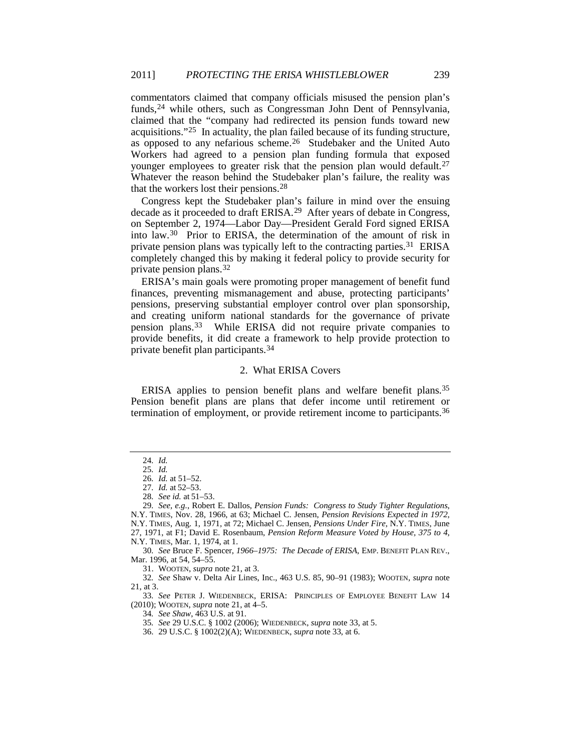commentators claimed that company officials misused the pension plan's funds,[24] while others, such as Congressman John Dent of Pennsylvania, claimed that the "company had redirected its pension funds toward new acquisitions."[25] In actuality, the plan failed because of its funding structure, as opposed to any nefarious scheme.[26] Studebaker and the United Auto Workers had agreed to a pension plan funding formula that exposed younger employees to greater risk that the pension plan would default.[27] Whatever the reason behind the Studebaker plan's failure, the reality was that the workers lost their pensions.[28]

Congress kept the Studebaker plan's failure in mind over the ensuing decade as it proceeded to draft ERISA.[29] After years of debate in Congress, on September 2, 1974—Labor Day—President Gerald Ford signed ERISA into law.[30] Prior to ERISA, the determination of the amount of risk in private pension plans was typically left to the contracting parties.[31] ERISA completely changed this by making it federal policy to provide security for private pension plans.[32]

ERISA's main goals were promoting proper management of benefit fund finances, preventing mismanagement and abuse, protecting participants' pensions, preserving substantial employer control over plan sponsorship, and creating uniform national standards for the governance of private pension plans.[33] While ERISA did not require private companies to provide benefits, it did create a framework to help provide protection to private benefit plan participants.[34]

### 2. What ERISA Covers

ERISA applies to pension benefit plans and welfare benefit plans.[35] Pension benefit plans are plans that defer income until retirement or termination of employment, or provide retirement income to participants.[36]

---

24. *Id.*

25. *Id.*

26. *Id.* at 51–52.

27. *Id.* at 52–53.

28. *See id.* at 51–53.

29. *See, e.g.*, Robert E. Dallos, *Pension Funds: Congress to Study Tighter Regulations*, N.Y. TIMES, Nov. 28, 1966, at 63; Michael C. Jensen, *Pension Revisions Expected in 1972*, N.Y. TIMES, Aug. 1, 1971, at 72; Michael C. Jensen, *Pensions Under Fire*, N.Y. TIMES, June 27, 1971, at F1; David E. Rosenbaum, *Pension Reform Measure Voted by House, 375 to 4*, N.Y. TIMES, Mar. 1, 1974, at 1.

30. *See* Bruce F. Spencer, *1966–1975: The Decade of ERISA*, EMP. BENEFIT PLAN REV., Mar. 1996, at 54, 54–55.

31. WOOTEN, *supra* note 21, at 3.

32. *See* Shaw v. Delta Air Lines, Inc., 463 U.S. 85, 90–91 (1983); WOOTEN, *supra* note 21, at 3.

33. *See* PETER J. WIEDENBECK, ERISA: PRINCIPLES OF EMPLOYEE BENEFIT LAW 14 (2010); WOOTEN, *supra* note 21, at 4–5.

34. *See Shaw*, 463 U.S. at 91.

35. *See* 29 U.S.C. § 1002 (2006); WIEDENBECK, *supra* note 33, at 5.

36. 29 U.S.C. § 1002(2)(A); WIEDENBECK, *supra* note 33, at 6.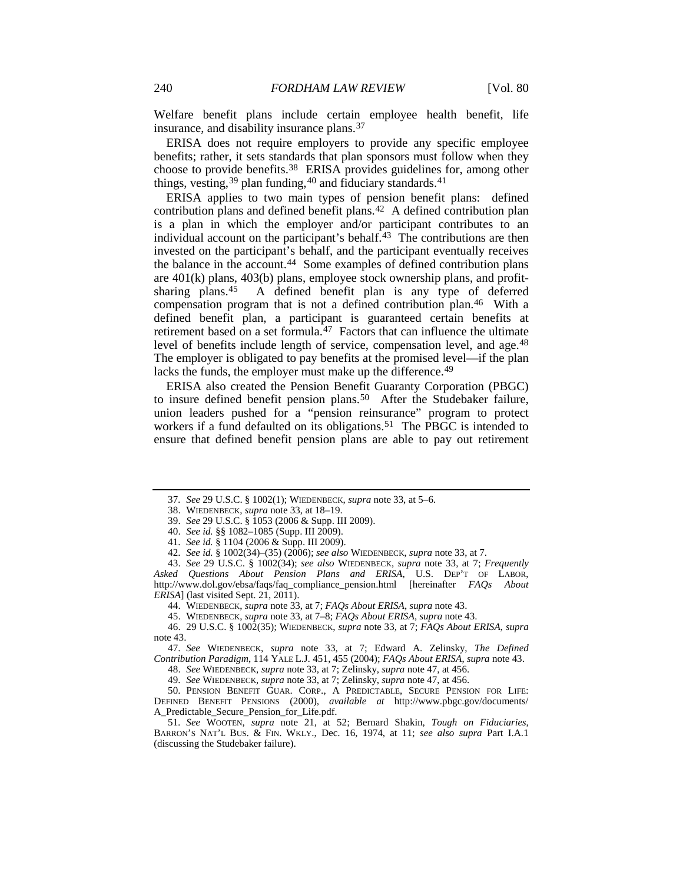Welfare benefit plans include certain employee health benefit, life insurance, and disability insurance plans.[37]

ERISA does not require employers to provide any specific employee benefits; rather, it sets standards that plan sponsors must follow when they choose to provide benefits.[38] ERISA provides guidelines for, among other things, vesting,[39] plan funding,[40] and fiduciary standards.[41]

ERISA applies to two main types of pension benefit plans: defined contribution plans and defined benefit plans.[42] A defined contribution plan is a plan in which the employer and/or participant contributes to an individual account on the participant's behalf.[43] The contributions are then invested on the participant's behalf, and the participant eventually receives the balance in the account.[44] Some examples of defined contribution plans are 401(k) plans, 403(b) plans, employee stock ownership plans, and profit-sharing plans.[45] A defined benefit plan is any type of deferred compensation program that is not a defined contribution plan.[46] With a defined benefit plan, a participant is guaranteed certain benefits at retirement based on a set formula.[47] Factors that can influence the ultimate level of benefits include length of service, compensation level, and age.[48] The employer is obligated to pay benefits at the promised level—if the plan lacks the funds, the employer must make up the difference.[49]

ERISA also created the Pension Benefit Guaranty Corporation (PBGC) to insure defined benefit pension plans.[50] After the Studebaker failure, union leaders pushed for a "pension reinsurance" program to protect workers if a fund defaulted on its obligations.[51] The PBGC is intended to ensure that defined benefit pension plans are able to pay out retirement

---

37. *See* 29 U.S.C. § 1002(1); WIEDENBECK, *supra* note 33, at 5–6.

38. WIEDENBECK, *supra* note 33, at 18–19.

39. *See* 29 U.S.C. § 1053 (2006 & Supp. III 2009).

40. *See id.* §§ 1082–1085 (Supp. III 2009).

41. *See id.* § 1104 (2006 & Supp. III 2009).

42. *See id.* § 1002(34)–(35) (2006); *see also* WIEDENBECK, *supra* note 33, at 7.

43. *See* 29 U.S.C. § 1002(34); *see also* WIEDENBECK, *supra* note 33, at 7; *Frequently Asked Questions About Pension Plans and ERISA*, U.S. DEP'T OF LABOR, http://www.dol.gov/ebsa/faqs/faq_compliance_pension.html [hereinafter *FAQs About ERISA*] (last visited Sept. 21, 2011).

44. WIEDENBECK, *supra* note 33, at 7; *FAQs About ERISA*, *supra* note 43.

45. WIEDENBECK, *supra* note 33, at 7–8; *FAQs About ERISA*, *supra* note 43.

46. 29 U.S.C. § 1002(35); WIEDENBECK, *supra* note 33, at 7; *FAQs About ERISA*, *supra* note 43.

47. *See* WIEDENBECK, *supra* note 33, at 7; Edward A. Zelinsky, *The Defined Contribution Paradigm*, 114 YALE L.J. 451, 455 (2004); *FAQs About ERISA*, *supra* note 43.

48. *See* WIEDENBECK, *supra* note 33, at 7; Zelinsky, *supra* note 47, at 456.

49. *See* WIEDENBECK, *supra* note 33, at 7; Zelinsky, *supra* note 47, at 456.

50. PENSION BENEFIT GUAR. CORP., A PREDICTABLE, SECURE PENSION FOR LIFE: DEFINED BENEFIT PENSIONS (2000), *available at* http://www.pbgc.gov/documents/A_Predictable_Secure_Pension_for_Life.pdf.

51. *See* WOOTEN, *supra* note 21, at 52; Bernard Shakin, *Tough on Fiduciaries*, BARRON'S NAT'L BUS. & FIN. WKLY., Dec. 16, 1974, at 11; *see also supra* Part I.A.1 (discussing the Studebaker failure).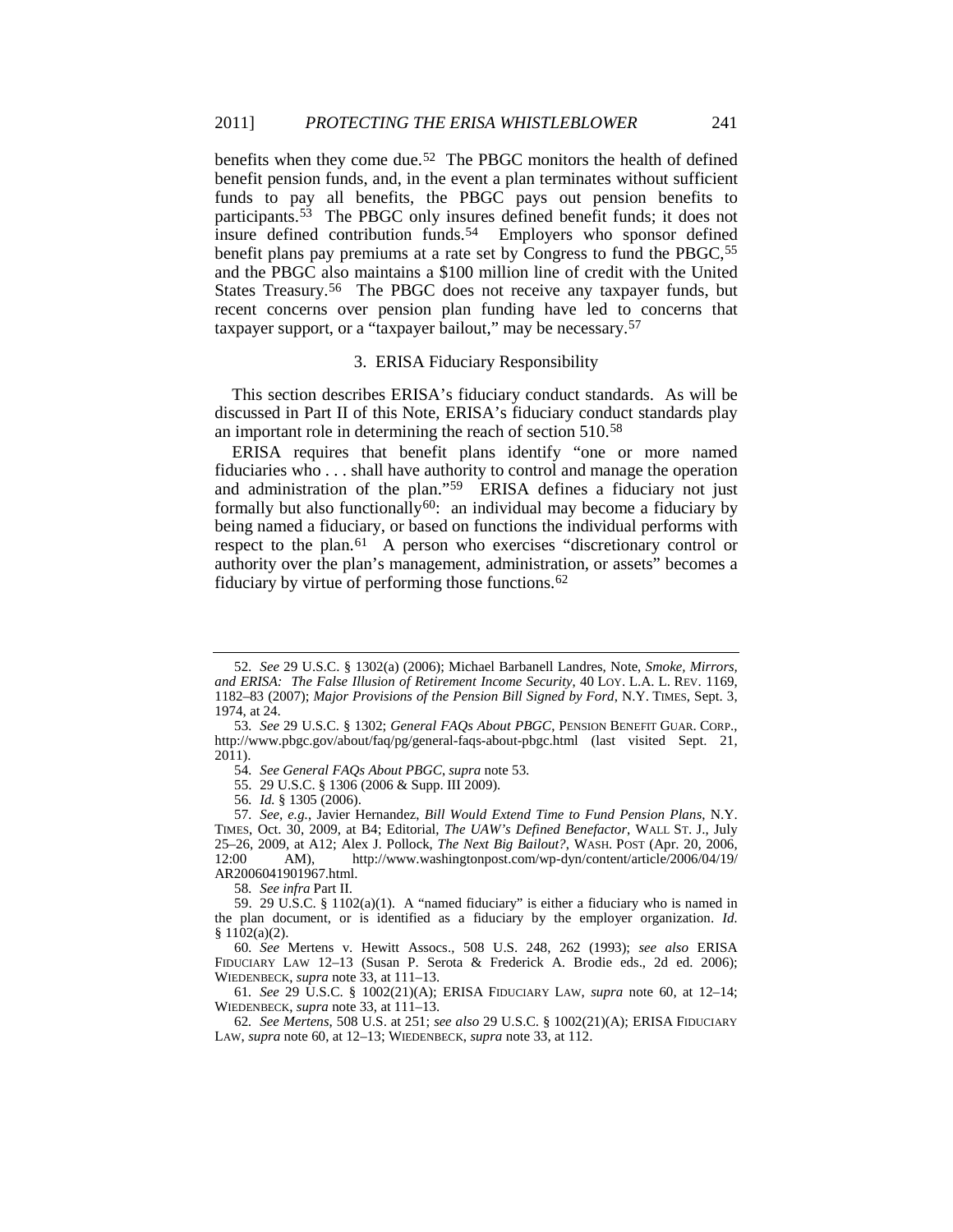benefits when they come due.[52] The PBGC monitors the health of defined benefit pension funds, and, in the event a plan terminates without sufficient funds to pay all benefits, the PBGC pays out pension benefits to participants.[53] The PBGC only insures defined benefit funds; it does not insure defined contribution funds.[54] Employers who sponsor defined benefit plans pay premiums at a rate set by Congress to fund the PBGC,[55] and the PBGC also maintains a $100 million line of credit with the United States Treasury.[56] The PBGC does not receive any taxpayer funds, but recent concerns over pension plan funding have led to concerns that taxpayer support, or a "taxpayer bailout," may be necessary.[57]

### 3. ERISA Fiduciary Responsibility

This section describes ERISA's fiduciary conduct standards. As will be discussed in Part II of this Note, ERISA's fiduciary conduct standards play an important role in determining the reach of section 510.[58]

ERISA requires that benefit plans identify "one or more named fiduciaries who . . . shall have authority to control and manage the operation and administration of the plan."[59] ERISA defines a fiduciary not just formally but also functionally[60]: an individual may become a fiduciary by being named a fiduciary, or based on functions the individual performs with respect to the plan.[61] A person who exercises "discretionary control or authority over the plan's management, administration, or assets" becomes a fiduciary by virtue of performing those functions.[62]

---

52. *See* 29 U.S.C. § 1302(a) (2006); Michael Barbanell Landres, Note, *Smoke, Mirrors, and ERISA: The False Illusion of Retirement Income Security*, 40 LOY. L.A. L. REV. 1169, 1182–83 (2007); *Major Provisions of the Pension Bill Signed by Ford*, N.Y. TIMES, Sept. 3, 1974, at 24.

53. *See* 29 U.S.C. § 1302; *General FAQs About PBGC*, PENSION BENEFIT GUAR. CORP., http://www.pbgc.gov/about/faq/pg/general-faqs-about-pbgc.html (last visited Sept. 21, 2011).

54. *See General FAQs About PBGC*, *supra* note 53.

55. 29 U.S.C. § 1306 (2006 & Supp. III 2009).

56. *Id.* § 1305 (2006).

57. *See, e.g.*, Javier Hernandez, *Bill Would Extend Time to Fund Pension Plans*, N.Y. TIMES, Oct. 30, 2009, at B4; Editorial, *The UAW's Defined Benefactor*, WALL ST. J., July 25–26, 2009, at A12; Alex J. Pollock, *The Next Big Bailout?*, WASH. POST (Apr. 20, 2006, 12:00 AM), http://www.washingtonpost.com/wp-dyn/content/article/2006/04/19/AR2006041901967.html.

58. *See infra* Part II.

59. 29 U.S.C. § 1102(a)(1). A "named fiduciary" is either a fiduciary who is named in the plan document, or is identified as a fiduciary by the employer organization. *Id.* § 1102(a)(2).

60. *See* Mertens v. Hewitt Assocs., 508 U.S. 248, 262 (1993); *see also* ERISA FIDUCIARY LAW 12–13 (Susan P. Serota & Frederick A. Brodie eds., 2d ed. 2006); WIEDENBECK, *supra* note 33, at 111–13.

61. *See* 29 U.S.C. § 1002(21)(A); ERISA FIDUCIARY LAW, *supra* note 60, at 12–14; WIEDENBECK, *supra* note 33, at 111–13.

62. *See Mertens*, 508 U.S. at 251; *see also* 29 U.S.C. § 1002(21)(A); ERISA FIDUCIARY LAW, *supra* note 60, at 12–13; WIEDENBECK, *supra* note 33, at 112.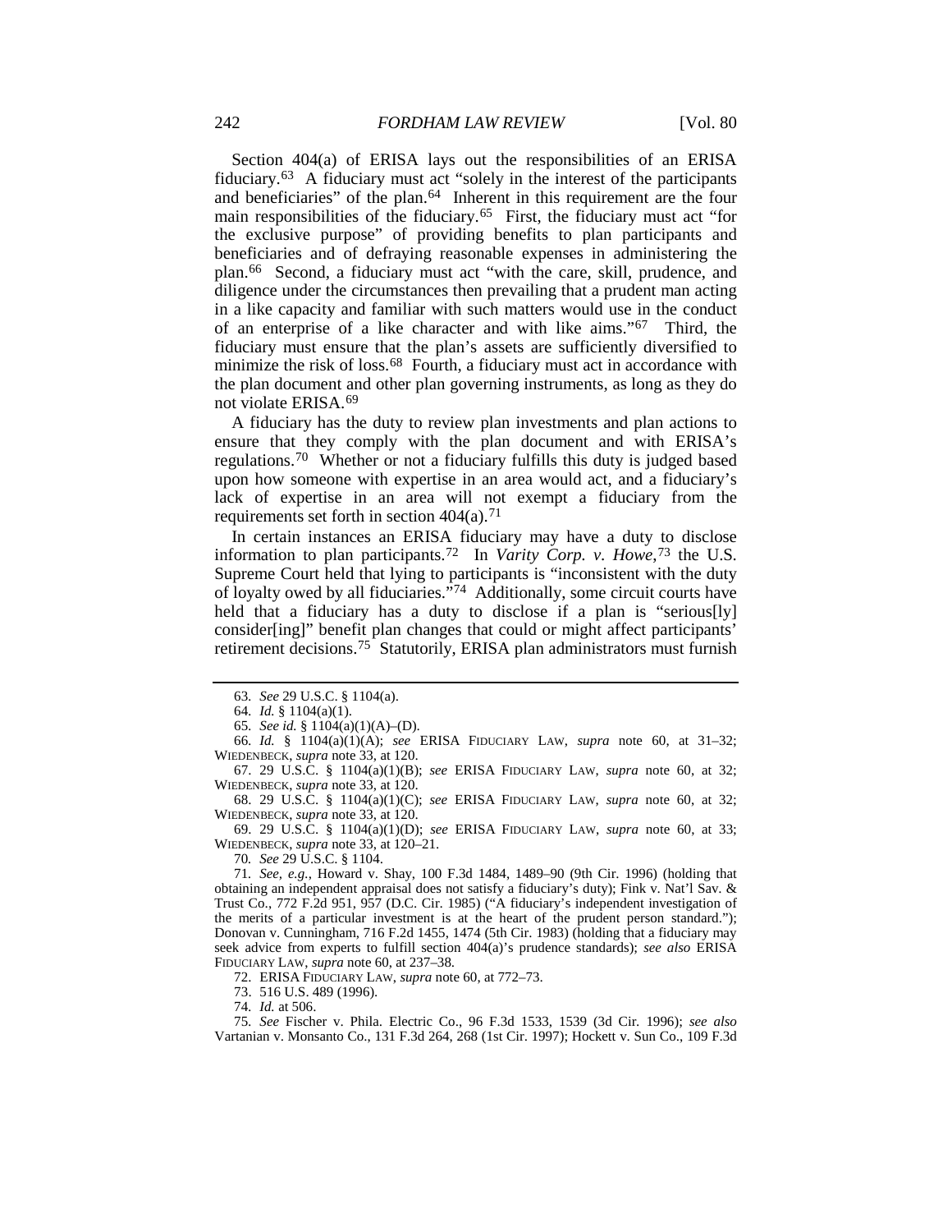Section 404(a) of ERISA lays out the responsibilities of an ERISA fiduciary.[63] A fiduciary must act "solely in the interest of the participants and beneficiaries" of the plan.[64] Inherent in this requirement are the four main responsibilities of the fiduciary.[65] First, the fiduciary must act "for the exclusive purpose" of providing benefits to plan participants and beneficiaries and of defraying reasonable expenses in administering the plan.[66] Second, a fiduciary must act "with the care, skill, prudence, and diligence under the circumstances then prevailing that a prudent man acting in a like capacity and familiar with such matters would use in the conduct of an enterprise of a like character and with like aims."[67] Third, the fiduciary must ensure that the plan's assets are sufficiently diversified to minimize the risk of loss.[68] Fourth, a fiduciary must act in accordance with the plan document and other plan governing instruments, as long as they do not violate ERISA.[69]

A fiduciary has the duty to review plan investments and plan actions to ensure that they comply with the plan document and with ERISA's regulations.[70] Whether or not a fiduciary fulfills this duty is judged based upon how someone with expertise in an area would act, and a fiduciary's lack of expertise in an area will not exempt a fiduciary from the requirements set forth in section 404(a).[71]

In certain instances an ERISA fiduciary may have a duty to disclose information to plan participants.[72] In *Varity Corp. v. Howe*,[73] the U.S. Supreme Court held that lying to participants is "inconsistent with the duty of loyalty owed by all fiduciaries."[74] Additionally, some circuit courts have held that a fiduciary has a duty to disclose if a plan is "serious[ly] consider[ing]" benefit plan changes that could or might affect participants' retirement decisions.[75] Statutorily, ERISA plan administrators must furnish

---

63. *See* 29 U.S.C. § 1104(a).

64. *Id.* § 1104(a)(1).

65. *See id.* § 1104(a)(1)(A)–(D).

66. *Id.* § 1104(a)(1)(A); *see* ERISA FIDUCIARY LAW, *supra* note 60, at 31–32; WIEDENBECK, *supra* note 33, at 120.

67. 29 U.S.C. § 1104(a)(1)(B); *see* ERISA FIDUCIARY LAW, *supra* note 60, at 32; WIEDENBECK, *supra* note 33, at 120.

68. 29 U.S.C. § 1104(a)(1)(C); *see* ERISA FIDUCIARY LAW, *supra* note 60, at 32; WIEDENBECK, *supra* note 33, at 120.

69. 29 U.S.C. § 1104(a)(1)(D); *see* ERISA FIDUCIARY LAW, *supra* note 60, at 33; WIEDENBECK, *supra* note 33, at 120–21.

70. *See* 29 U.S.C. § 1104.

71. *See, e.g.*, Howard v. Shay, 100 F.3d 1484, 1489–90 (9th Cir. 1996) (holding that obtaining an independent appraisal does not satisfy a fiduciary's duty); Fink v. Nat'l Sav. & Trust Co., 772 F.2d 951, 957 (D.C. Cir. 1985) ("A fiduciary's independent investigation of the merits of a particular investment is at the heart of the prudent person standard."); Donovan v. Cunningham, 716 F.2d 1455, 1474 (5th Cir. 1983) (holding that a fiduciary may seek advice from experts to fulfill section 404(a)'s prudence standards); *see also* ERISA FIDUCIARY LAW, *supra* note 60, at 237–38.

72. ERISA FIDUCIARY LAW, *supra* note 60, at 772–73.

73. 516 U.S. 489 (1996).

74. *Id.* at 506.

75. *See* Fischer v. Phila. Electric Co., 96 F.3d 1533, 1539 (3d Cir. 1996); *see also* Vartanian v. Monsanto Co., 131 F.3d 264, 268 (1st Cir. 1997); Hockett v. Sun Co., 109 F.3d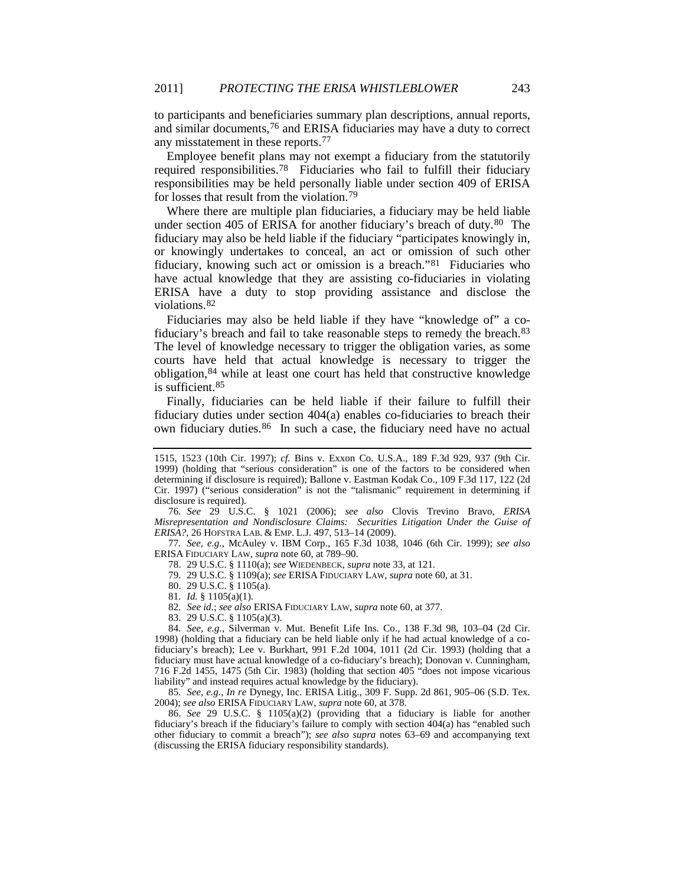to participants and beneficiaries summary plan descriptions, annual reports, and similar documents,[76] and ERISA fiduciaries may have a duty to correct any misstatement in these reports.[77]

Employee benefit plans may not exempt a fiduciary from the statutorily required responsibilities.[78] Fiduciaries who fail to fulfill their fiduciary responsibilities may be held personally liable under section 409 of ERISA for losses that result from the violation.[79]

Where there are multiple plan fiduciaries, a fiduciary may be held liable under section 405 of ERISA for another fiduciary's breach of duty.[80] The fiduciary may also be held liable if the fiduciary "participates knowingly in, or knowingly undertakes to conceal, an act or omission of such other fiduciary, knowing such act or omission is a breach."[81] Fiduciaries who have actual knowledge that they are assisting co-fiduciaries in violating ERISA have a duty to stop providing assistance and disclose the violations.[82]

Fiduciaries may also be held liable if they have "knowledge of" a co-fiduciary's breach and fail to take reasonable steps to remedy the breach.[83] The level of knowledge necessary to trigger the obligation varies, as some courts have held that actual knowledge is necessary to trigger the obligation,[84] while at least one court has held that constructive knowledge is sufficient.[85]

Finally, fiduciaries can be held liable if their failure to fulfill their fiduciary duties under section 404(a) enables co-fiduciaries to breach their own fiduciary duties.[86] In such a case, the fiduciary need have no actual

---

1515, 1523 (10th Cir. 1997); *cf.* Bins v. Exxon Co. U.S.A., 189 F.3d 929, 937 (9th Cir. 1999) (holding that "serious consideration" is one of the factors to be considered when determining if disclosure is required); Ballone v. Eastman Kodak Co., 109 F.3d 117, 122 (2d Cir. 1997) ("serious consideration" is not the "talismanic" requirement in determining if disclosure is required).

76. *See* 29 U.S.C. § 1021 (2006); *see also* Clovis Trevino Bravo, *ERISA Misrepresentation and Nondisclosure Claims: Securities Litigation Under the Guise of ERISA?*, 26 HOFSTRA LAB. & EMP. L.J. 497, 513–14 (2009).

77. *See, e.g.*, McAuley v. IBM Corp., 165 F.3d 1038, 1046 (6th Cir. 1999); *see also* ERISA FIDUCIARY LAW, *supra* note 60, at 789–90.

78. 29 U.S.C. § 1110(a); *see* WIEDENBECK, *supra* note 33, at 121.

79. 29 U.S.C. § 1109(a); *see* ERISA FIDUCIARY LAW, *supra* note 60, at 31.

80. 29 U.S.C. § 1105(a).

81. *Id.* § 1105(a)(1).

82. *See id.*; *see also* ERISA FIDUCIARY LAW, *supra* note 60, at 377.

83. 29 U.S.C. § 1105(a)(3).

84. *See, e.g.*, Silverman v. Mut. Benefit Life Ins. Co., 138 F.3d 98, 103–04 (2d Cir. 1998) (holding that a fiduciary can be held liable only if he had actual knowledge of a co-fiduciary's breach); Lee v. Burkhart, 991 F.2d 1004, 1011 (2d Cir. 1993) (holding that a fiduciary must have actual knowledge of a co-fiduciary's breach); Donovan v. Cunningham, 716 F.2d 1455, 1475 (5th Cir. 1983) (holding that section 405 "does not impose vicarious liability" and instead requires actual knowledge by the fiduciary).

85. *See, e.g.*, *In re* Dynegy, Inc. ERISA Litig., 309 F. Supp. 2d 861, 905–06 (S.D. Tex. 2004); *see also* ERISA FIDUCIARY LAW, *supra* note 60, at 378.

86. *See* 29 U.S.C. § 1105(a)(2) (providing that a fiduciary is liable for another fiduciary's breach if the fiduciary's failure to comply with section 404(a) has "enabled such other fiduciary to commit a breach"); *see also supra* notes 63–69 and accompanying text (discussing the ERISA fiduciary responsibility standards).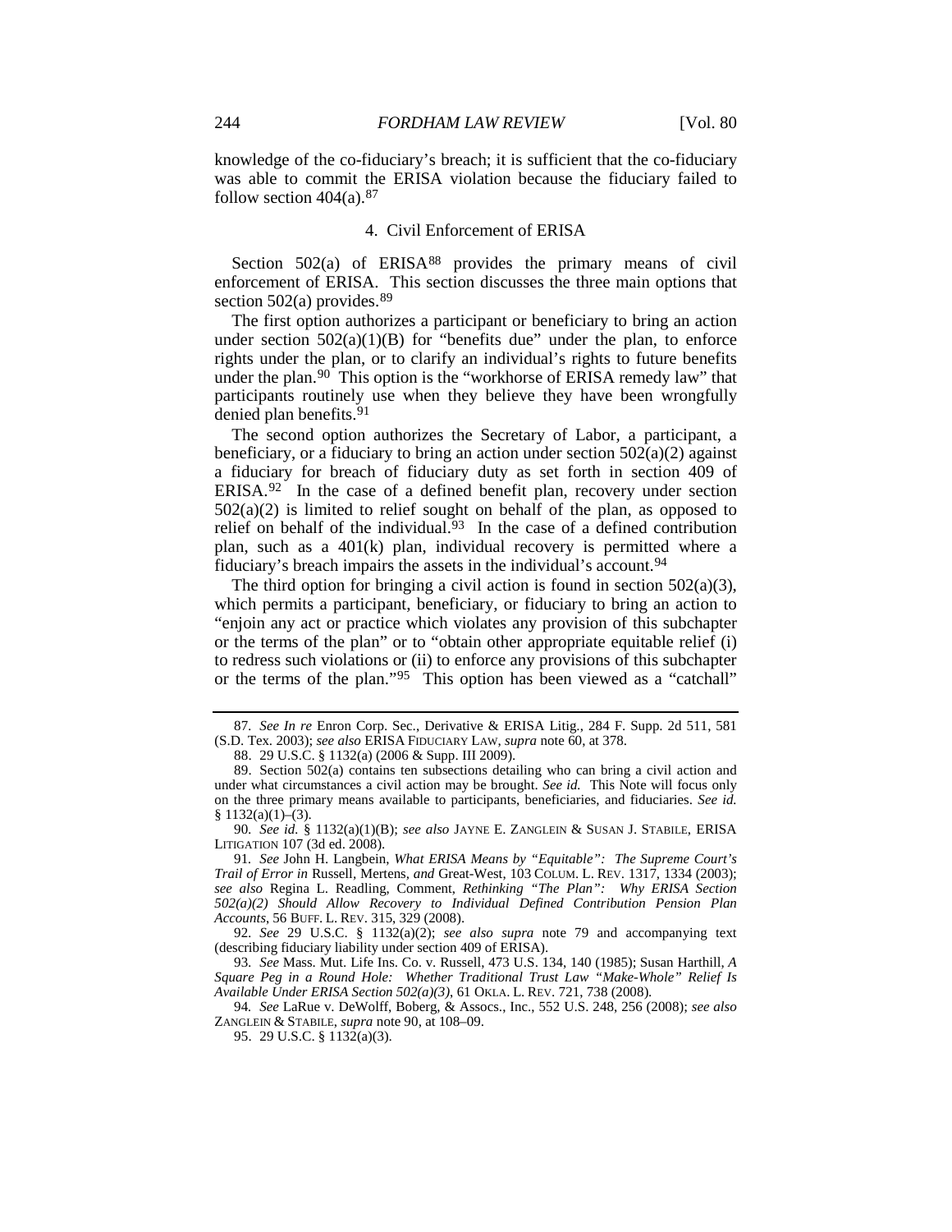knowledge of the co-fiduciary's breach; it is sufficient that the co-fiduciary was able to commit the ERISA violation because the fiduciary failed to follow section 404(a).[87]

#### 4. Civil Enforcement of ERISA

Section 502(a) of ERISA[88] provides the primary means of civil enforcement of ERISA. This section discusses the three main options that section 502(a) provides.[89]

The first option authorizes a participant or beneficiary to bring an action under section 502(a)(1)(B) for "benefits due" under the plan, to enforce rights under the plan, or to clarify an individual's rights to future benefits under the plan.[90] This option is the "workhorse of ERISA remedy law" that participants routinely use when they believe they have been wrongfully denied plan benefits.[91]

The second option authorizes the Secretary of Labor, a participant, a beneficiary, or a fiduciary to bring an action under section 502(a)(2) against a fiduciary for breach of fiduciary duty as set forth in section 409 of ERISA.[92] In the case of a defined benefit plan, recovery under section 502(a)(2) is limited to relief sought on behalf of the plan, as opposed to relief on behalf of the individual.[93] In the case of a defined contribution plan, such as a 401(k) plan, individual recovery is permitted where a fiduciary's breach impairs the assets in the individual's account.[94]

The third option for bringing a civil action is found in section 502(a)(3), which permits a participant, beneficiary, or fiduciary to bring an action to "enjoin any act or practice which violates any provision of this subchapter or the terms of the plan" or to "obtain other appropriate equitable relief (i) to redress such violations or (ii) to enforce any provisions of this subchapter or the terms of the plan."[95] This option has been viewed as a "catchall"

---

87. *See In re* Enron Corp. Sec., Derivative & ERISA Litig., 284 F. Supp. 2d 511, 581 (S.D. Tex. 2003); *see also* ERISA FIDUCIARY LAW, *supra* note 60, at 378.

88. 29 U.S.C. § 1132(a) (2006 & Supp. III 2009).

89. Section 502(a) contains ten subsections detailing who can bring a civil action and under what circumstances a civil action may be brought. *See id.* This Note will focus only on the three primary means available to participants, beneficiaries, and fiduciaries. *See id.* § 1132(a)(1)–(3).

90. *See id.* § 1132(a)(1)(B); *see also* JAYNE E. ZANGLEIN & SUSAN J. STABILE, ERISA LITIGATION 107 (3d ed. 2008).

91. *See* John H. Langbein, *What ERISA Means by "Equitable": The Supreme Court's Trail of Error in* Russell, Mertens, *and* Great-West, 103 COLUM. L. REV. 1317, 1334 (2003); *see also* Regina L. Readling, Comment, *Rethinking "The Plan": Why ERISA Section 502(a)(2) Should Allow Recovery to Individual Defined Contribution Pension Plan Accounts*, 56 BUFF. L. REV. 315, 329 (2008).

92. *See* 29 U.S.C. § 1132(a)(2); *see also supra* note 79 and accompanying text (describing fiduciary liability under section 409 of ERISA).

93. *See* Mass. Mut. Life Ins. Co. v. Russell, 473 U.S. 134, 140 (1985); Susan Harthill, *A Square Peg in a Round Hole: Whether Traditional Trust Law "Make-Whole" Relief Is Available Under ERISA Section 502(a)(3)*, 61 OKLA. L. REV. 721, 738 (2008).

94. *See* LaRue v. DeWolff, Boberg, & Assocs., Inc., 552 U.S. 248, 256 (2008); *see also* ZANGLEIN & STABILE, *supra* note 90, at 108–09.

95. 29 U.S.C. § 1132(a)(3).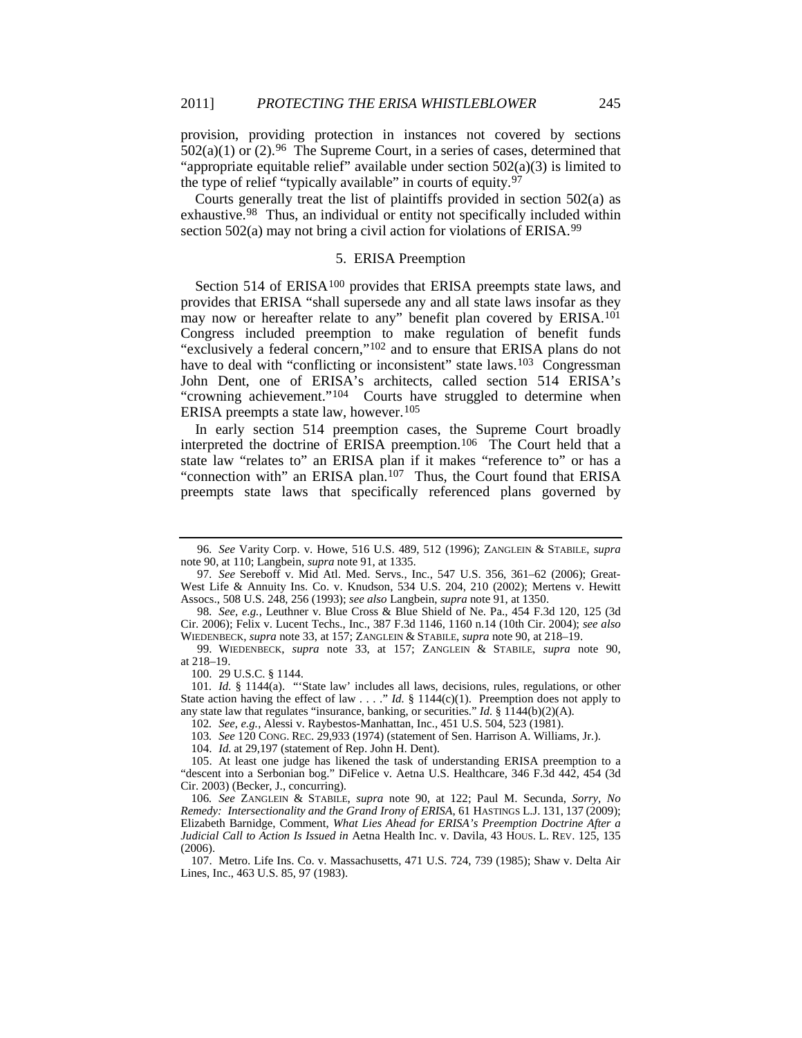provision, providing protection in instances not covered by sections 502(a)(1) or (2).[96] The Supreme Court, in a series of cases, determined that "appropriate equitable relief" available under section 502(a)(3) is limited to the type of relief "typically available" in courts of equity.[97]

Courts generally treat the list of plaintiffs provided in section 502(a) as exhaustive.[98] Thus, an individual or entity not specifically included within section 502(a) may not bring a civil action for violations of ERISA.[99]

### 5. ERISA Preemption

Section 514 of ERISA[100] provides that ERISA preempts state laws, and provides that ERISA "shall supersede any and all state laws insofar as they may now or hereafter relate to any" benefit plan covered by ERISA.[101] Congress included preemption to make regulation of benefit funds "exclusively a federal concern,"[102] and to ensure that ERISA plans do not have to deal with "conflicting or inconsistent" state laws.[103] Congressman John Dent, one of ERISA's architects, called section 514 ERISA's "crowning achievement."[104] Courts have struggled to determine when ERISA preempts a state law, however.[105]

In early section 514 preemption cases, the Supreme Court broadly interpreted the doctrine of ERISA preemption.[106] The Court held that a state law "relates to" an ERISA plan if it makes "reference to" or has a "connection with" an ERISA plan.[107] Thus, the Court found that ERISA preempts state laws that specifically referenced plans governed by

---

96. *See* Varity Corp. v. Howe, 516 U.S. 489, 512 (1996); ZANGLEIN & STABILE, *supra* note 90, at 110; Langbein, *supra* note 91, at 1335.

97. *See* Sereboff v. Mid Atl. Med. Servs., Inc., 547 U.S. 356, 361–62 (2006); Great-West Life & Annuity Ins. Co. v. Knudson, 534 U.S. 204, 210 (2002); Mertens v. Hewitt Assocs., 508 U.S. 248, 256 (1993); *see also* Langbein, *supra* note 91, at 1350.

98. *See, e.g.*, Leuthner v. Blue Cross & Blue Shield of Ne. Pa., 454 F.3d 120, 125 (3d Cir. 2006); Felix v. Lucent Techs., Inc., 387 F.3d 1146, 1160 n.14 (10th Cir. 2004); *see also* WIEDENBECK, *supra* note 33, at 157; ZANGLEIN & STABILE, *supra* note 90, at 218–19.

99. WIEDENBECK, *supra* note 33, at 157; ZANGLEIN & STABILE, *supra* note 90, at 218–19.

100. 29 U.S.C. § 1144.

101. *Id.* § 1144(a). "'State law' includes all laws, decisions, rules, regulations, or other State action having the effect of law . . . ." *Id.* § 1144(c)(1). Preemption does not apply to any state law that regulates "insurance, banking, or securities." *Id.* § 1144(b)(2)(A).

102. *See, e.g.*, Alessi v. Raybestos-Manhattan, Inc., 451 U.S. 504, 523 (1981).

103. *See* 120 CONG. REC. 29,933 (1974) (statement of Sen. Harrison A. Williams, Jr.).

104. *Id.* at 29,197 (statement of Rep. John H. Dent).

105. At least one judge has likened the task of understanding ERISA preemption to a "descent into a Serbonian bog." DiFelice v. Aetna U.S. Healthcare, 346 F.3d 442, 454 (3d Cir. 2003) (Becker, J., concurring).

106. *See* ZANGLEIN & STABILE, *supra* note 90, at 122; Paul M. Secunda, *Sorry, No Remedy: Intersectionality and the Grand Irony of ERISA*, 61 HASTINGS L.J. 131, 137 (2009); Elizabeth Barnidge, Comment, *What Lies Ahead for ERISA's Preemption Doctrine After a Judicial Call to Action Is Issued in* Aetna Health Inc. v. Davila, 43 HOUS. L. REV. 125, 135 (2006).

107. Metro. Life Ins. Co. v. Massachusetts, 471 U.S. 724, 739 (1985); Shaw v. Delta Air Lines, Inc., 463 U.S. 85, 97 (1983).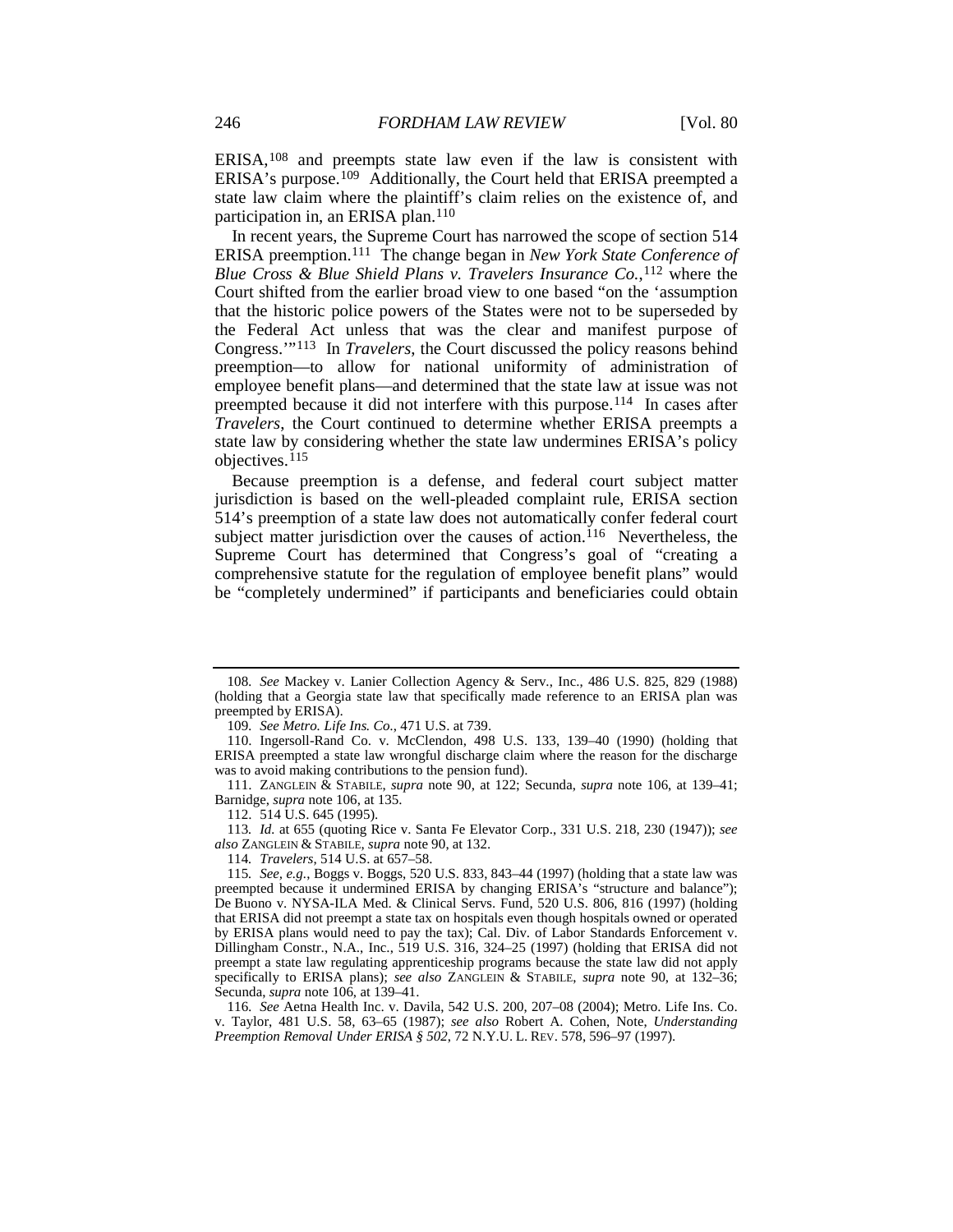ERISA,[108] and preempts state law even if the law is consistent with ERISA's purpose.[109] Additionally, the Court held that ERISA preempted a state law claim where the plaintiff's claim relies on the existence of, and participation in, an ERISA plan.[110]

In recent years, the Supreme Court has narrowed the scope of section 514 ERISA preemption.[111] The change began in *New York State Conference of Blue Cross & Blue Shield Plans v. Travelers Insurance Co.*,[112] where the Court shifted from the earlier broad view to one based "on the 'assumption that the historic police powers of the States were not to be superseded by the Federal Act unless that was the clear and manifest purpose of Congress.'"[113] In *Travelers*, the Court discussed the policy reasons behind preemption—to allow for national uniformity of administration of employee benefit plans—and determined that the state law at issue was not preempted because it did not interfere with this purpose.[114] In cases after *Travelers*, the Court continued to determine whether ERISA preempts a state law by considering whether the state law undermines ERISA's policy objectives.[115]

Because preemption is a defense, and federal court subject matter jurisdiction is based on the well-pleaded complaint rule, ERISA section 514's preemption of a state law does not automatically confer federal court subject matter jurisdiction over the causes of action.[116] Nevertheless, the Supreme Court has determined that Congress's goal of "creating a comprehensive statute for the regulation of employee benefit plans" would be "completely undermined" if participants and beneficiaries could obtain

---

108. *See* Mackey v. Lanier Collection Agency & Serv., Inc., 486 U.S. 825, 829 (1988) (holding that a Georgia state law that specifically made reference to an ERISA plan was preempted by ERISA).

109. *See Metro. Life Ins. Co.*, 471 U.S. at 739.

110. Ingersoll-Rand Co. v. McClendon, 498 U.S. 133, 139–40 (1990) (holding that ERISA preempted a state law wrongful discharge claim where the reason for the discharge was to avoid making contributions to the pension fund).

111. ZANGLEIN & STABILE, *supra* note 90, at 122; Secunda, *supra* note 106, at 139–41; Barnidge, *supra* note 106, at 135.

112. 514 U.S. 645 (1995).

113. *Id.* at 655 (quoting Rice v. Santa Fe Elevator Corp., 331 U.S. 218, 230 (1947)); *see also* ZANGLEIN & STABILE, *supra* note 90, at 132.

114. *Travelers*, 514 U.S. at 657–58.

115. *See, e.g.*, Boggs v. Boggs, 520 U.S. 833, 843–44 (1997) (holding that a state law was preempted because it undermined ERISA by changing ERISA's "structure and balance"); De Buono v. NYSA-ILA Med. & Clinical Servs. Fund, 520 U.S. 806, 816 (1997) (holding that ERISA did not preempt a state tax on hospitals even though hospitals owned or operated by ERISA plans would need to pay the tax); Cal. Div. of Labor Standards Enforcement v. Dillingham Constr., N.A., Inc., 519 U.S. 316, 324–25 (1997) (holding that ERISA did not preempt a state law regulating apprenticeship programs because the state law did not apply specifically to ERISA plans); *see also* ZANGLEIN & STABILE, *supra* note 90, at 132–36; Secunda, *supra* note 106, at 139–41.

116. *See* Aetna Health Inc. v. Davila, 542 U.S. 200, 207–08 (2004); Metro. Life Ins. Co. v. Taylor, 481 U.S. 58, 63–65 (1987); *see also* Robert A. Cohen, Note, *Understanding Preemption Removal Under ERISA § 502*, 72 N.Y.U. L. REV. 578, 596–97 (1997).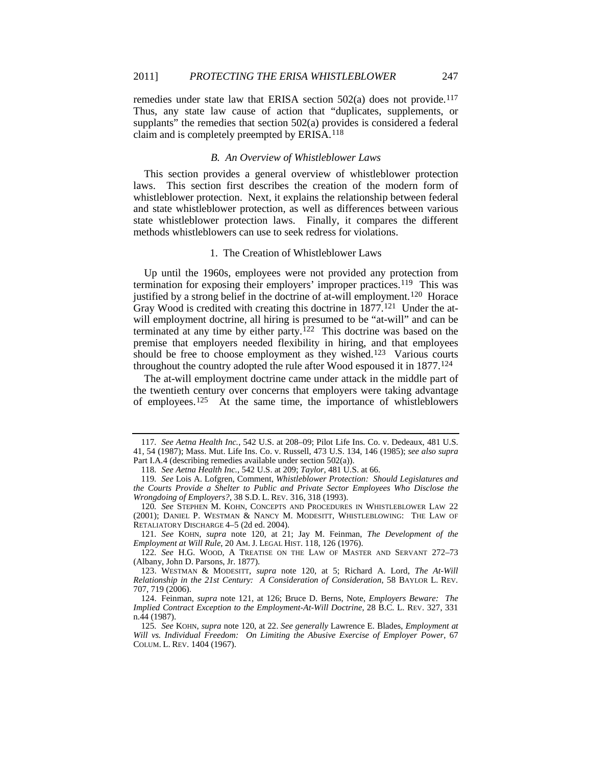remedies under state law that ERISA section 502(a) does not provide.[117] Thus, any state law cause of action that "duplicates, supplements, or supplants" the remedies that section 502(a) provides is considered a federal claim and is completely preempted by ERISA.[118]

### *B. An Overview of Whistleblower Laws*

This section provides a general overview of whistleblower protection laws. This section first describes the creation of the modern form of whistleblower protection. Next, it explains the relationship between federal and state whistleblower protection, as well as differences between various state whistleblower protection laws. Finally, it compares the different methods whistleblowers can use to seek redress for violations.

#### 1. The Creation of Whistleblower Laws

Up until the 1960s, employees were not provided any protection from termination for exposing their employers' improper practices.[119] This was justified by a strong belief in the doctrine of at-will employment.[120] Horace Gray Wood is credited with creating this doctrine in 1877.[121] Under the at-will employment doctrine, all hiring is presumed to be "at-will" and can be terminated at any time by either party.[122] This doctrine was based on the premise that employers needed flexibility in hiring, and that employees should be free to choose employment as they wished.[123] Various courts throughout the country adopted the rule after Wood espoused it in 1877.[124]

The at-will employment doctrine came under attack in the middle part of the twentieth century over concerns that employers were taking advantage of employees.[125] At the same time, the importance of whistleblowers

---

117. *See Aetna Health Inc.*, 542 U.S. at 208–09; Pilot Life Ins. Co. v. Dedeaux, 481 U.S. 41, 54 (1987); Mass. Mut. Life Ins. Co. v. Russell, 473 U.S. 134, 146 (1985); *see also supra* Part I.A.4 (describing remedies available under section 502(a)).

118. *See Aetna Health Inc.*, 542 U.S. at 209; *Taylor*, 481 U.S. at 66.

119. *See* Lois A. Lofgren, Comment, *Whistleblower Protection: Should Legislatures and the Courts Provide a Shelter to Public and Private Sector Employees Who Disclose the Wrongdoing of Employers?*, 38 S.D. L. REV. 316, 318 (1993).

120. *See* STEPHEN M. KOHN, CONCEPTS AND PROCEDURES IN WHISTLEBLOWER LAW 22 (2001); DANIEL P. WESTMAN & NANCY M. MODESITT, WHISTLEBLOWING: THE LAW OF RETALIATORY DISCHARGE 4–5 (2d ed. 2004).

121. *See* KOHN, *supra* note 120, at 21; Jay M. Feinman, *The Development of the Employment at Will Rule*, 20 AM. J. LEGAL HIST. 118, 126 (1976).

122. *See* H.G. WOOD, A TREATISE ON THE LAW OF MASTER AND SERVANT 272–73 (Albany, John D. Parsons, Jr. 1877).

123. WESTMAN & MODESITT, *supra* note 120, at 5; Richard A. Lord, *The At-Will Relationship in the 21st Century: A Consideration of Consideration*, 58 BAYLOR L. REV. 707, 719 (2006).

124. Feinman, *supra* note 121, at 126; Bruce D. Berns, Note, *Employers Beware: The Implied Contract Exception to the Employment-At-Will Doctrine*, 28 B.C. L. REV. 327, 331 n.44 (1987).

125. *See* KOHN, *supra* note 120, at 22. *See generally* Lawrence E. Blades, *Employment at Will vs. Individual Freedom: On Limiting the Abusive Exercise of Employer Power*, 67 COLUM. L. REV. 1404 (1967).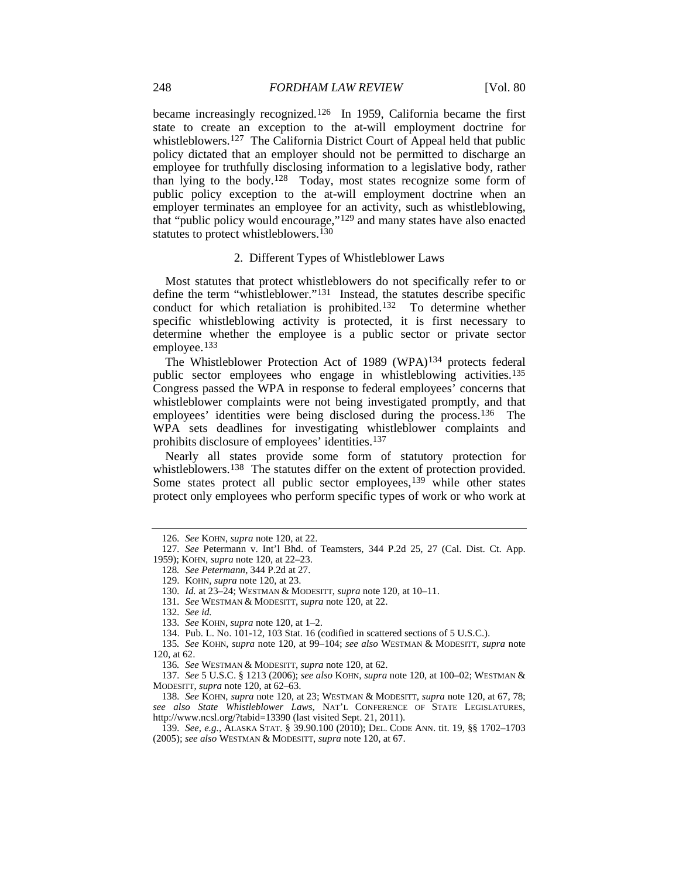became increasingly recognized.[126] In 1959, California became the first state to create an exception to the at-will employment doctrine for whistleblowers.[127] The California District Court of Appeal held that public policy dictated that an employer should not be permitted to discharge an employee for truthfully disclosing information to a legislative body, rather than lying to the body.[128] Today, most states recognize some form of public policy exception to the at-will employment doctrine when an employer terminates an employee for an activity, such as whistleblowing, that "public policy would encourage,"[129] and many states have also enacted statutes to protect whistleblowers.[130]

### 2. Different Types of Whistleblower Laws

Most statutes that protect whistleblowers do not specifically refer to or define the term "whistleblower."[131] Instead, the statutes describe specific conduct for which retaliation is prohibited.[132] To determine whether specific whistleblowing activity is protected, it is first necessary to determine whether the employee is a public sector or private sector employee.[133]

The Whistleblower Protection Act of 1989 (WPA)[134] protects federal public sector employees who engage in whistleblowing activities.[135] Congress passed the WPA in response to federal employees' concerns that whistleblower complaints were not being investigated promptly, and that employees' identities were being disclosed during the process.[136] The WPA sets deadlines for investigating whistleblower complaints and prohibits disclosure of employees' identities.[137]

Nearly all states provide some form of statutory protection for whistleblowers.[138] The statutes differ on the extent of protection provided. Some states protect all public sector employees,[139] while other states protect only employees who perform specific types of work or who work at

---

126. *See* KOHN, *supra* note 120, at 22.

127. *See* Petermann v. Int'l Bhd. of Teamsters, 344 P.2d 25, 27 (Cal. Dist. Ct. App. 1959); KOHN, *supra* note 120, at 22–23.

128. *See Petermann*, 344 P.2d at 27.

129. KOHN, *supra* note 120, at 23.

130. *Id.* at 23–24; WESTMAN & MODESITT, *supra* note 120, at 10–11.

131. *See* WESTMAN & MODESITT, *supra* note 120, at 22.

132. *See id.*

133. *See* KOHN, *supra* note 120, at 1–2.

134. Pub. L. No. 101-12, 103 Stat. 16 (codified in scattered sections of 5 U.S.C.).

135. *See* KOHN, *supra* note 120, at 99–104; *see also* WESTMAN & MODESITT, *supra* note 120, at 62.

136. *See* WESTMAN & MODESITT, *supra* note 120, at 62.

137. *See* 5 U.S.C. § 1213 (2006); *see also* KOHN, *supra* note 120, at 100–02; WESTMAN & MODESITT, *supra* note 120, at 62–63.

138. *See* KOHN, *supra* note 120, at 23; WESTMAN & MODESITT, *supra* note 120, at 67, 78; *see also State Whistleblower Laws*, NAT'L CONFERENCE OF STATE LEGISLATURES, http://www.ncsl.org/?tabid=13390 (last visited Sept. 21, 2011).

139. *See, e.g.*, ALASKA STAT. § 39.90.100 (2010); DEL. CODE ANN. tit. 19, §§ 1702–1703 (2005); *see also* WESTMAN & MODESITT, *supra* note 120, at 67.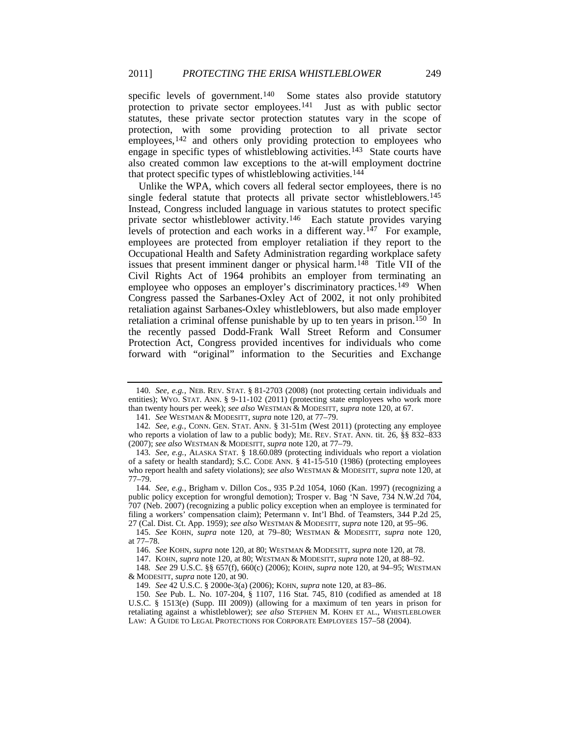specific levels of government.[140] Some states also provide statutory protection to private sector employees.[141] Just as with public sector statutes, these private sector protection statutes vary in the scope of protection, with some providing protection to all private sector employees,[142] and others only providing protection to employees who engage in specific types of whistleblowing activities.[143] State courts have also created common law exceptions to the at-will employment doctrine that protect specific types of whistleblowing activities.[144]

Unlike the WPA, which covers all federal sector employees, there is no single federal statute that protects all private sector whistleblowers.[145] Instead, Congress included language in various statutes to protect specific private sector whistleblower activity.[146] Each statute provides varying levels of protection and each works in a different way.[147] For example, employees are protected from employer retaliation if they report to the Occupational Health and Safety Administration regarding workplace safety issues that present imminent danger or physical harm.[148] Title VII of the Civil Rights Act of 1964 prohibits an employer from terminating an employee who opposes an employer's discriminatory practices.[149] When Congress passed the Sarbanes-Oxley Act of 2002, it not only prohibited retaliation against Sarbanes-Oxley whistleblowers, but also made employer retaliation a criminal offense punishable by up to ten years in prison.[150] In the recently passed Dodd-Frank Wall Street Reform and Consumer Protection Act, Congress provided incentives for individuals who come forward with "original" information to the Securities and Exchange

---

140. *See, e.g.*, NEB. REV. STAT. § 81-2703 (2008) (not protecting certain individuals and entities); WYO. STAT. ANN. § 9-11-102 (2011) (protecting state employees who work more than twenty hours per week); *see also* WESTMAN & MODESITT, *supra* note 120, at 67.

141. *See* WESTMAN & MODESITT, *supra* note 120, at 77–79.

142. *See, e.g.*, CONN. GEN. STAT. ANN. § 31-51m (West 2011) (protecting any employee who reports a violation of law to a public body); ME. REV. STAT. ANN. tit. 26, §§ 832–833 (2007); *see also* WESTMAN & MODESITT, *supra* note 120, at 77–79.

143. *See, e.g.*, ALASKA STAT. § 18.60.089 (protecting individuals who report a violation of a safety or health standard); S.C. CODE ANN. § 41-15-510 (1986) (protecting employees who report health and safety violations); *see also* WESTMAN & MODESITT, *supra* note 120, at 77–79.

144. *See, e.g.*, Brigham v. Dillon Cos., 935 P.2d 1054, 1060 (Kan. 1997) (recognizing a public policy exception for wrongful demotion); Trosper v. Bag 'N Save, 734 N.W.2d 704, 707 (Neb. 2007) (recognizing a public policy exception when an employee is terminated for filing a workers' compensation claim); Petermann v. Int'l Bhd. of Teamsters, 344 P.2d 25, 27 (Cal. Dist. Ct. App. 1959); *see also* WESTMAN & MODESITT, *supra* note 120, at 95–96.

145. *See* KOHN, *supra* note 120, at 79–80; WESTMAN & MODESITT, *supra* note 120, at 77–78.

146. *See* KOHN, *supra* note 120, at 80; WESTMAN & MODESITT, *supra* note 120, at 78.

147. KOHN, *supra* note 120, at 80; WESTMAN & MODESITT, *supra* note 120, at 88–92.

148. *See* 29 U.S.C. §§ 657(f), 660(c) (2006); KOHN, *supra* note 120, at 94–95; WESTMAN & MODESITT, *supra* note 120, at 90.

149. *See* 42 U.S.C. § 2000e-3(a) (2006); KOHN, *supra* note 120, at 83–86.

150. *See* Pub. L. No. 107-204, § 1107, 116 Stat. 745, 810 (codified as amended at 18 U.S.C. § 1513(e) (Supp. III 2009)) (allowing for a maximum of ten years in prison for retaliating against a whistleblower); *see also* STEPHEN M. KOHN ET AL., WHISTLEBLOWER LAW: A GUIDE TO LEGAL PROTECTIONS FOR CORPORATE EMPLOYEES 157–58 (2004).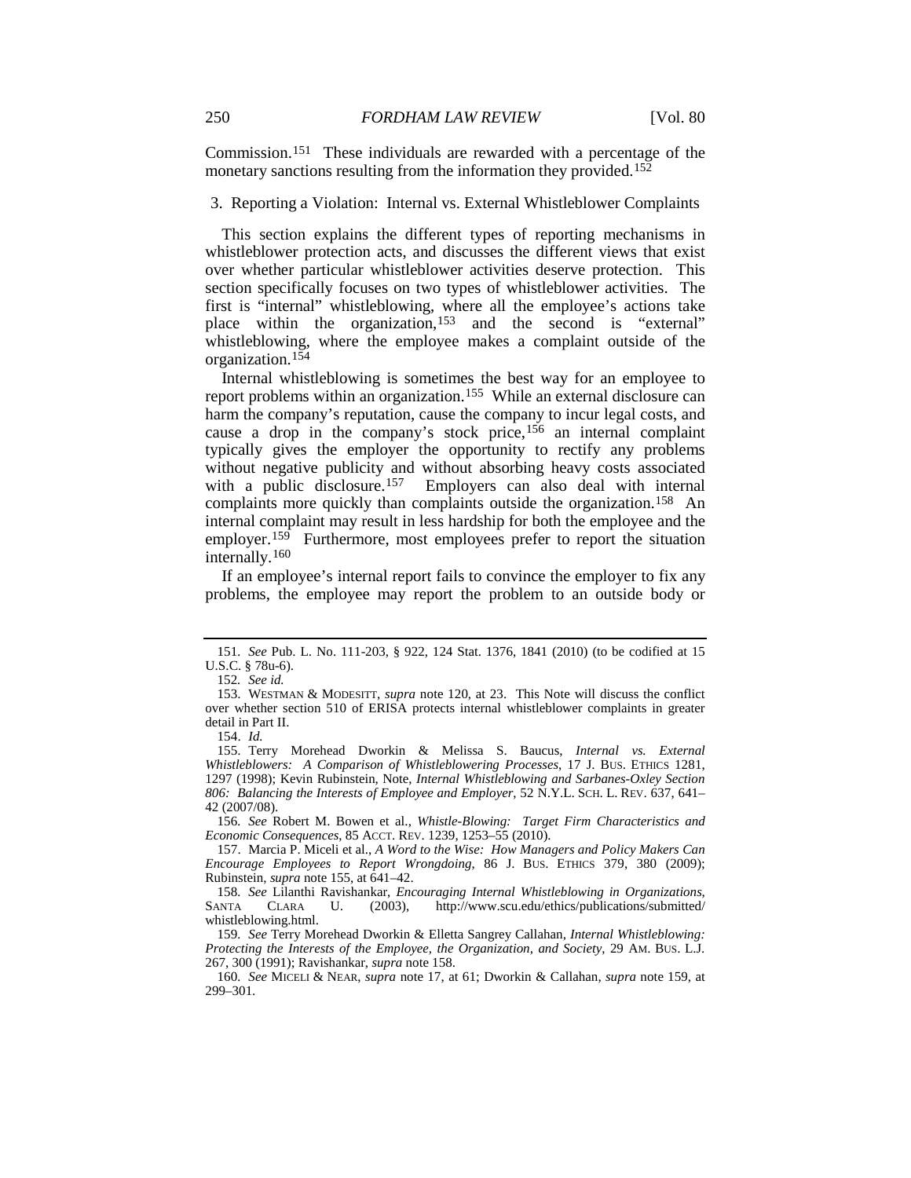Commission.[151] These individuals are rewarded with a percentage of the monetary sanctions resulting from the information they provided.[152]

### 3. Reporting a Violation: Internal vs. External Whistleblower Complaints

This section explains the different types of reporting mechanisms in whistleblower protection acts, and discusses the different views that exist over whether particular whistleblower activities deserve protection. This section specifically focuses on two types of whistleblower activities. The first is "internal" whistleblowing, where all the employee's actions take place within the organization,[153] and the second is "external" whistleblowing, where the employee makes a complaint outside of the organization.[154]

Internal whistleblowing is sometimes the best way for an employee to report problems within an organization.[155] While an external disclosure can harm the company's reputation, cause the company to incur legal costs, and cause a drop in the company's stock price,[156] an internal complaint typically gives the employer the opportunity to rectify any problems without negative publicity and without absorbing heavy costs associated with a public disclosure.[157] Employers can also deal with internal complaints more quickly than complaints outside the organization.[158] An internal complaint may result in less hardship for both the employee and the employer.[159] Furthermore, most employees prefer to report the situation internally.[160]

If an employee's internal report fails to convince the employer to fix any problems, the employee may report the problem to an outside body or

---

151. *See* Pub. L. No. 111-203, § 922, 124 Stat. 1376, 1841 (2010) (to be codified at 15 U.S.C. § 78u-6).

152. *See id.*

153. WESTMAN & MODESITT, *supra* note 120, at 23. This Note will discuss the conflict over whether section 510 of ERISA protects internal whistleblower complaints in greater detail in Part II.

154. *Id.*

155. Terry Morehead Dworkin & Melissa S. Baucus, *Internal vs. External Whistleblowers: A Comparison of Whistleblowering Processes*, 17 J. BUS. ETHICS 1281, 1297 (1998); Kevin Rubinstein, Note, *Internal Whistleblowing and Sarbanes-Oxley Section 806: Balancing the Interests of Employee and Employer*, 52 N.Y.L. SCH. L. REV. 637, 641–42 (2007/08).

156. *See* Robert M. Bowen et al., *Whistle-Blowing: Target Firm Characteristics and Economic Consequences*, 85 ACCT. REV. 1239, 1253–55 (2010).

157. Marcia P. Miceli et al., *A Word to the Wise: How Managers and Policy Makers Can Encourage Employees to Report Wrongdoing*, 86 J. BUS. ETHICS 379, 380 (2009); Rubinstein, *supra* note 155, at 641–42.

158. *See* Lilanthi Ravishankar, *Encouraging Internal Whistleblowing in Organizations*, SANTA CLARA U. (2003), http://www.scu.edu/ethics/publications/submitted/whistleblowing.html.

159. *See* Terry Morehead Dworkin & Elletta Sangrey Callahan, *Internal Whistleblowing: Protecting the Interests of the Employee, the Organization, and Society*, 29 AM. BUS. L.J. 267, 300 (1991); Ravishankar, *supra* note 158.

160. *See* MICELI & NEAR, *supra* note 17, at 61; Dworkin & Callahan, *supra* note 159, at 299–301.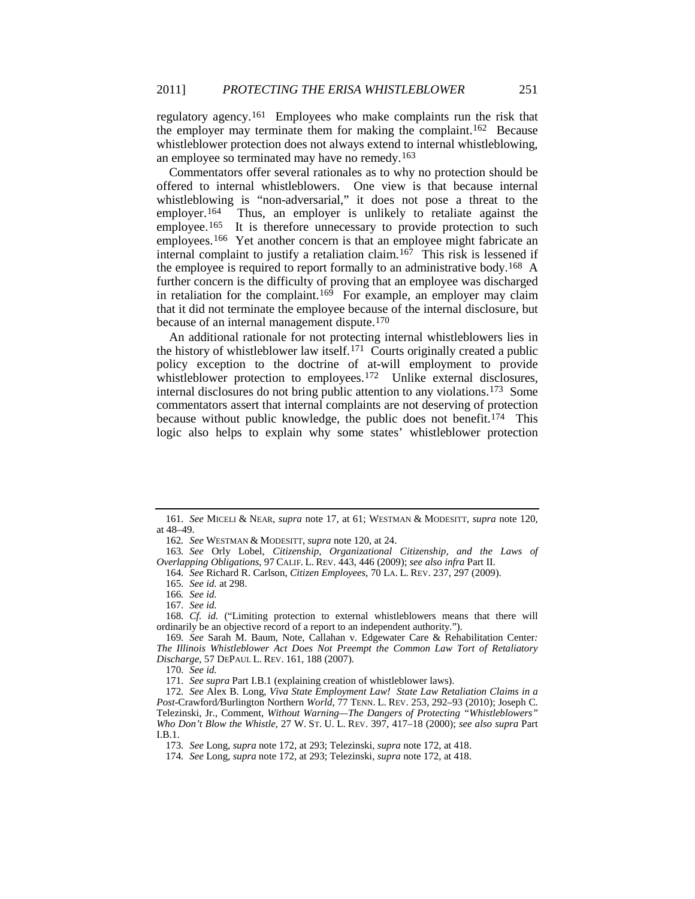regulatory agency.[161] Employees who make complaints run the risk that the employer may terminate them for making the complaint.[162] Because whistleblower protection does not always extend to internal whistleblowing, an employee so terminated may have no remedy.[163]

Commentators offer several rationales as to why no protection should be offered to internal whistleblowers. One view is that because internal whistleblowing is "non-adversarial," it does not pose a threat to the employer.[164] Thus, an employer is unlikely to retaliate against the employee.[165] It is therefore unnecessary to provide protection to such employees.[166] Yet another concern is that an employee might fabricate an internal complaint to justify a retaliation claim.[167] This risk is lessened if the employee is required to report formally to an administrative body.[168] A further concern is the difficulty of proving that an employee was discharged in retaliation for the complaint.[169] For example, an employer may claim that it did not terminate the employee because of the internal disclosure, but because of an internal management dispute.[170]

An additional rationale for not protecting internal whistleblowers lies in the history of whistleblower law itself.[171] Courts originally created a public policy exception to the doctrine of at-will employment to provide whistleblower protection to employees.[172] Unlike external disclosures, internal disclosures do not bring public attention to any violations.[173] Some commentators assert that internal complaints are not deserving of protection because without public knowledge, the public does not benefit.[174] This logic also helps to explain why some states' whistleblower protection

---

161. *See* MICELI & NEAR, *supra* note 17, at 61; WESTMAN & MODESITT, *supra* note 120, at 48–49.

162. *See* WESTMAN & MODESITT, *supra* note 120, at 24.

163. *See* Orly Lobel, *Citizenship, Organizational Citizenship, and the Laws of Overlapping Obligations*, 97 CALIF. L. REV. 443, 446 (2009); *see also infra* Part II.

164. *See* Richard R. Carlson, *Citizen Employees*, 70 LA. L. REV. 237, 297 (2009).

165. *See id.* at 298.

166. *See id.*

167. *See id.*

168. *Cf. id.* ("Limiting protection to external whistleblowers means that there will ordinarily be an objective record of a report to an independent authority.").

169. *See* Sarah M. Baum, Note, Callahan v. Edgewater Care & Rehabilitation Center*: The Illinois Whistleblower Act Does Not Preempt the Common Law Tort of Retaliatory Discharge*, 57 DEPAUL L. REV. 161, 188 (2007).

170. *See id.*

171. *See supra* Part I.B.1 (explaining creation of whistleblower laws).

172. *See* Alex B. Long, *Viva State Employment Law! State Law Retaliation Claims in a Post-*Crawford*/*Burlington Northern *World*, 77 TENN. L. REV. 253, 292–93 (2010); Joseph C. Telezinski, Jr., Comment, *Without Warning—The Dangers of Protecting "Whistleblowers" Who Don't Blow the Whistle*, 27 W. ST. U. L. REV. 397, 417–18 (2000); *see also supra* Part I.B.1.

173. *See* Long, *supra* note 172, at 293; Telezinski, *supra* note 172, at 418.

174. *See* Long, *supra* note 172, at 293; Telezinski, *supra* note 172, at 418.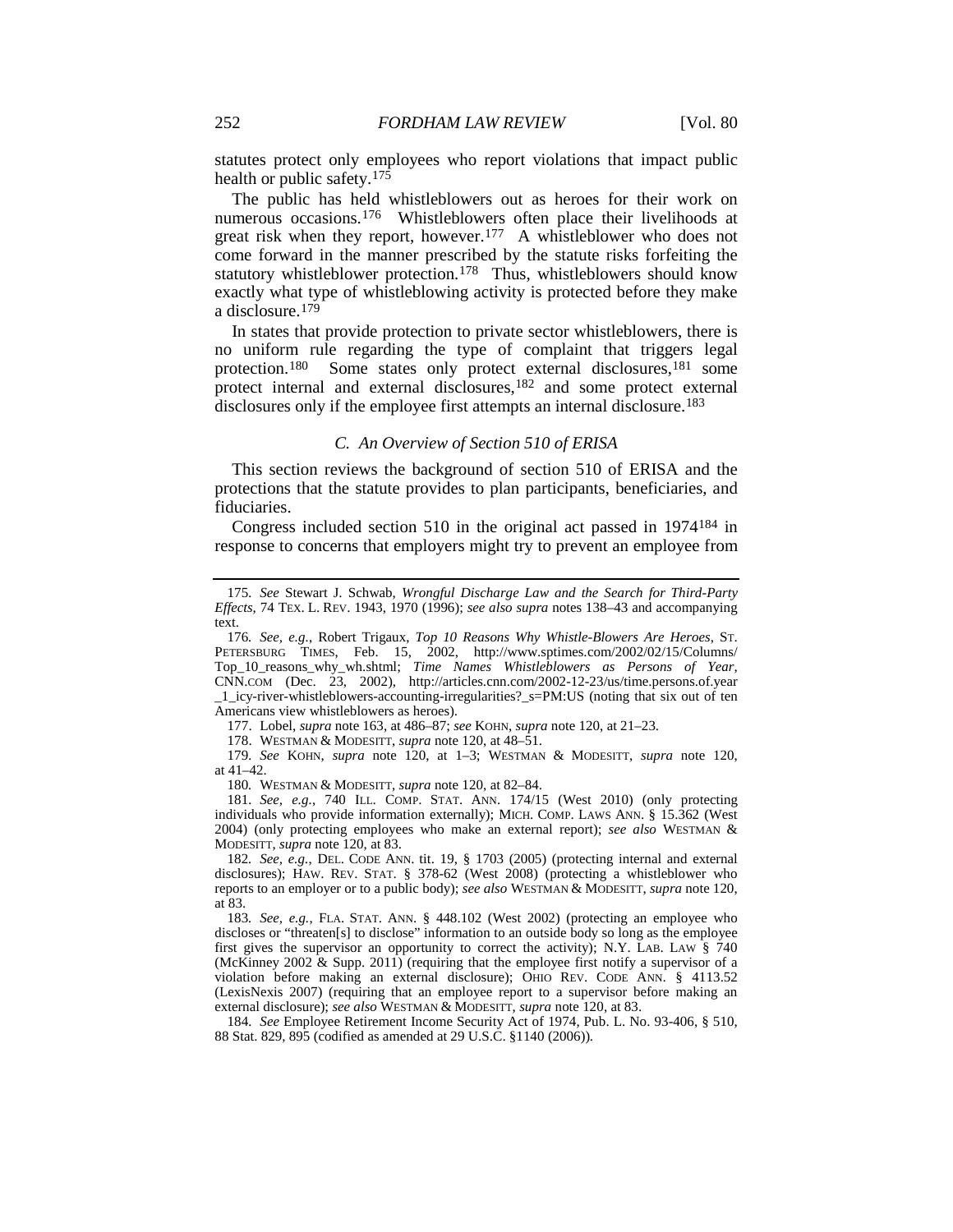statutes protect only employees who report violations that impact public health or public safety.[175]

The public has held whistleblowers out as heroes for their work on numerous occasions.[176] Whistleblowers often place their livelihoods at great risk when they report, however.[177] A whistleblower who does not come forward in the manner prescribed by the statute risks forfeiting the statutory whistleblower protection.[178] Thus, whistleblowers should know exactly what type of whistleblowing activity is protected before they make a disclosure.[179]

In states that provide protection to private sector whistleblowers, there is no uniform rule regarding the type of complaint that triggers legal protection.[180] Some states only protect external disclosures,[181] some protect internal and external disclosures,[182] and some protect external disclosures only if the employee first attempts an internal disclosure.[183]

### *C. An Overview of Section 510 of ERISA*

This section reviews the background of section 510 of ERISA and the protections that the statute provides to plan participants, beneficiaries, and fiduciaries.

Congress included section 510 in the original act passed in 1974[184] in response to concerns that employers might try to prevent an employee from

---

175. *See* Stewart J. Schwab, *Wrongful Discharge Law and the Search for Third-Party Effects*, 74 TEX. L. REV. 1943, 1970 (1996); *see also supra* notes 138–43 and accompanying text.

176. *See, e.g.*, Robert Trigaux, *Top 10 Reasons Why Whistle-Blowers Are Heroes*, ST. PETERSBURG TIMES, Feb. 15, 2002, http://www.sptimes.com/2002/02/15/Columns/Top_10_reasons_why_wh.shtml; *Time Names Whistleblowers as Persons of Year*, CNN.COM (Dec. 23, 2002), http://articles.cnn.com/2002-12-23/us/time.persons.of.year_1_icy-river-whistleblowers-accounting-irregularities?_s=PM:US (noting that six out of ten Americans view whistleblowers as heroes).

177. Lobel, *supra* note 163, at 486–87; *see* KOHN, *supra* note 120, at 21–23.

178. WESTMAN & MODESITT, *supra* note 120, at 48–51.

179. *See* KOHN, *supra* note 120, at 1–3; WESTMAN & MODESITT, *supra* note 120, at 41–42.

180. WESTMAN & MODESITT, *supra* note 120, at 82–84.

181. *See, e.g.*, 740 ILL. COMP. STAT. ANN. 174/15 (West 2010) (only protecting individuals who provide information externally); MICH. COMP. LAWS ANN. § 15.362 (West 2004) (only protecting employees who make an external report); *see also* WESTMAN & MODESITT, *supra* note 120, at 83.

182. *See, e.g.*, DEL. CODE ANN. tit. 19, § 1703 (2005) (protecting internal and external disclosures); HAW. REV. STAT. § 378-62 (West 2008) (protecting a whistleblower who reports to an employer or to a public body); *see also* WESTMAN & MODESITT, *supra* note 120, at 83.

183. *See, e.g.*, FLA. STAT. ANN. § 448.102 (West 2002) (protecting an employee who discloses or "threaten[s] to disclose" information to an outside body so long as the employee first gives the supervisor an opportunity to correct the activity); N.Y. LAB. LAW § 740 (McKinney 2002 & Supp. 2011) (requiring that the employee first notify a supervisor of a violation before making an external disclosure); OHIO REV. CODE ANN. § 4113.52 (LexisNexis 2007) (requiring that an employee report to a supervisor before making an external disclosure); *see also* WESTMAN & MODESITT, *supra* note 120, at 83.

184. *See* Employee Retirement Income Security Act of 1974, Pub. L. No. 93-406, § 510, 88 Stat. 829, 895 (codified as amended at 29 U.S.C. §1140 (2006)).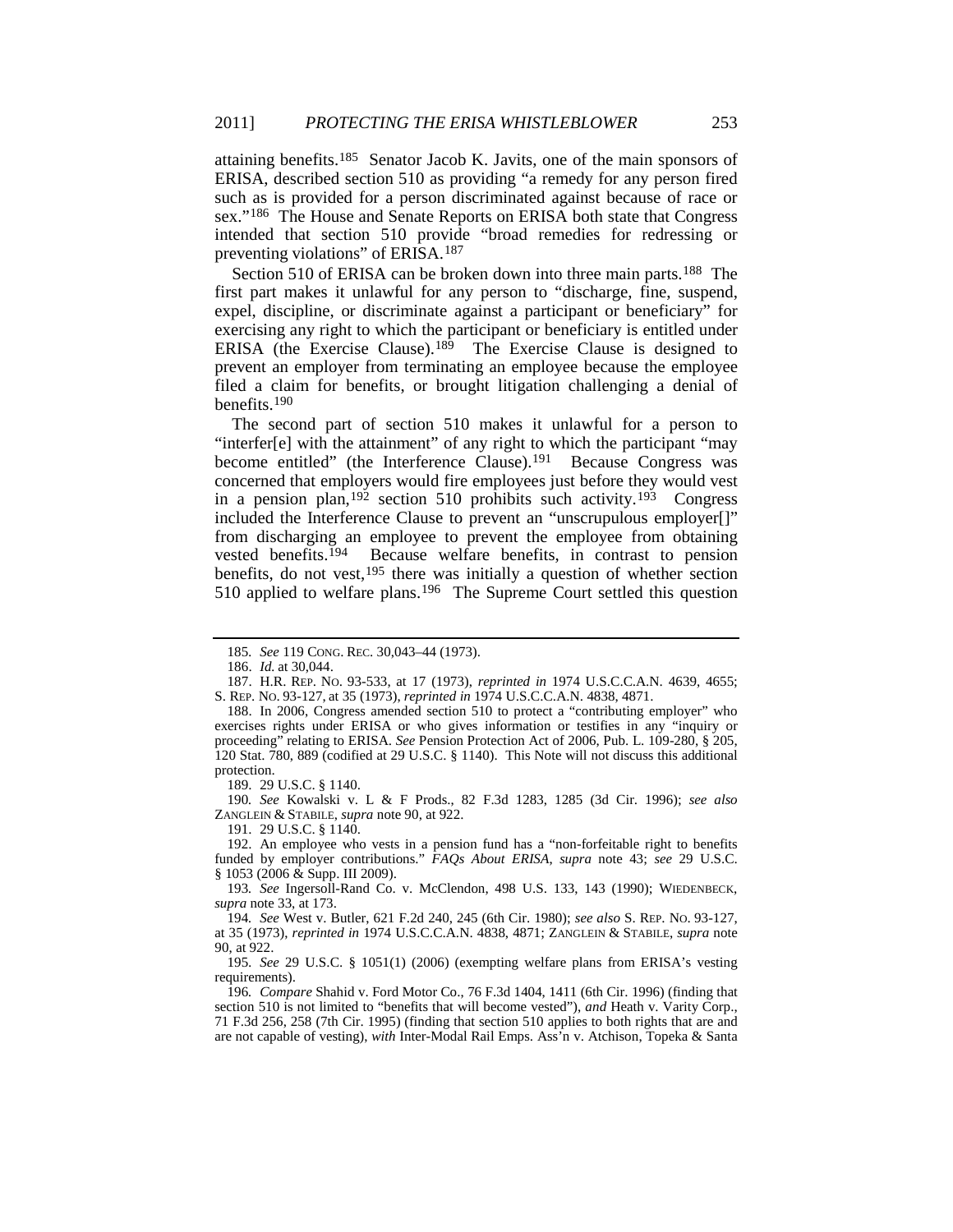attaining benefits.[185] Senator Jacob K. Javits, one of the main sponsors of ERISA, described section 510 as providing "a remedy for any person fired such as is provided for a person discriminated against because of race or sex."[186] The House and Senate Reports on ERISA both state that Congress intended that section 510 provide "broad remedies for redressing or preventing violations" of ERISA.[187]

Section 510 of ERISA can be broken down into three main parts.[188] The first part makes it unlawful for any person to "discharge, fine, suspend, expel, discipline, or discriminate against a participant or beneficiary" for exercising any right to which the participant or beneficiary is entitled under ERISA (the Exercise Clause).[189] The Exercise Clause is designed to prevent an employer from terminating an employee because the employee filed a claim for benefits, or brought litigation challenging a denial of benefits.[190]

The second part of section 510 makes it unlawful for a person to "interfer[e] with the attainment" of any right to which the participant "may become entitled" (the Interference Clause).[191] Because Congress was concerned that employers would fire employees just before they would vest in a pension plan,[192] section 510 prohibits such activity.[193] Congress included the Interference Clause to prevent an "unscrupulous employer[]" from discharging an employee to prevent the employee from obtaining vested benefits.[194] Because welfare benefits, in contrast to pension benefits, do not vest,[195] there was initially a question of whether section 510 applied to welfare plans.[196] The Supreme Court settled this question

---

185. *See* 119 CONG. REC. 30,043–44 (1973).

186. *Id.* at 30,044.

187. H.R. REP. NO. 93-533, at 17 (1973), *reprinted in* 1974 U.S.C.C.A.N. 4639, 4655; S. REP. NO. 93-127, at 35 (1973), *reprinted in* 1974 U.S.C.C.A.N. 4838, 4871.

188. In 2006, Congress amended section 510 to protect a "contributing employer" who exercises rights under ERISA or who gives information or testifies in any "inquiry or proceeding" relating to ERISA. *See* Pension Protection Act of 2006, Pub. L. 109-280, § 205, 120 Stat. 780, 889 (codified at 29 U.S.C. § 1140). This Note will not discuss this additional protection.

189. 29 U.S.C. § 1140.

190. *See* Kowalski v. L & F Prods., 82 F.3d 1283, 1285 (3d Cir. 1996); *see also* ZANGLEIN & STABILE, *supra* note 90, at 922.

191. 29 U.S.C. § 1140.

192. An employee who vests in a pension fund has a "non-forfeitable right to benefits funded by employer contributions." *FAQs About ERISA*, *supra* note 43; *see* 29 U.S.C. § 1053 (2006 & Supp. III 2009).

193. *See* Ingersoll-Rand Co. v. McClendon, 498 U.S. 133, 143 (1990); WIEDENBECK, *supra* note 33, at 173.

194. *See* West v. Butler, 621 F.2d 240, 245 (6th Cir. 1980); *see also* S. REP. NO. 93-127, at 35 (1973), *reprinted in* 1974 U.S.C.C.A.N. 4838, 4871; ZANGLEIN & STABILE, *supra* note 90, at 922.

195. *See* 29 U.S.C. § 1051(1) (2006) (exempting welfare plans from ERISA's vesting requirements).

196. *Compare* Shahid v. Ford Motor Co., 76 F.3d 1404, 1411 (6th Cir. 1996) (finding that section 510 is not limited to "benefits that will become vested"), *and* Heath v. Varity Corp., 71 F.3d 256, 258 (7th Cir. 1995) (finding that section 510 applies to both rights that are and are not capable of vesting), *with* Inter-Modal Rail Emps. Ass'n v. Atchison, Topeka & Santa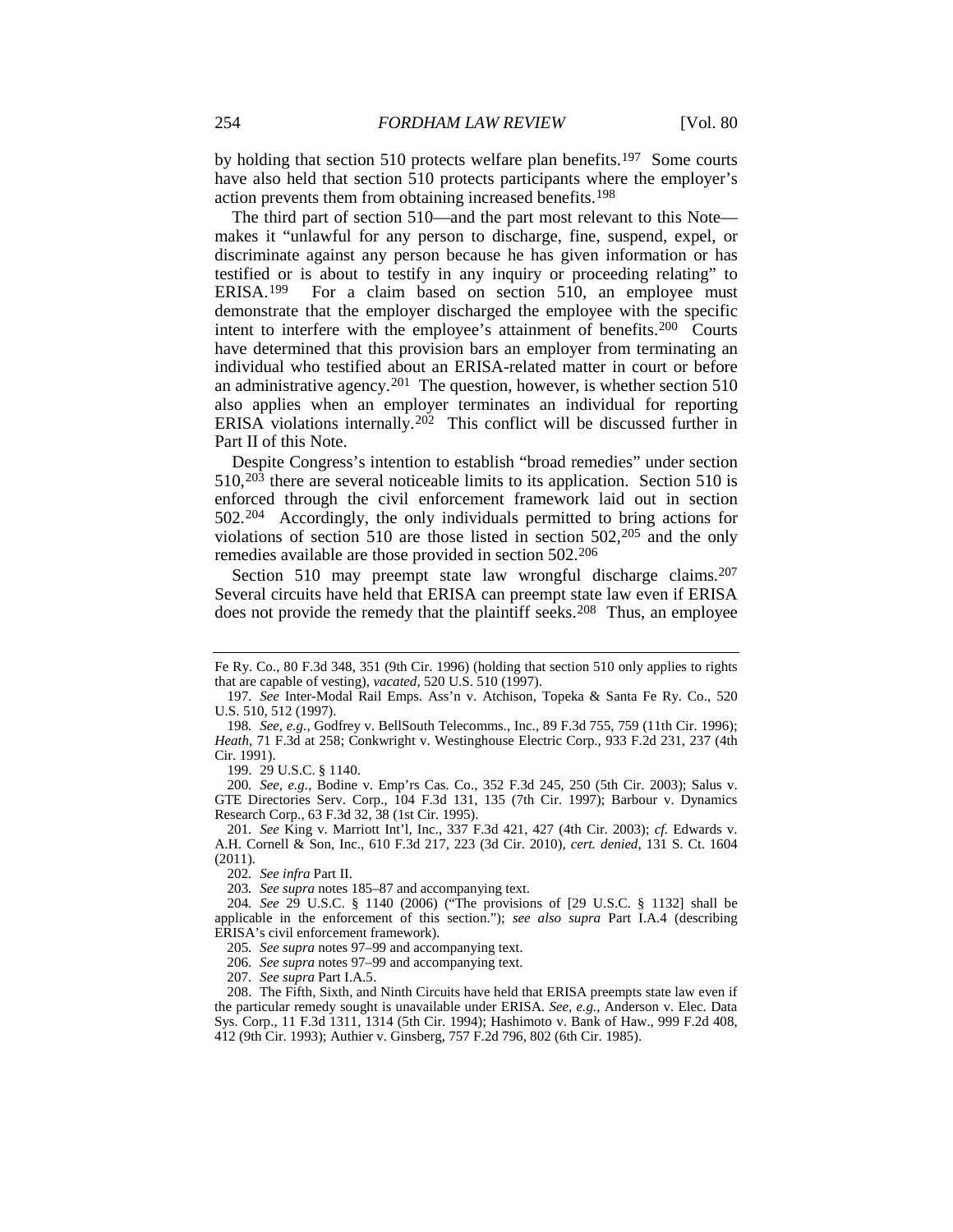by holding that section 510 protects welfare plan benefits.[197] Some courts have also held that section 510 protects participants where the employer's action prevents them from obtaining increased benefits.[198]

The third part of section 510—and the part most relevant to this Note—makes it "unlawful for any person to discharge, fine, suspend, expel, or discriminate against any person because he has given information or has testified or is about to testify in any inquiry or proceeding relating" to ERISA.[199] For a claim based on section 510, an employee must demonstrate that the employer discharged the employee with the specific intent to interfere with the employee's attainment of benefits.[200] Courts have determined that this provision bars an employer from terminating an individual who testified about an ERISA-related matter in court or before an administrative agency.[201] The question, however, is whether section 510 also applies when an employer terminates an individual for reporting ERISA violations internally.[202] This conflict will be discussed further in Part II of this Note.

Despite Congress's intention to establish "broad remedies" under section 510,[203] there are several noticeable limits to its application. Section 510 is enforced through the civil enforcement framework laid out in section 502.[204] Accordingly, the only individuals permitted to bring actions for violations of section 510 are those listed in section 502,[205] and the only remedies available are those provided in section 502.[206]

Section 510 may preempt state law wrongful discharge claims.[207] Several circuits have held that ERISA can preempt state law even if ERISA does not provide the remedy that the plaintiff seeks.[208] Thus, an employee

---

Fe Ry. Co., 80 F.3d 348, 351 (9th Cir. 1996) (holding that section 510 only applies to rights that are capable of vesting), *vacated*, 520 U.S. 510 (1997).

197. *See* Inter-Modal Rail Emps. Ass'n v. Atchison, Topeka & Santa Fe Ry. Co., 520 U.S. 510, 512 (1997).

198. *See, e.g.*, Godfrey v. BellSouth Telecomms., Inc., 89 F.3d 755, 759 (11th Cir. 1996); *Heath*, 71 F.3d at 258; Conkwright v. Westinghouse Electric Corp., 933 F.2d 231, 237 (4th Cir. 1991).

199. 29 U.S.C. § 1140.

200. *See, e.g.*, Bodine v. Emp'rs Cas. Co., 352 F.3d 245, 250 (5th Cir. 2003); Salus v. GTE Directories Serv. Corp., 104 F.3d 131, 135 (7th Cir. 1997); Barbour v. Dynamics Research Corp., 63 F.3d 32, 38 (1st Cir. 1995).

201. *See* King v. Marriott Int'l, Inc., 337 F.3d 421, 427 (4th Cir. 2003); *cf.* Edwards v. A.H. Cornell & Son, Inc., 610 F.3d 217, 223 (3d Cir. 2010), *cert. denied*, 131 S. Ct. 1604 (2011).

202. *See infra* Part II.

203. *See supra* notes 185–87 and accompanying text.

204. *See* 29 U.S.C. § 1140 (2006) ("The provisions of [29 U.S.C. § 1132] shall be applicable in the enforcement of this section."); *see also supra* Part I.A.4 (describing ERISA's civil enforcement framework).

205. *See supra* notes 97–99 and accompanying text.

206. *See supra* notes 97–99 and accompanying text.

207. *See supra* Part I.A.5.

208. The Fifth, Sixth, and Ninth Circuits have held that ERISA preempts state law even if the particular remedy sought is unavailable under ERISA. *See, e.g.*, Anderson v. Elec. Data Sys. Corp., 11 F.3d 1311, 1314 (5th Cir. 1994); Hashimoto v. Bank of Haw., 999 F.2d 408, 412 (9th Cir. 1993); Authier v. Ginsberg, 757 F.2d 796, 802 (6th Cir. 1985).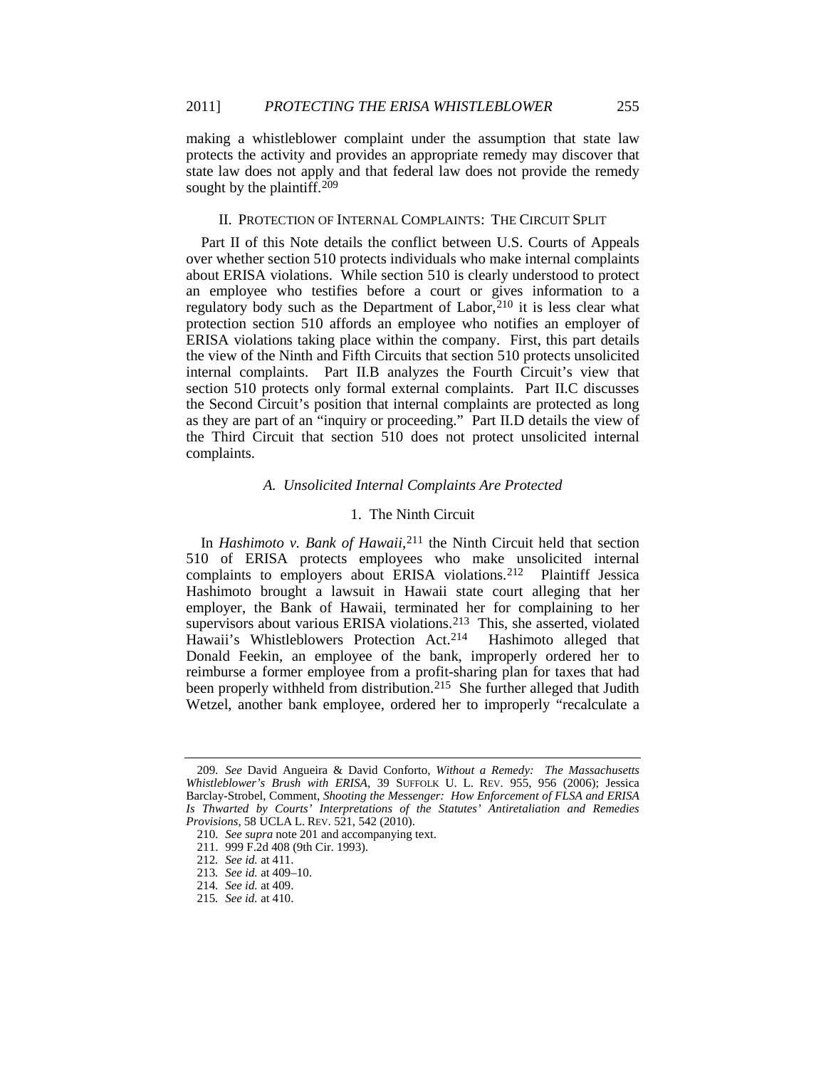making a whistleblower complaint under the assumption that state law protects the activity and provides an appropriate remedy may discover that state law does not apply and that federal law does not provide the remedy sought by the plaintiff.[209]

## II. Protection of Internal Complaints: The Circuit Split

Part II of this Note details the conflict between U.S. Courts of Appeals over whether section 510 protects individuals who make internal complaints about ERISA violations. While section 510 is clearly understood to protect an employee who testifies before a court or gives information to a regulatory body such as the Department of Labor,[210] it is less clear what protection section 510 affords an employee who notifies an employer of ERISA violations taking place within the company. First, this part details the view of the Ninth and Fifth Circuits that section 510 protects unsolicited internal complaints. Part II.B analyzes the Fourth Circuit's view that section 510 protects only formal external complaints. Part II.C discusses the Second Circuit's position that internal complaints are protected as long as they are part of an "inquiry or proceeding." Part II.D details the view of the Third Circuit that section 510 does not protect unsolicited internal complaints.

### *A. Unsolicited Internal Complaints Are Protected*

#### 1. The Ninth Circuit

In *Hashimoto v. Bank of Hawaii*,[211] the Ninth Circuit held that section 510 of ERISA protects employees who make unsolicited internal complaints to employers about ERISA violations.[212] Plaintiff Jessica Hashimoto brought a lawsuit in Hawaii state court alleging that her employer, the Bank of Hawaii, terminated her for complaining to her supervisors about various ERISA violations.[213] This, she asserted, violated Hawaii's Whistleblowers Protection Act.[214] Hashimoto alleged that Donald Feekin, an employee of the bank, improperly ordered her to reimburse a former employee from a profit-sharing plan for taxes that had been properly withheld from distribution.[215] She further alleged that Judith Wetzel, another bank employee, ordered her to improperly "recalculate a

---

209. *See* David Angueira & David Conforto, *Without a Remedy: The Massachusetts Whistleblower's Brush with ERISA*, 39 Suffolk U. L. Rev. 955, 956 (2006); Jessica Barclay-Strobel, Comment, *Shooting the Messenger: How Enforcement of FLSA and ERISA Is Thwarted by Courts' Interpretations of the Statutes' Antiretaliation and Remedies Provisions*, 58 UCLA L. Rev. 521, 542 (2010).

210. *See supra* note 201 and accompanying text.

211. 999 F.2d 408 (9th Cir. 1993).

212. *See id.* at 411.

213. *See id.* at 409–10.

214. *See id.* at 409.

215. *See id.* at 410.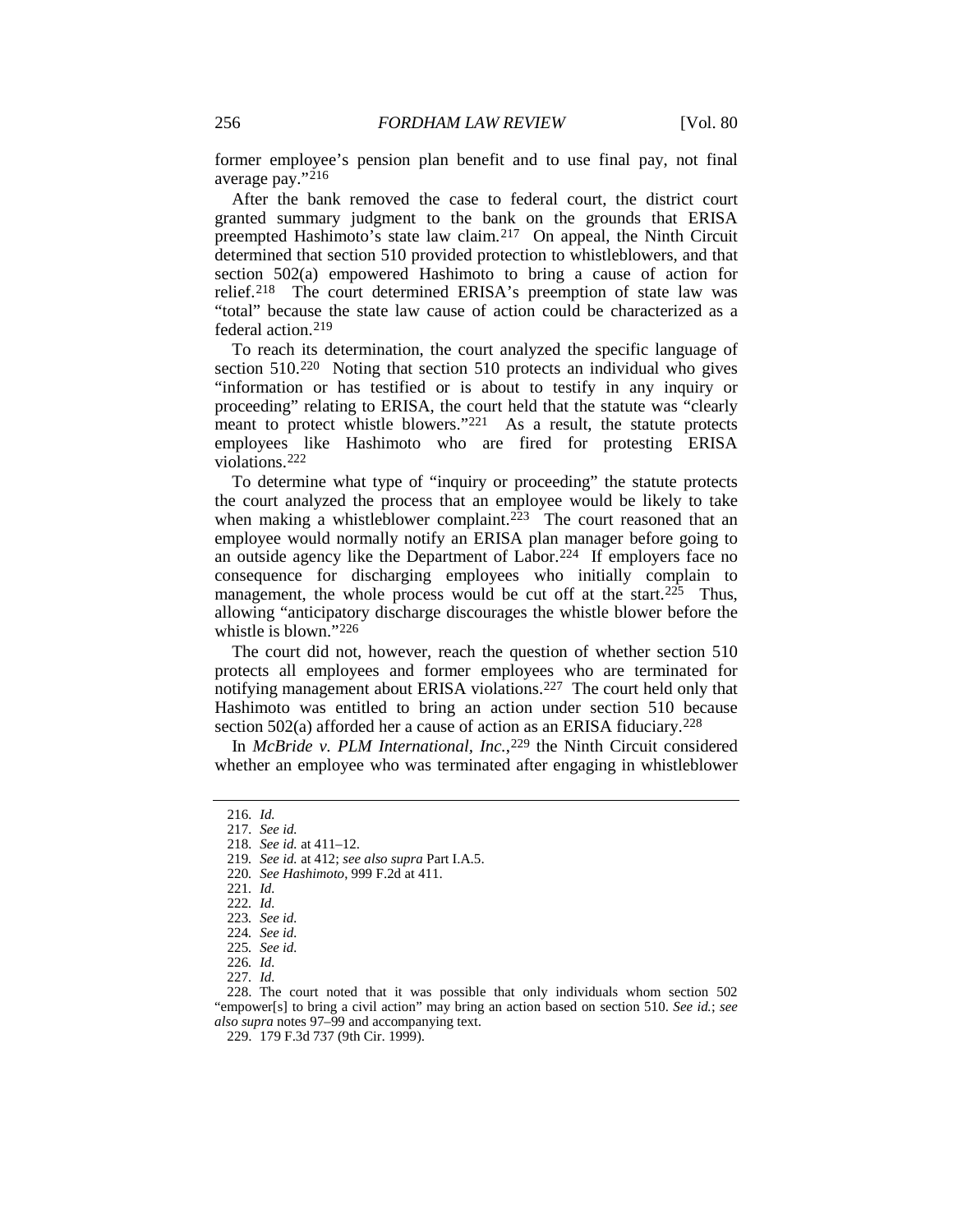former employee's pension plan benefit and to use final pay, not final average pay."[216]

After the bank removed the case to federal court, the district court granted summary judgment to the bank on the grounds that ERISA preempted Hashimoto's state law claim.[217] On appeal, the Ninth Circuit determined that section 510 provided protection to whistleblowers, and that section 502(a) empowered Hashimoto to bring a cause of action for relief.[218] The court determined ERISA's preemption of state law was "total" because the state law cause of action could be characterized as a federal action.[219]

To reach its determination, the court analyzed the specific language of section 510.[220] Noting that section 510 protects an individual who gives "information or has testified or is about to testify in any inquiry or proceeding" relating to ERISA, the court held that the statute was "clearly meant to protect whistle blowers."[221] As a result, the statute protects employees like Hashimoto who are fired for protesting ERISA violations.[222]

To determine what type of "inquiry or proceeding" the statute protects the court analyzed the process that an employee would be likely to take when making a whistleblower complaint.[223] The court reasoned that an employee would normally notify an ERISA plan manager before going to an outside agency like the Department of Labor.[224] If employers face no consequence for discharging employees who initially complain to management, the whole process would be cut off at the start.[225] Thus, allowing "anticipatory discharge discourages the whistle blower before the whistle is blown."[226]

The court did not, however, reach the question of whether section 510 protects all employees and former employees who are terminated for notifying management about ERISA violations.[227] The court held only that Hashimoto was entitled to bring an action under section 510 because section 502(a) afforded her a cause of action as an ERISA fiduciary.[228]

In *McBride v. PLM International, Inc.*,[229] the Ninth Circuit considered whether an employee who was terminated after engaging in whistleblower

---

216. *Id.*

217. *See id.*

218. *See id.* at 411–12.

219. *See id.* at 412; *see also supra* Part I.A.5.

220. *See Hashimoto*, 999 F.2d at 411.

221. *Id.*

222. *Id.*

223. *See id.*

224. *See id.*

225. *See id.*

226. *Id.*

227. *Id.*

228. The court noted that it was possible that only individuals whom section 502 "empower[s] to bring a civil action" may bring an action based on section 510. *See id.*; *see also supra* notes 97–99 and accompanying text.

229. 179 F.3d 737 (9th Cir. 1999).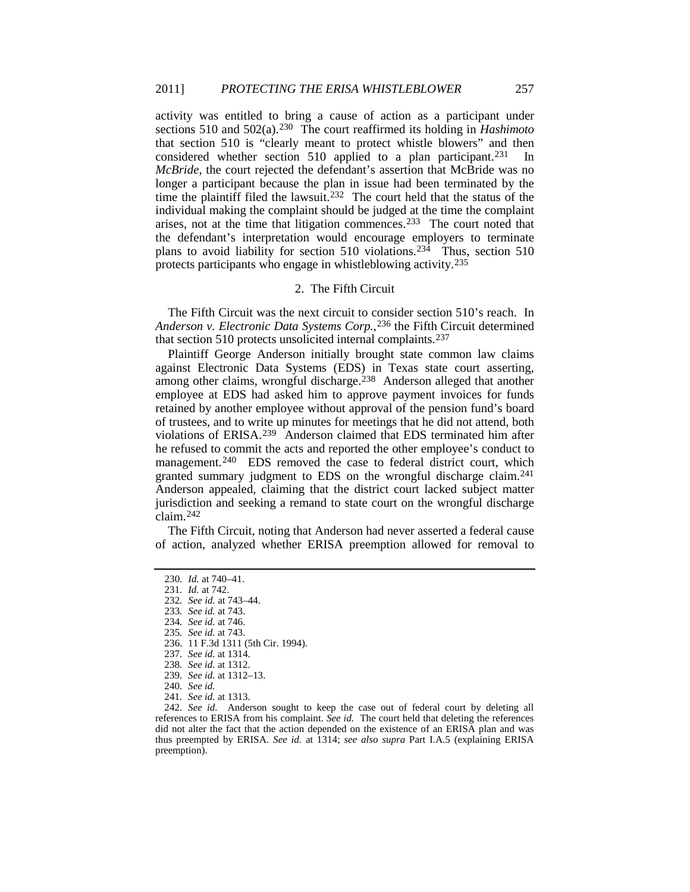activity was entitled to bring a cause of action as a participant under sections 510 and 502(a).[230] The court reaffirmed its holding in *Hashimoto* that section 510 is "clearly meant to protect whistle blowers" and then considered whether section 510 applied to a plan participant.[231] In *McBride*, the court rejected the defendant's assertion that McBride was no longer a participant because the plan in issue had been terminated by the time the plaintiff filed the lawsuit.[232] The court held that the status of the individual making the complaint should be judged at the time the complaint arises, not at the time that litigation commences.[233] The court noted that the defendant's interpretation would encourage employers to terminate plans to avoid liability for section 510 violations.[234] Thus, section 510 protects participants who engage in whistleblowing activity.[235]

### 2. The Fifth Circuit

The Fifth Circuit was the next circuit to consider section 510's reach. In *Anderson v. Electronic Data Systems Corp.*,[236] the Fifth Circuit determined that section 510 protects unsolicited internal complaints.[237]

Plaintiff George Anderson initially brought state common law claims against Electronic Data Systems (EDS) in Texas state court asserting, among other claims, wrongful discharge.[238] Anderson alleged that another employee at EDS had asked him to approve payment invoices for funds retained by another employee without approval of the pension fund's board of trustees, and to write up minutes for meetings that he did not attend, both violations of ERISA.[239] Anderson claimed that EDS terminated him after he refused to commit the acts and reported the other employee's conduct to management.[240] EDS removed the case to federal district court, which granted summary judgment to EDS on the wrongful discharge claim.[241] Anderson appealed, claiming that the district court lacked subject matter jurisdiction and seeking a remand to state court on the wrongful discharge claim.[242]

The Fifth Circuit, noting that Anderson had never asserted a federal cause of action, analyzed whether ERISA preemption allowed for removal to

230. *Id.* at 740–41.
231. *Id.* at 742.
232. *See id.* at 743–44.
233. *See id.* at 743.
234. *See id.* at 746.
235. *See id.* at 743.
236. 11 F.3d 1311 (5th Cir. 1994).
237. *See id.* at 1314.
238. *See id.* at 1312.
239. *See id.* at 1312–13.
240. *See id.*
241. *See id.* at 1313.
242. *See id.* Anderson sought to keep the case out of federal court by deleting all references to ERISA from his complaint. *See id.* The court held that deleting the references did not alter the fact that the action depended on the existence of an ERISA plan and was thus preempted by ERISA. *See id.* at 1314; *see also supra* Part I.A.5 (explaining ERISA preemption).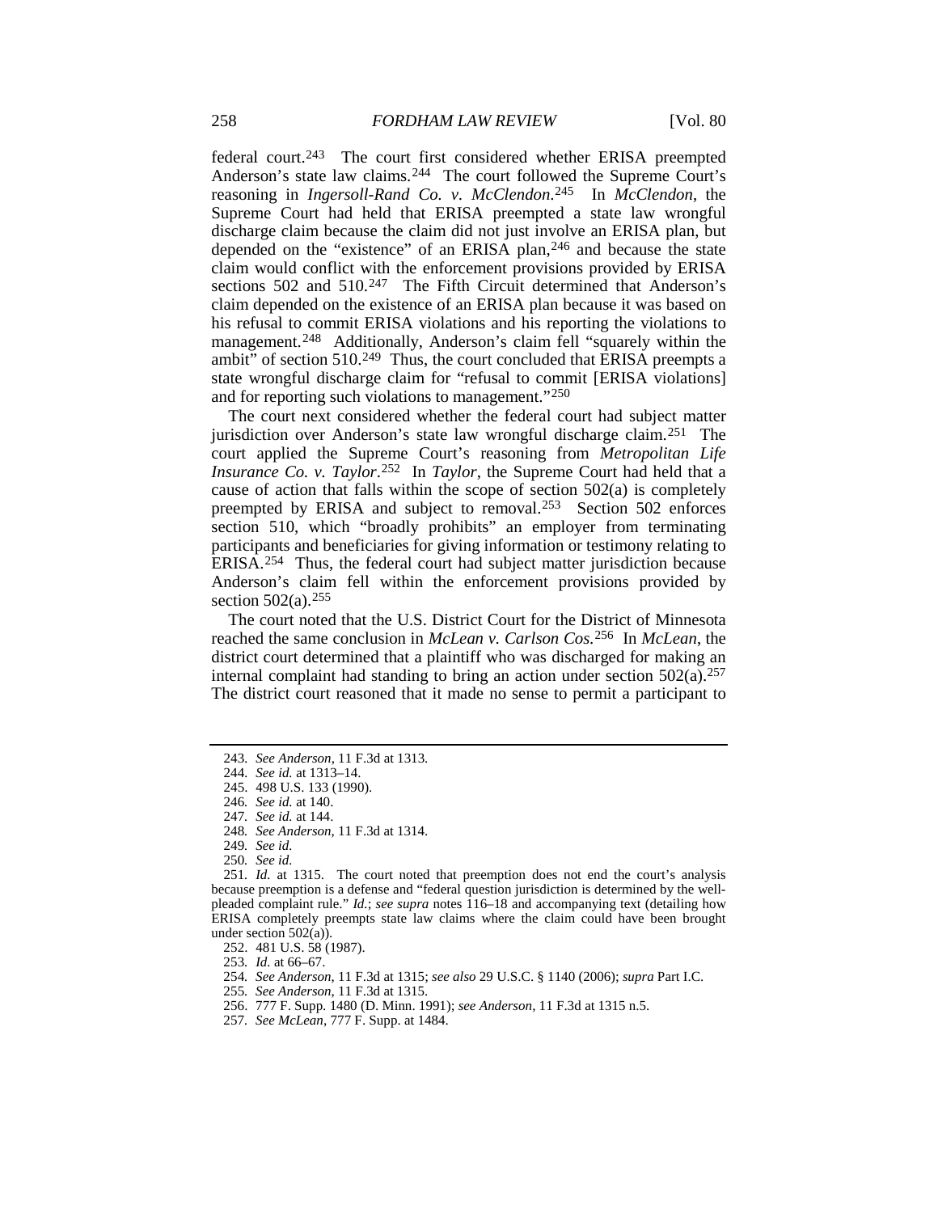federal court.[243] The court first considered whether ERISA preempted Anderson's state law claims.[244] The court followed the Supreme Court's reasoning in *Ingersoll-Rand Co. v. McClendon*.[245] In *McClendon*, the Supreme Court had held that ERISA preempted a state law wrongful discharge claim because the claim did not just involve an ERISA plan, but depended on the "existence" of an ERISA plan,[246] and because the state claim would conflict with the enforcement provisions provided by ERISA sections 502 and 510.[247] The Fifth Circuit determined that Anderson's claim depended on the existence of an ERISA plan because it was based on his refusal to commit ERISA violations and his reporting the violations to management.[248] Additionally, Anderson's claim fell "squarely within the ambit" of section 510.[249] Thus, the court concluded that ERISA preempts a state wrongful discharge claim for "refusal to commit [ERISA violations] and for reporting such violations to management."[250]

The court next considered whether the federal court had subject matter jurisdiction over Anderson's state law wrongful discharge claim.[251] The court applied the Supreme Court's reasoning from *Metropolitan Life Insurance Co. v. Taylor*.[252] In *Taylor*, the Supreme Court had held that a cause of action that falls within the scope of section 502(a) is completely preempted by ERISA and subject to removal.[253] Section 502 enforces section 510, which "broadly prohibits" an employer from terminating participants and beneficiaries for giving information or testimony relating to ERISA.[254] Thus, the federal court had subject matter jurisdiction because Anderson's claim fell within the enforcement provisions provided by section 502(a).[255]

The court noted that the U.S. District Court for the District of Minnesota reached the same conclusion in *McLean v. Carlson Cos.*[256] In *McLean*, the district court determined that a plaintiff who was discharged for making an internal complaint had standing to bring an action under section 502(a).[257] The district court reasoned that it made no sense to permit a participant to

---

243. *See Anderson*, 11 F.3d at 1313.

244. *See id.* at 1313–14.

245. 498 U.S. 133 (1990).

246. *See id.* at 140.

247. *See id.* at 144.

248. *See Anderson*, 11 F.3d at 1314.

249. *See id.*

250. *See id.*

251. *Id.* at 1315. The court noted that preemption does not end the court's analysis because preemption is a defense and "federal question jurisdiction is determined by the well-pleaded complaint rule." *Id.*; *see supra* notes 116–18 and accompanying text (detailing how ERISA completely preempts state law claims where the claim could have been brought under section 502(a)).

252. 481 U.S. 58 (1987).

253. *Id.* at 66–67.

254. *See Anderson*, 11 F.3d at 1315; *see also* 29 U.S.C. § 1140 (2006); *supra* Part I.C.

255. *See Anderson*, 11 F.3d at 1315.

256. 777 F. Supp. 1480 (D. Minn. 1991); *see Anderson*, 11 F.3d at 1315 n.5.

257. *See McLean*, 777 F. Supp. at 1484.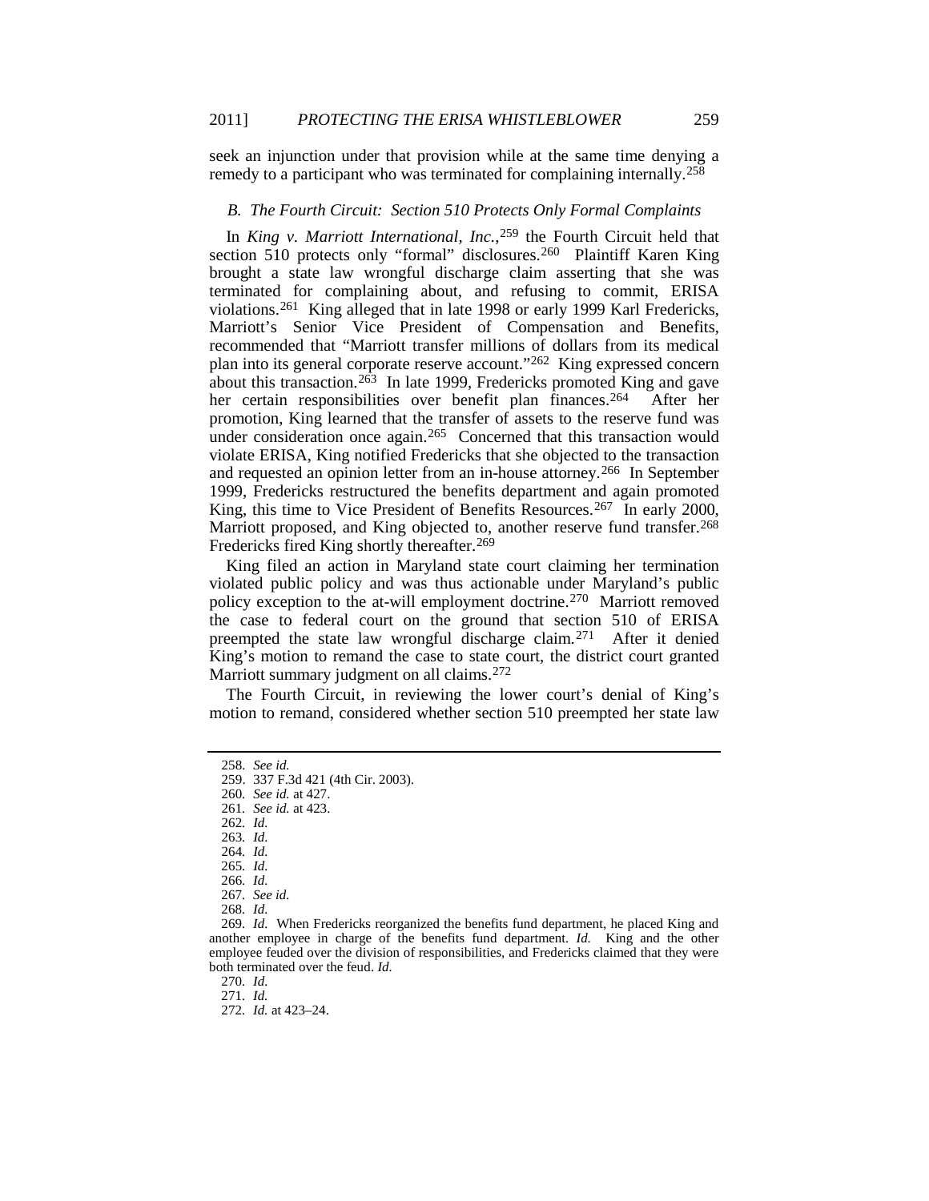seek an injunction under that provision while at the same time denying a remedy to a participant who was terminated for complaining internally.[258]

### *B. The Fourth Circuit: Section 510 Protects Only Formal Complaints*

In *King v. Marriott International, Inc.*,[259] the Fourth Circuit held that section 510 protects only "formal" disclosures.[260] Plaintiff Karen King brought a state law wrongful discharge claim asserting that she was terminated for complaining about, and refusing to commit, ERISA violations.[261] King alleged that in late 1998 or early 1999 Karl Fredericks, Marriott's Senior Vice President of Compensation and Benefits, recommended that "Marriott transfer millions of dollars from its medical plan into its general corporate reserve account."[262] King expressed concern about this transaction.[263] In late 1999, Fredericks promoted King and gave her certain responsibilities over benefit plan finances.[264] After her promotion, King learned that the transfer of assets to the reserve fund was under consideration once again.[265] Concerned that this transaction would violate ERISA, King notified Fredericks that she objected to the transaction and requested an opinion letter from an in-house attorney.[266] In September 1999, Fredericks restructured the benefits department and again promoted King, this time to Vice President of Benefits Resources.[267] In early 2000, Marriott proposed, and King objected to, another reserve fund transfer.[268] Fredericks fired King shortly thereafter.[269]

King filed an action in Maryland state court claiming her termination violated public policy and was thus actionable under Maryland's public policy exception to the at-will employment doctrine.[270] Marriott removed the case to federal court on the ground that section 510 of ERISA preempted the state law wrongful discharge claim.[271] After it denied King's motion to remand the case to state court, the district court granted Marriott summary judgment on all claims.[272]

The Fourth Circuit, in reviewing the lower court's denial of King's motion to remand, considered whether section 510 preempted her state law

---

258. *See id.*

259. 337 F.3d 421 (4th Cir. 2003).

260. *See id.* at 427.

261. *See id.* at 423.

262. *Id.*

263. *Id.*

264. *Id.*

265. *Id.*

266. *Id.*

267. *See id.*

268. *Id.*

269. *Id.* When Fredericks reorganized the benefits fund department, he placed King and another employee in charge of the benefits fund department. *Id.* King and the other employee feuded over the division of responsibilities, and Fredericks claimed that they were both terminated over the feud. *Id.*

270. *Id.*

271. *Id.*

272. *Id.* at 423–24.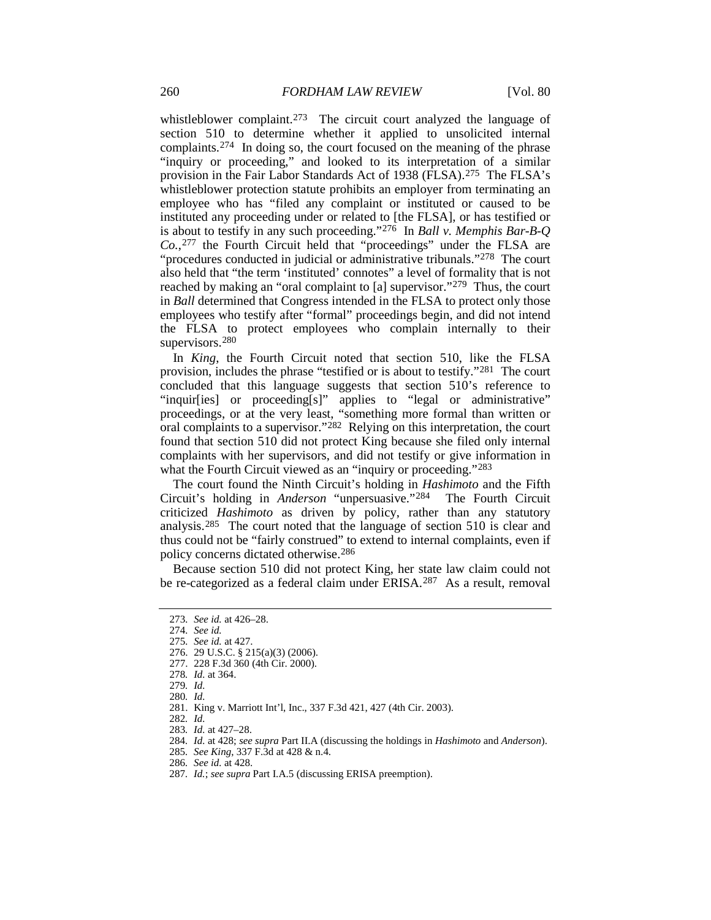whistleblower complaint.[273] The circuit court analyzed the language of section 510 to determine whether it applied to unsolicited internal complaints.[274] In doing so, the court focused on the meaning of the phrase "inquiry or proceeding," and looked to its interpretation of a similar provision in the Fair Labor Standards Act of 1938 (FLSA).[275] The FLSA's whistleblower protection statute prohibits an employer from terminating an employee who has "filed any complaint or instituted or caused to be instituted any proceeding under or related to [the FLSA], or has testified or is about to testify in any such proceeding."[276] In *Ball v. Memphis Bar-B-Q Co.*,[277] the Fourth Circuit held that "proceedings" under the FLSA are "procedures conducted in judicial or administrative tribunals."[278] The court also held that "the term 'instituted' connotes" a level of formality that is not reached by making an "oral complaint to [a] supervisor."[279] Thus, the court in *Ball* determined that Congress intended in the FLSA to protect only those employees who testify after "formal" proceedings begin, and did not intend the FLSA to protect employees who complain internally to their supervisors.[280]

In *King*, the Fourth Circuit noted that section 510, like the FLSA provision, includes the phrase "testified or is about to testify."[281] The court concluded that this language suggests that section 510's reference to "inquir[ies] or proceeding[s]" applies to "legal or administrative" proceedings, or at the very least, "something more formal than written or oral complaints to a supervisor."[282] Relying on this interpretation, the court found that section 510 did not protect King because she filed only internal complaints with her supervisors, and did not testify or give information in what the Fourth Circuit viewed as an "inquiry or proceeding."[283]

The court found the Ninth Circuit's holding in *Hashimoto* and the Fifth Circuit's holding in *Anderson* "unpersuasive."[284] The Fourth Circuit criticized *Hashimoto* as driven by policy, rather than any statutory analysis.[285] The court noted that the language of section 510 is clear and thus could not be "fairly construed" to extend to internal complaints, even if policy concerns dictated otherwise.[286]

Because section 510 did not protect King, her state law claim could not be re-categorized as a federal claim under ERISA.[287] As a result, removal

---

273. *See id.* at 426–28.

274. *See id.*

275. *See id.* at 427.

276. 29 U.S.C. § 215(a)(3) (2006).

277. 228 F.3d 360 (4th Cir. 2000).

278. *Id.* at 364.

279. *Id.*

280. *Id.*

281. King v. Marriott Int'l, Inc., 337 F.3d 421, 427 (4th Cir. 2003).

282. *Id.*

283. *Id.* at 427–28.

284. *Id.* at 428; *see supra* Part II.A (discussing the holdings in *Hashimoto* and *Anderson*).

285. *See King*, 337 F.3d at 428 & n.4.

286. *See id.* at 428.

287. *Id.*; *see supra* Part I.A.5 (discussing ERISA preemption).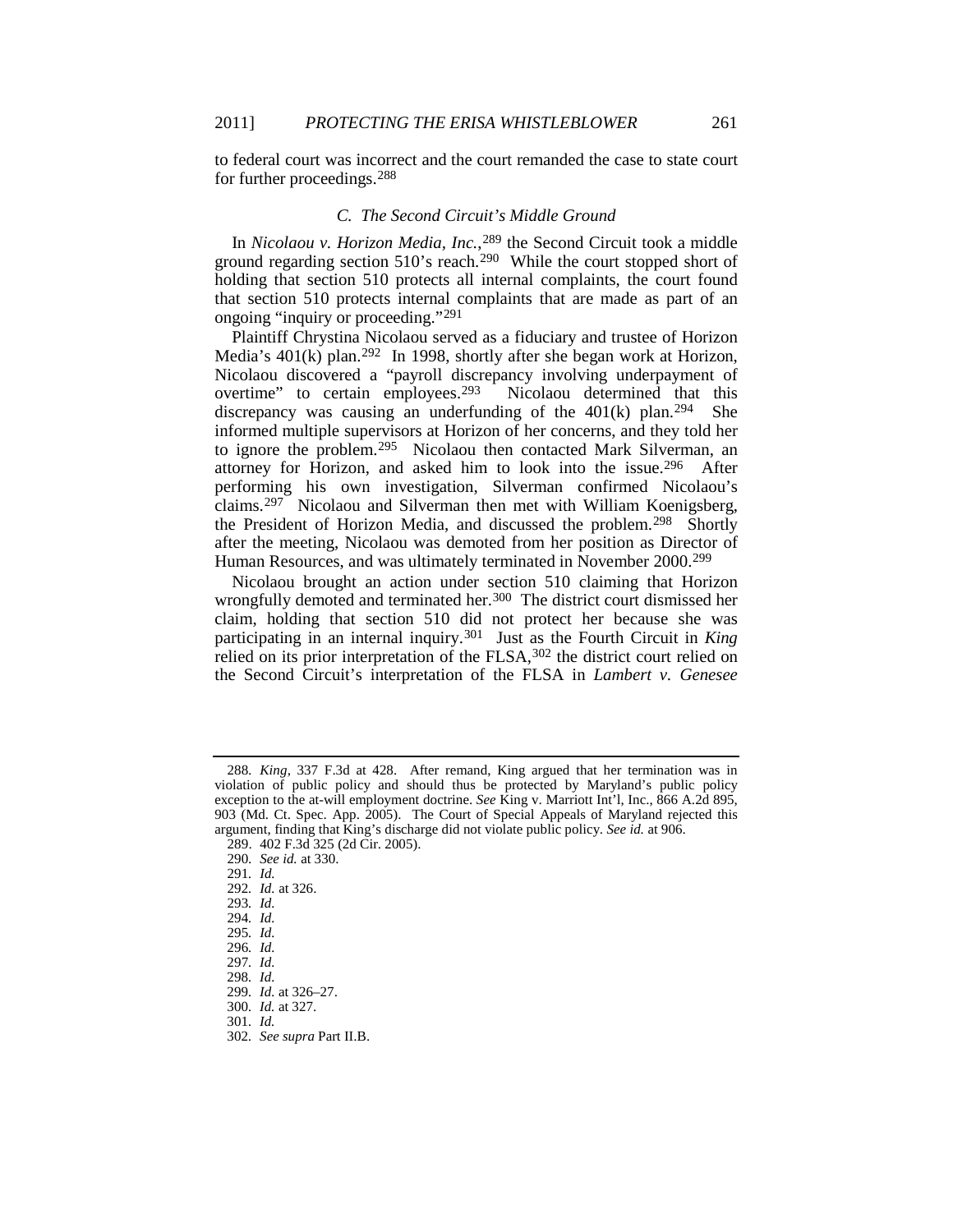to federal court was incorrect and the court remanded the case to state court for further proceedings.[288]

### C. *The Second Circuit's Middle Ground*

In *Nicolaou v. Horizon Media, Inc.*,[289] the Second Circuit took a middle ground regarding section 510's reach.[290] While the court stopped short of holding that section 510 protects all internal complaints, the court found that section 510 protects internal complaints that are made as part of an ongoing "inquiry or proceeding."[291]

Plaintiff Chrystina Nicolaou served as a fiduciary and trustee of Horizon Media's 401(k) plan.[292] In 1998, shortly after she began work at Horizon, Nicolaou discovered a "payroll discrepancy involving underpayment of overtime" to certain employees.[293] Nicolaou determined that this discrepancy was causing an underfunding of the 401(k) plan.[294] She informed multiple supervisors at Horizon of her concerns, and they told her to ignore the problem.[295] Nicolaou then contacted Mark Silverman, an attorney for Horizon, and asked him to look into the issue.[296] After performing his own investigation, Silverman confirmed Nicolaou's claims.[297] Nicolaou and Silverman then met with William Koenigsberg, the President of Horizon Media, and discussed the problem.[298] Shortly after the meeting, Nicolaou was demoted from her position as Director of Human Resources, and was ultimately terminated in November 2000.[299]

Nicolaou brought an action under section 510 claiming that Horizon wrongfully demoted and terminated her.[300] The district court dismissed her claim, holding that section 510 did not protect her because she was participating in an internal inquiry.[301] Just as the Fourth Circuit in *King* relied on its prior interpretation of the FLSA,[302] the district court relied on the Second Circuit's interpretation of the FLSA in *Lambert v. Genesee*

---

288. *King*, 337 F.3d at 428. After remand, King argued that her termination was in violation of public policy and should thus be protected by Maryland's public policy exception to the at-will employment doctrine. *See* King v. Marriott Int'l, Inc., 866 A.2d 895, 903 (Md. Ct. Spec. App. 2005). The Court of Special Appeals of Maryland rejected this argument, finding that King's discharge did not violate public policy. *See id.* at 906.

289. 402 F.3d 325 (2d Cir. 2005).

290. *See id.* at 330.

291. *Id.*

292. *Id.* at 326.

293. *Id.*

294. *Id.*

295. *Id.*

296. *Id.*

297. *Id.*

298. *Id.*

299. *Id.* at 326–27.

300. *Id.* at 327.

301. *Id.*

302. *See supra* Part II.B.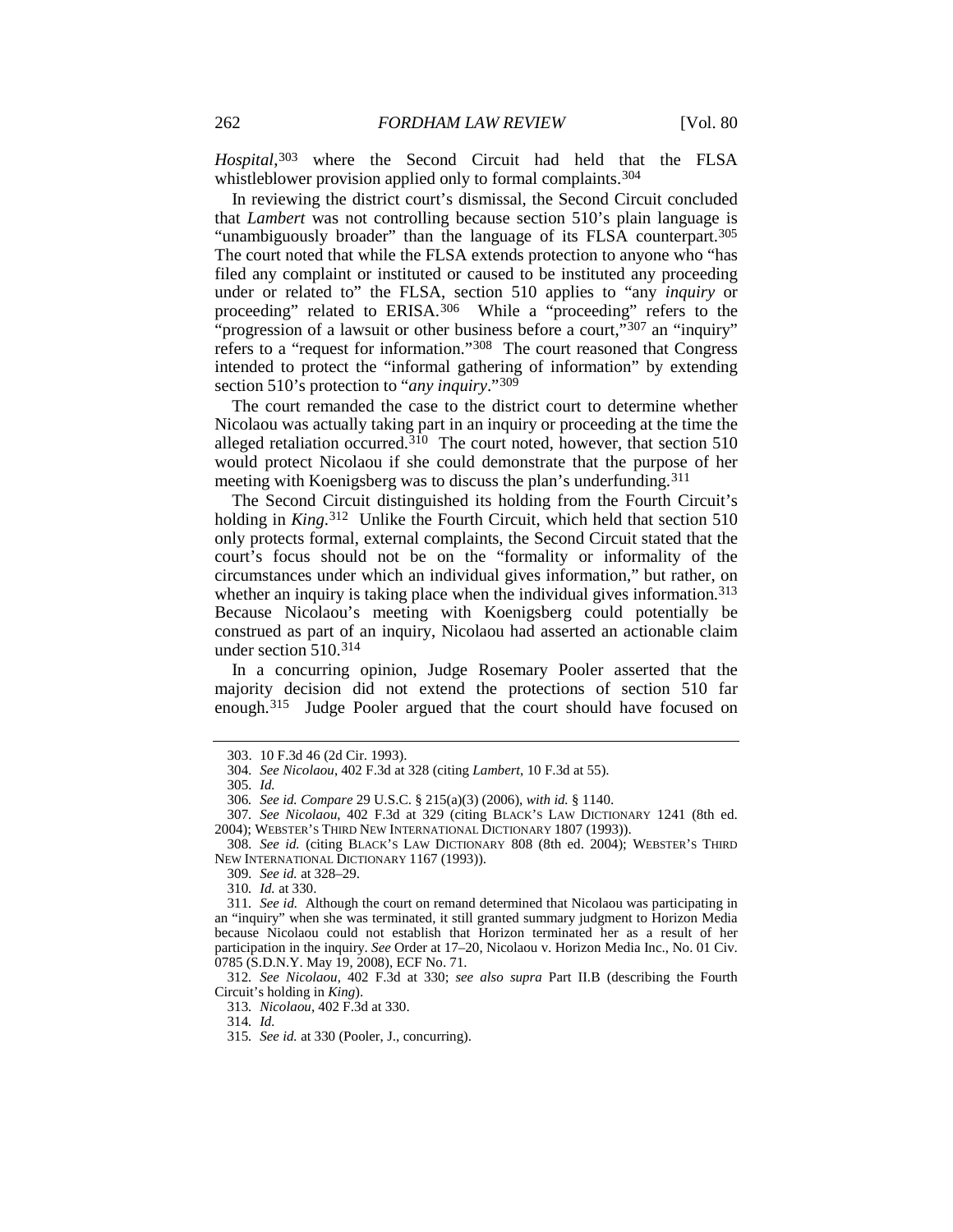*Hospital*,[303] where the Second Circuit had held that the FLSA whistleblower provision applied only to formal complaints.[304]

In reviewing the district court's dismissal, the Second Circuit concluded that *Lambert* was not controlling because section 510's plain language is "unambiguously broader" than the language of its FLSA counterpart.[305] The court noted that while the FLSA extends protection to anyone who "has filed any complaint or instituted or caused to be instituted any proceeding under or related to" the FLSA, section 510 applies to "any *inquiry* or proceeding" related to ERISA.[306] While a "proceeding" refers to the "progression of a lawsuit or other business before a court,"[307] an "inquiry" refers to a "request for information."[308] The court reasoned that Congress intended to protect the "informal gathering of information" by extending section 510's protection to "*any inquiry*."[309]

The court remanded the case to the district court to determine whether Nicolaou was actually taking part in an inquiry or proceeding at the time the alleged retaliation occurred.[310] The court noted, however, that section 510 would protect Nicolaou if she could demonstrate that the purpose of her meeting with Koenigsberg was to discuss the plan's underfunding.[311]

The Second Circuit distinguished its holding from the Fourth Circuit's holding in *King*.[312] Unlike the Fourth Circuit, which held that section 510 only protects formal, external complaints, the Second Circuit stated that the court's focus should not be on the "formality or informality of the circumstances under which an individual gives information," but rather, on whether an inquiry is taking place when the individual gives information.[313] Because Nicolaou's meeting with Koenigsberg could potentially be construed as part of an inquiry, Nicolaou had asserted an actionable claim under section 510.[314]

In a concurring opinion, Judge Rosemary Pooler asserted that the majority decision did not extend the protections of section 510 far enough.[315] Judge Pooler argued that the court should have focused on

---

303. 10 F.3d 46 (2d Cir. 1993).

304. *See Nicolaou*, 402 F.3d at 328 (citing *Lambert*, 10 F.3d at 55).

305. *Id.*

306. *See id. Compare* 29 U.S.C. § 215(a)(3) (2006), *with id.* § 1140.

307. *See Nicolaou*, 402 F.3d at 329 (citing BLACK'S LAW DICTIONARY 1241 (8th ed. 2004); WEBSTER'S THIRD NEW INTERNATIONAL DICTIONARY 1807 (1993)).

308. *See id.* (citing BLACK'S LAW DICTIONARY 808 (8th ed. 2004); WEBSTER'S THIRD NEW INTERNATIONAL DICTIONARY 1167 (1993)).

309. *See id.* at 328–29.

310. *Id.* at 330.

311. *See id.* Although the court on remand determined that Nicolaou was participating in an "inquiry" when she was terminated, it still granted summary judgment to Horizon Media because Nicolaou could not establish that Horizon terminated her as a result of her participation in the inquiry. *See* Order at 17–20, Nicolaou v. Horizon Media Inc., No. 01 Civ. 0785 (S.D.N.Y. May 19, 2008), ECF No. 71.

312. *See Nicolaou*, 402 F.3d at 330; *see also supra* Part II.B (describing the Fourth Circuit's holding in *King*).

313. *Nicolaou*, 402 F.3d at 330.

314. *Id.*

315. *See id.* at 330 (Pooler, J., concurring).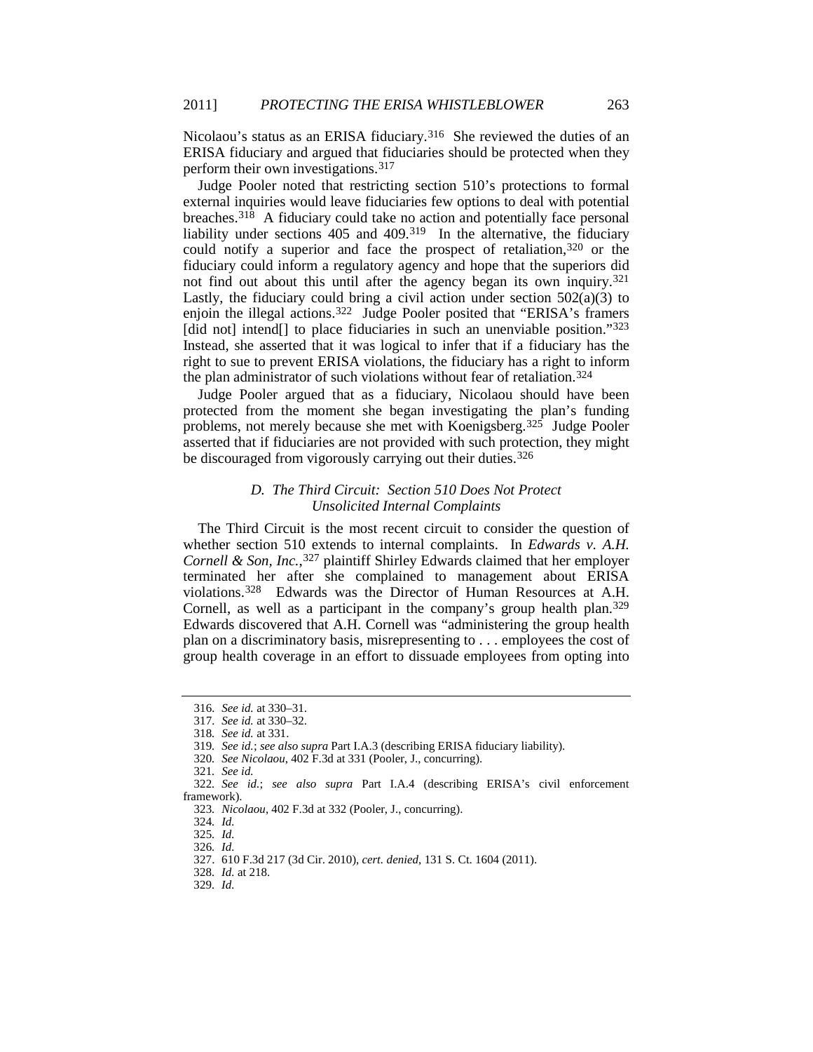Nicolaou's status as an ERISA fiduciary.[316] She reviewed the duties of an ERISA fiduciary and argued that fiduciaries should be protected when they perform their own investigations.[317]

Judge Pooler noted that restricting section 510's protections to formal external inquiries would leave fiduciaries few options to deal with potential breaches.[318] A fiduciary could take no action and potentially face personal liability under sections 405 and 409.[319] In the alternative, the fiduciary could notify a superior and face the prospect of retaliation,[320] or the fiduciary could inform a regulatory agency and hope that the superiors did not find out about this until after the agency began its own inquiry.[321] Lastly, the fiduciary could bring a civil action under section 502(a)(3) to enjoin the illegal actions.[322] Judge Pooler posited that "ERISA's framers [did not] intend[] to place fiduciaries in such an unenviable position."[323] Instead, she asserted that it was logical to infer that if a fiduciary has the right to sue to prevent ERISA violations, the fiduciary has a right to inform the plan administrator of such violations without fear of retaliation.[324]

Judge Pooler argued that as a fiduciary, Nicolaou should have been protected from the moment she began investigating the plan's funding problems, not merely because she met with Koenigsberg.[325] Judge Pooler asserted that if fiduciaries are not provided with such protection, they might be discouraged from vigorously carrying out their duties.[326]

### *D. The Third Circuit: Section 510 Does Not Protect Unsolicited Internal Complaints*

The Third Circuit is the most recent circuit to consider the question of whether section 510 extends to internal complaints. In *Edwards v. A.H. Cornell & Son, Inc.*,[327] plaintiff Shirley Edwards claimed that her employer terminated her after she complained to management about ERISA violations.[328] Edwards was the Director of Human Resources at A.H. Cornell, as well as a participant in the company's group health plan.[329] Edwards discovered that A.H. Cornell was "administering the group health plan on a discriminatory basis, misrepresenting to . . . employees the cost of group health coverage in an effort to dissuade employees from opting into

---

316. *See id.* at 330–31.

317. *See id.* at 330–32.

318. *See id.* at 331.

319. *See id.*; *see also supra* Part I.A.3 (describing ERISA fiduciary liability).

320. *See Nicolaou*, 402 F.3d at 331 (Pooler, J., concurring).

321. *See id.*

322. *See id.*; *see also supra* Part I.A.4 (describing ERISA's civil enforcement framework).

323. *Nicolaou*, 402 F.3d at 332 (Pooler, J., concurring).

324. *Id.*

325. *Id.*

326. *Id.*

327. 610 F.3d 217 (3d Cir. 2010), *cert. denied*, 131 S. Ct. 1604 (2011).

328. *Id.* at 218.

329. *Id.*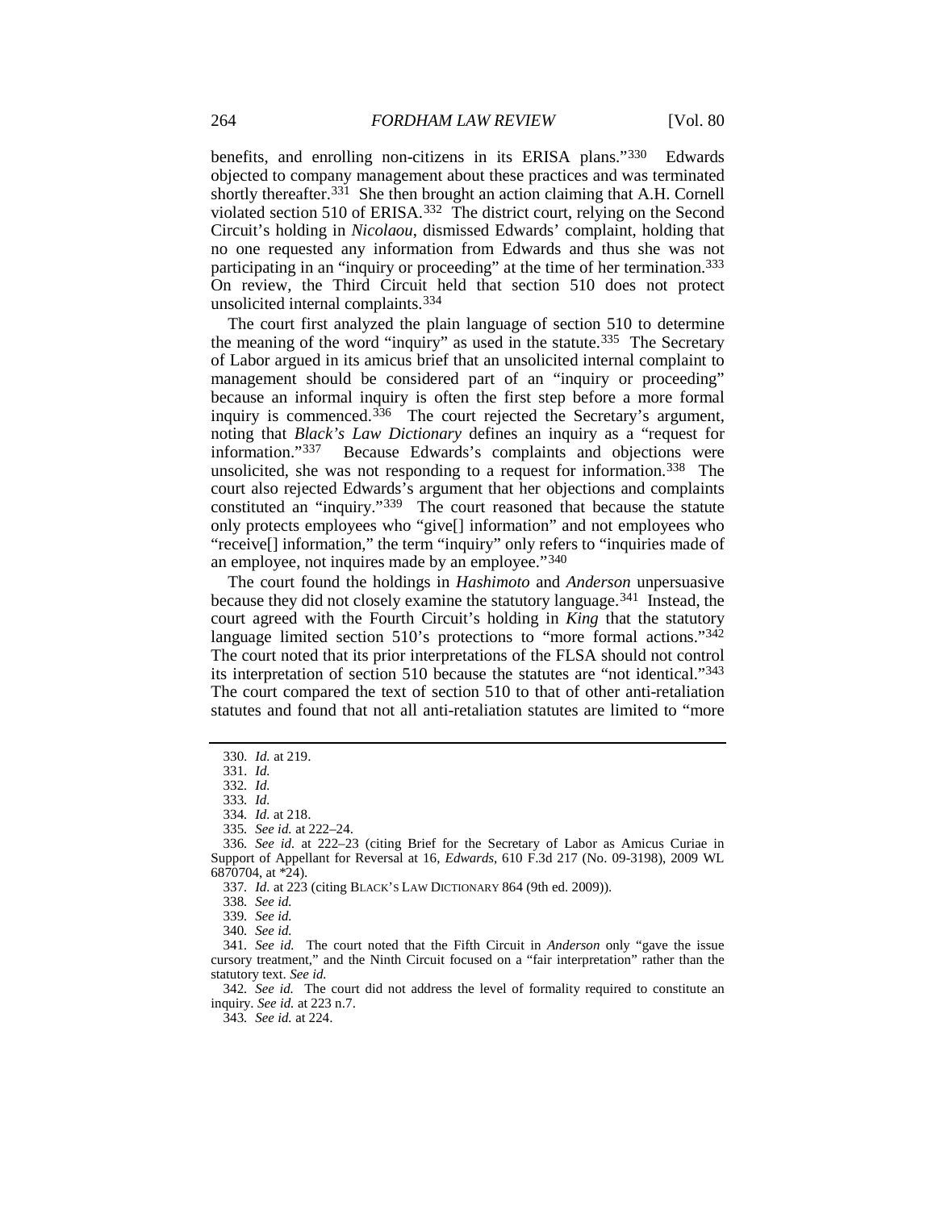benefits, and enrolling non-citizens in its ERISA plans."[330] Edwards objected to company management about these practices and was terminated shortly thereafter.[331] She then brought an action claiming that A.H. Cornell violated section 510 of ERISA.[332] The district court, relying on the Second Circuit's holding in *Nicolaou*, dismissed Edwards' complaint, holding that no one requested any information from Edwards and thus she was not participating in an "inquiry or proceeding" at the time of her termination.[333] On review, the Third Circuit held that section 510 does not protect unsolicited internal complaints.[334]

The court first analyzed the plain language of section 510 to determine the meaning of the word "inquiry" as used in the statute.[335] The Secretary of Labor argued in its amicus brief that an unsolicited internal complaint to management should be considered part of an "inquiry or proceeding" because an informal inquiry is often the first step before a more formal inquiry is commenced.[336] The court rejected the Secretary's argument, noting that *Black's Law Dictionary* defines an inquiry as a "request for information."[337] Because Edwards's complaints and objections were unsolicited, she was not responding to a request for information.[338] The court also rejected Edwards's argument that her objections and complaints constituted an "inquiry."[339] The court reasoned that because the statute only protects employees who "give[] information" and not employees who "receive[] information," the term "inquiry" only refers to "inquiries made of an employee, not inquires made by an employee."[340]

The court found the holdings in *Hashimoto* and *Anderson* unpersuasive because they did not closely examine the statutory language.[341] Instead, the court agreed with the Fourth Circuit's holding in *King* that the statutory language limited section 510's protections to "more formal actions."[342] The court noted that its prior interpretations of the FLSA should not control its interpretation of section 510 because the statutes are "not identical."[343] The court compared the text of section 510 to that of other anti-retaliation statutes and found that not all anti-retaliation statutes are limited to "more

---

330. *Id.* at 219.

331. *Id.*

332. *Id.*

333. *Id.*

334. *Id.* at 218.

335. *See id.* at 222–24.

336. *See id.* at 222–23 (citing Brief for the Secretary of Labor as Amicus Curiae in Support of Appellant for Reversal at 16, *Edwards*, 610 F.3d 217 (No. 09-3198), 2009 WL 6870704, at *24).

337. *Id.* at 223 (citing BLACK'S LAW DICTIONARY 864 (9th ed. 2009)).

338. *See id.*

339. *See id.*

340. *See id.*

341. *See id.* The court noted that the Fifth Circuit in *Anderson* only "gave the issue cursory treatment," and the Ninth Circuit focused on a "fair interpretation" rather than the statutory text. *See id.*

342. *See id.* The court did not address the level of formality required to constitute an inquiry. *See id.* at 223 n.7.

343. *See id.* at 224.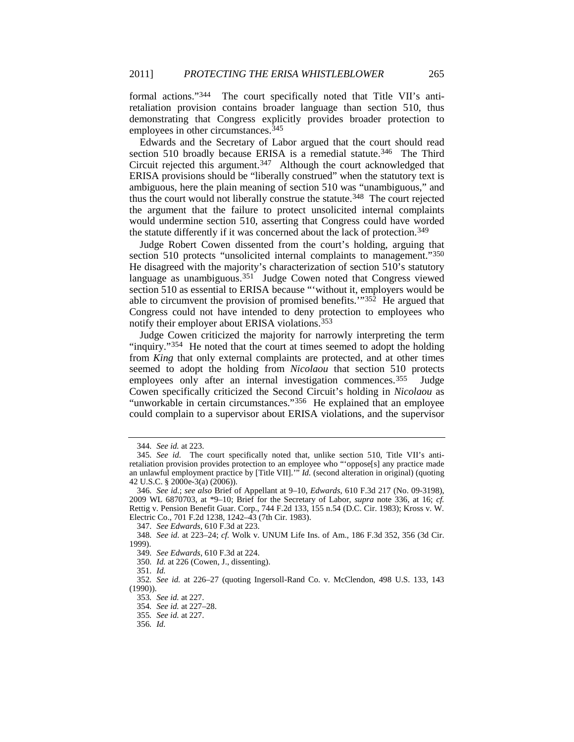formal actions."[344] The court specifically noted that Title VII's anti-retaliation provision contains broader language than section 510, thus demonstrating that Congress explicitly provides broader protection to employees in other circumstances.[345]

Edwards and the Secretary of Labor argued that the court should read section 510 broadly because ERISA is a remedial statute.[346] The Third Circuit rejected this argument.[347] Although the court acknowledged that ERISA provisions should be "liberally construed" when the statutory text is ambiguous, here the plain meaning of section 510 was "unambiguous," and thus the court would not liberally construe the statute.[348] The court rejected the argument that the failure to protect unsolicited internal complaints would undermine section 510, asserting that Congress could have worded the statute differently if it was concerned about the lack of protection.[349]

Judge Robert Cowen dissented from the court's holding, arguing that section 510 protects "unsolicited internal complaints to management."[350] He disagreed with the majority's characterization of section 510's statutory language as unambiguous.[351] Judge Cowen noted that Congress viewed section 510 as essential to ERISA because "'without it, employers would be able to circumvent the provision of promised benefits.'"[352] He argued that Congress could not have intended to deny protection to employees who notify their employer about ERISA violations.[353]

Judge Cowen criticized the majority for narrowly interpreting the term "inquiry."[354] He noted that the court at times seemed to adopt the holding from *King* that only external complaints are protected, and at other times seemed to adopt the holding from *Nicolaou* that section 510 protects employees only after an internal investigation commences.[355] Judge Cowen specifically criticized the Second Circuit's holding in *Nicolaou* as "unworkable in certain circumstances."[356] He explained that an employee could complain to a supervisor about ERISA violations, and the supervisor

---

344. *See id.* at 223.

345. *See id.* The court specifically noted that, unlike section 510, Title VII's anti-retaliation provision provides protection to an employee who "'oppose[s] any practice made an unlawful employment practice by [Title VII].'" *Id.* (second alteration in original) (quoting 42 U.S.C. § 2000e-3(a) (2006)).

346. *See id.*; *see also* Brief of Appellant at 9–10, *Edwards*, 610 F.3d 217 (No. 09-3198), 2009 WL 6870703, at *9–10; Brief for the Secretary of Labor, *supra* note 336, at 16; *cf.* Rettig v. Pension Benefit Guar. Corp., 744 F.2d 133, 155 n.54 (D.C. Cir. 1983); Kross v. W. Electric Co., 701 F.2d 1238, 1242–43 (7th Cir. 1983).

347. *See Edwards*, 610 F.3d at 223.

348. *See id.* at 223–24; *cf.* Wolk v. UNUM Life Ins. of Am., 186 F.3d 352, 356 (3d Cir. 1999).

349. *See Edwards*, 610 F.3d at 224.

350. *Id.* at 226 (Cowen, J., dissenting).

351. *Id.*

352. *See id.* at 226–27 (quoting Ingersoll-Rand Co. v. McClendon, 498 U.S. 133, 143 (1990)).

353. *See id.* at 227.

354. *See id.* at 227–28.

355. *See id.* at 227.

356. *Id.*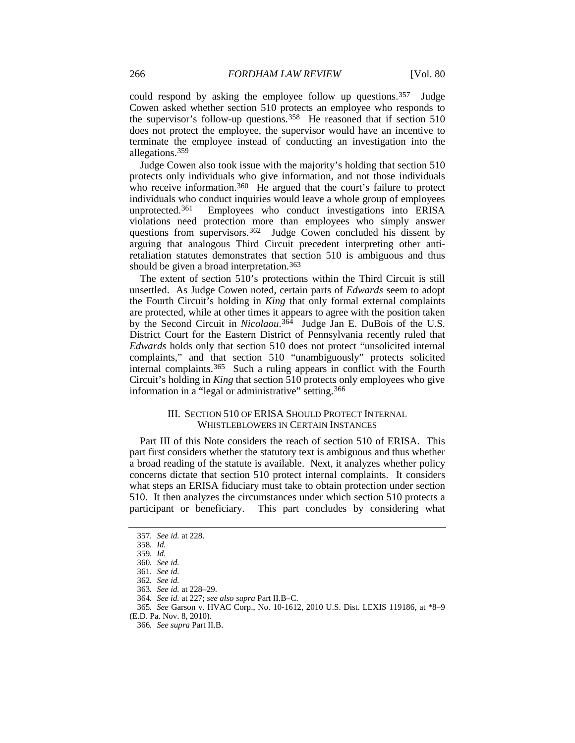could respond by asking the employee follow up questions.[357] Judge Cowen asked whether section 510 protects an employee who responds to the supervisor's follow-up questions.[358] He reasoned that if section 510 does not protect the employee, the supervisor would have an incentive to terminate the employee instead of conducting an investigation into the allegations.[359]

Judge Cowen also took issue with the majority's holding that section 510 protects only individuals who give information, and not those individuals who receive information.[360] He argued that the court's failure to protect individuals who conduct inquiries would leave a whole group of employees unprotected.[361] Employees who conduct investigations into ERISA violations need protection more than employees who simply answer questions from supervisors.[362] Judge Cowen concluded his dissent by arguing that analogous Third Circuit precedent interpreting other anti-retaliation statutes demonstrates that section 510 is ambiguous and thus should be given a broad interpretation.[363]

The extent of section 510's protections within the Third Circuit is still unsettled. As Judge Cowen noted, certain parts of *Edwards* seem to adopt the Fourth Circuit's holding in *King* that only formal external complaints are protected, while at other times it appears to agree with the position taken by the Second Circuit in *Nicolaou*.[364] Judge Jan E. DuBois of the U.S. District Court for the Eastern District of Pennsylvania recently ruled that *Edwards* holds only that section 510 does not protect "unsolicited internal complaints," and that section 510 "unambiguously" protects solicited internal complaints.[365] Such a ruling appears in conflict with the Fourth Circuit's holding in *King* that section 510 protects only employees who give information in a "legal or administrative" setting.[366]

## III. SECTION 510 OF ERISA SHOULD PROTECT INTERNAL WHISTLEBLOWERS IN CERTAIN INSTANCES

Part III of this Note considers the reach of section 510 of ERISA. This part first considers whether the statutory text is ambiguous and thus whether a broad reading of the statute is available. Next, it analyzes whether policy concerns dictate that section 510 protect internal complaints. It considers what steps an ERISA fiduciary must take to obtain protection under section 510. It then analyzes the circumstances under which section 510 protects a participant or beneficiary. This part concludes by considering what

---

357. *See id.* at 228.

358. *Id.*

359. *Id.*

360. *See id.*

361. *See id.*

362. *See id.*

363. *See id.* at 228–29.

364. *See id.* at 227; *see also supra* Part II.B–C.

365. *See* Garson v. HVAC Corp., No. 10-1612, 2010 U.S. Dist. LEXIS 119186, at *8–9 (E.D. Pa. Nov. 8, 2010).

366. *See supra* Part II.B.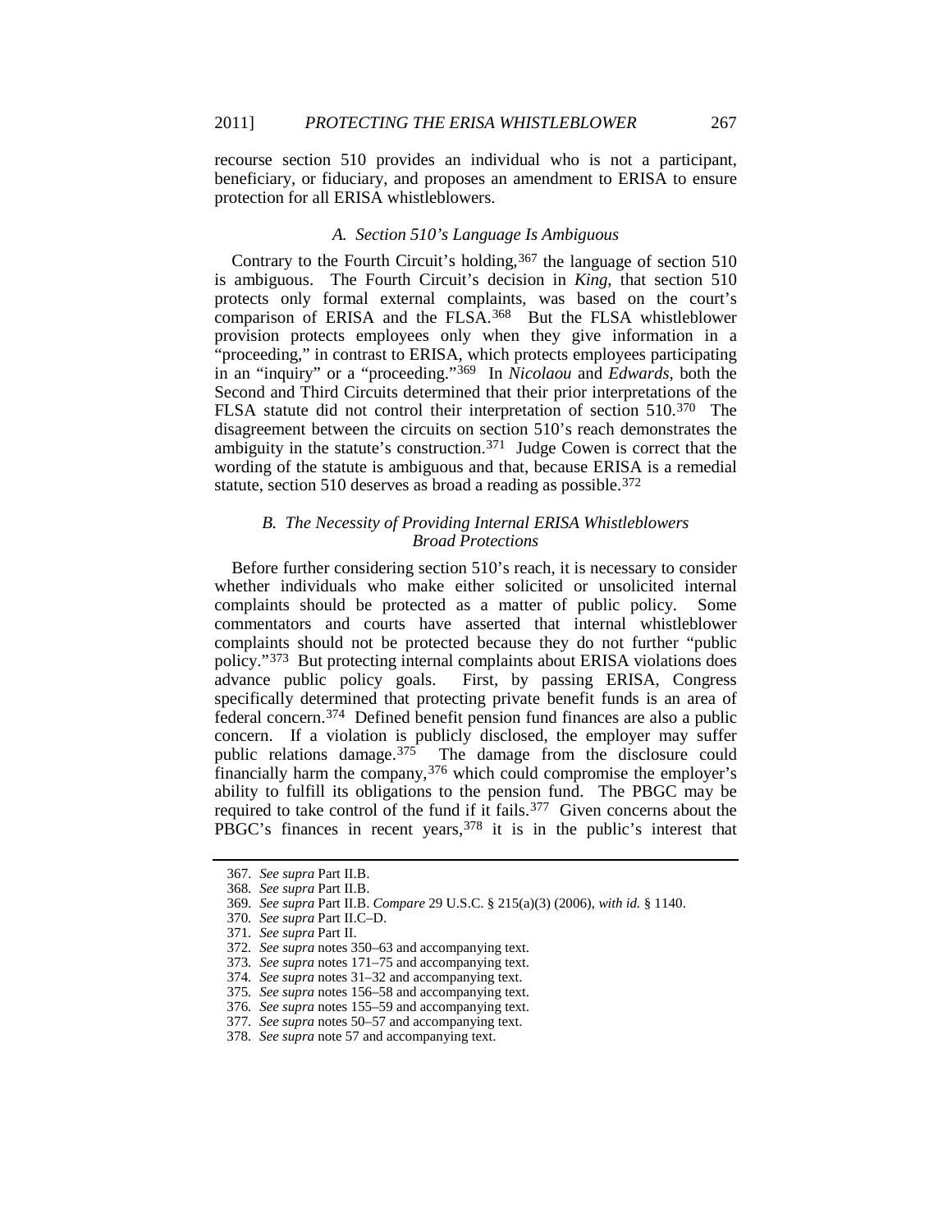recourse section 510 provides an individual who is not a participant, beneficiary, or fiduciary, and proposes an amendment to ERISA to ensure protection for all ERISA whistleblowers.

### *A. Section 510's Language Is Ambiguous*

Contrary to the Fourth Circuit's holding,[367] the language of section 510 is ambiguous. The Fourth Circuit's decision in *King*, that section 510 protects only formal external complaints, was based on the court's comparison of ERISA and the FLSA.[368] But the FLSA whistleblower provision protects employees only when they give information in a "proceeding," in contrast to ERISA, which protects employees participating in an "inquiry" or a "proceeding."[369] In *Nicolaou* and *Edwards*, both the Second and Third Circuits determined that their prior interpretations of the FLSA statute did not control their interpretation of section 510.[370] The disagreement between the circuits on section 510's reach demonstrates the ambiguity in the statute's construction.[371] Judge Cowen is correct that the wording of the statute is ambiguous and that, because ERISA is a remedial statute, section 510 deserves as broad a reading as possible.[372]

### *B. The Necessity of Providing Internal ERISA Whistleblowers Broad Protections*

Before further considering section 510's reach, it is necessary to consider whether individuals who make either solicited or unsolicited internal complaints should be protected as a matter of public policy. Some commentators and courts have asserted that internal whistleblower complaints should not be protected because they do not further "public policy."[373] But protecting internal complaints about ERISA violations does advance public policy goals. First, by passing ERISA, Congress specifically determined that protecting private benefit funds is an area of federal concern.[374] Defined benefit pension fund finances are also a public concern. If a violation is publicly disclosed, the employer may suffer public relations damage.[375] The damage from the disclosure could financially harm the company,[376] which could compromise the employer's ability to fulfill its obligations to the pension fund. The PBGC may be required to take control of the fund if it fails.[377] Given concerns about the PBGC's finances in recent years,[378] it is in the public's interest that

---

367. *See supra* Part II.B.

368. *See supra* Part II.B.

369. *See supra* Part II.B. *Compare* 29 U.S.C. § 215(a)(3) (2006), *with id.* § 1140.

370. *See supra* Part II.C–D.

371. *See supra* Part II.

372. *See supra* notes 350–63 and accompanying text.

373. *See supra* notes 171–75 and accompanying text.

374. *See supra* notes 31–32 and accompanying text.

375. *See supra* notes 156–58 and accompanying text.

376. *See supra* notes 155–59 and accompanying text.

377. *See supra* notes 50–57 and accompanying text.

378. *See supra* note 57 and accompanying text.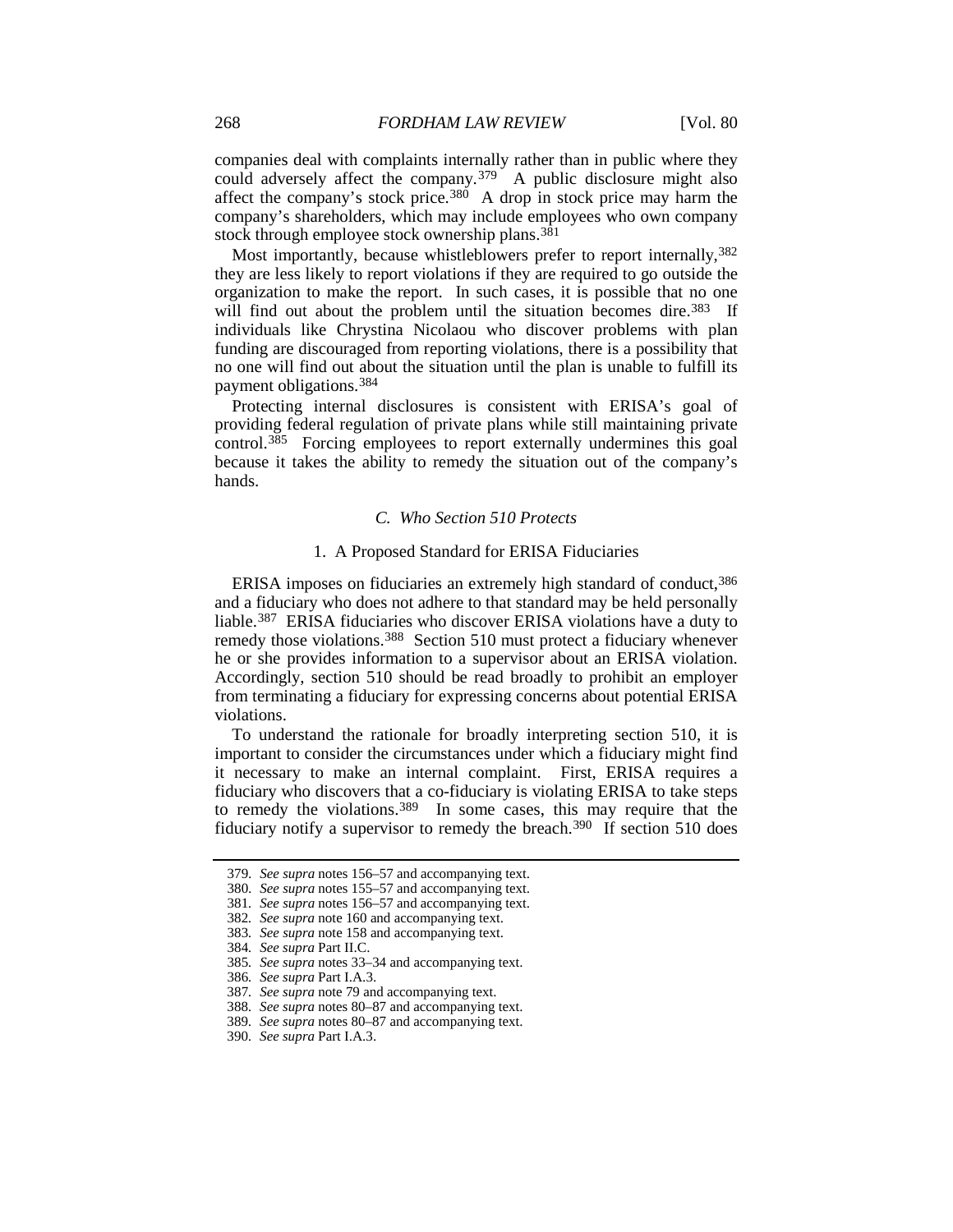companies deal with complaints internally rather than in public where they could adversely affect the company.[379] A public disclosure might also affect the company's stock price.[380] A drop in stock price may harm the company's shareholders, which may include employees who own company stock through employee stock ownership plans.[381]

Most importantly, because whistleblowers prefer to report internally,[382] they are less likely to report violations if they are required to go outside the organization to make the report. In such cases, it is possible that no one will find out about the problem until the situation becomes dire.[383] If individuals like Chrystina Nicolaou who discover problems with plan funding are discouraged from reporting violations, there is a possibility that no one will find out about the situation until the plan is unable to fulfill its payment obligations.[384]

Protecting internal disclosures is consistent with ERISA's goal of providing federal regulation of private plans while still maintaining private control.[385] Forcing employees to report externally undermines this goal because it takes the ability to remedy the situation out of the company's hands.

### *C. Who Section 510 Protects*

#### 1. A Proposed Standard for ERISA Fiduciaries

ERISA imposes on fiduciaries an extremely high standard of conduct,[386] and a fiduciary who does not adhere to that standard may be held personally liable.[387] ERISA fiduciaries who discover ERISA violations have a duty to remedy those violations.[388] Section 510 must protect a fiduciary whenever he or she provides information to a supervisor about an ERISA violation. Accordingly, section 510 should be read broadly to prohibit an employer from terminating a fiduciary for expressing concerns about potential ERISA violations.

To understand the rationale for broadly interpreting section 510, it is important to consider the circumstances under which a fiduciary might find it necessary to make an internal complaint. First, ERISA requires a fiduciary who discovers that a co-fiduciary is violating ERISA to take steps to remedy the violations.[389] In some cases, this may require that the fiduciary notify a supervisor to remedy the breach.[390] If section 510 does

---

379. *See supra* notes 156–57 and accompanying text.
380. *See supra* notes 155–57 and accompanying text.
381. *See supra* notes 156–57 and accompanying text.
382. *See supra* note 160 and accompanying text.
383. *See supra* note 158 and accompanying text.
384. *See supra* Part II.C.
385. *See supra* notes 33–34 and accompanying text.
386. *See supra* Part I.A.3.
387. *See supra* note 79 and accompanying text.
388. *See supra* notes 80–87 and accompanying text.
389. *See supra* notes 80–87 and accompanying text.
390. *See supra* Part I.A.3.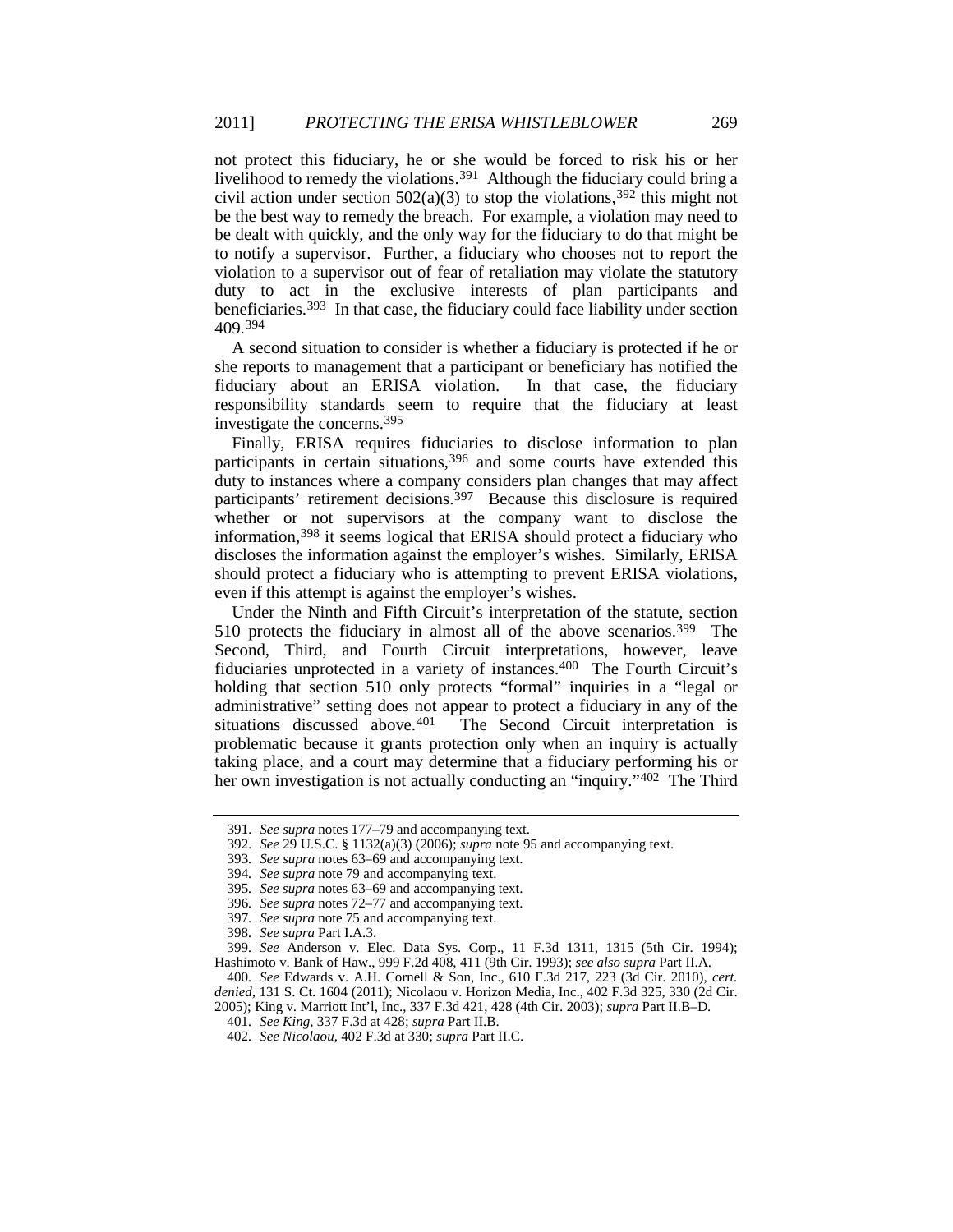not protect this fiduciary, he or she would be forced to risk his or her livelihood to remedy the violations.[391] Although the fiduciary could bring a civil action under section 502(a)(3) to stop the violations,[392] this might not be the best way to remedy the breach. For example, a violation may need to be dealt with quickly, and the only way for the fiduciary to do that might be to notify a supervisor. Further, a fiduciary who chooses not to report the violation to a supervisor out of fear of retaliation may violate the statutory duty to act in the exclusive interests of plan participants and beneficiaries.[393] In that case, the fiduciary could face liability under section 409.[394]

A second situation to consider is whether a fiduciary is protected if he or she reports to management that a participant or beneficiary has notified the fiduciary about an ERISA violation. In that case, the fiduciary responsibility standards seem to require that the fiduciary at least investigate the concerns.[395]

Finally, ERISA requires fiduciaries to disclose information to plan participants in certain situations,[396] and some courts have extended this duty to instances where a company considers plan changes that may affect participants' retirement decisions.[397] Because this disclosure is required whether or not supervisors at the company want to disclose the information,[398] it seems logical that ERISA should protect a fiduciary who discloses the information against the employer's wishes. Similarly, ERISA should protect a fiduciary who is attempting to prevent ERISA violations, even if this attempt is against the employer's wishes.

Under the Ninth and Fifth Circuit's interpretation of the statute, section 510 protects the fiduciary in almost all of the above scenarios.[399] The Second, Third, and Fourth Circuit interpretations, however, leave fiduciaries unprotected in a variety of instances.[400] The Fourth Circuit's holding that section 510 only protects "formal" inquiries in a "legal or administrative" setting does not appear to protect a fiduciary in any of the situations discussed above.[401] The Second Circuit interpretation is problematic because it grants protection only when an inquiry is actually taking place, and a court may determine that a fiduciary performing his or her own investigation is not actually conducting an "inquiry."[402] The Third

---

391. *See supra* notes 177–79 and accompanying text.

392. *See* 29 U.S.C. § 1132(a)(3) (2006); *supra* note 95 and accompanying text.

393. *See supra* notes 63–69 and accompanying text.

394. *See supra* note 79 and accompanying text.

395. *See supra* notes 63–69 and accompanying text.

396. *See supra* notes 72–77 and accompanying text.

397. *See supra* note 75 and accompanying text.

398. *See supra* Part I.A.3.

399. *See* Anderson v. Elec. Data Sys. Corp., 11 F.3d 1311, 1315 (5th Cir. 1994); Hashimoto v. Bank of Haw., 999 F.2d 408, 411 (9th Cir. 1993); *see also supra* Part II.A.

400. *See* Edwards v. A.H. Cornell & Son, Inc., 610 F.3d 217, 223 (3d Cir. 2010), *cert. denied*, 131 S. Ct. 1604 (2011); Nicolaou v. Horizon Media, Inc., 402 F.3d 325, 330 (2d Cir. 2005); King v. Marriott Int'l, Inc., 337 F.3d 421, 428 (4th Cir. 2003); *supra* Part II.B–D.

401. *See King*, 337 F.3d at 428; *supra* Part II.B.

402. *See Nicolaou*, 402 F.3d at 330; *supra* Part II.C.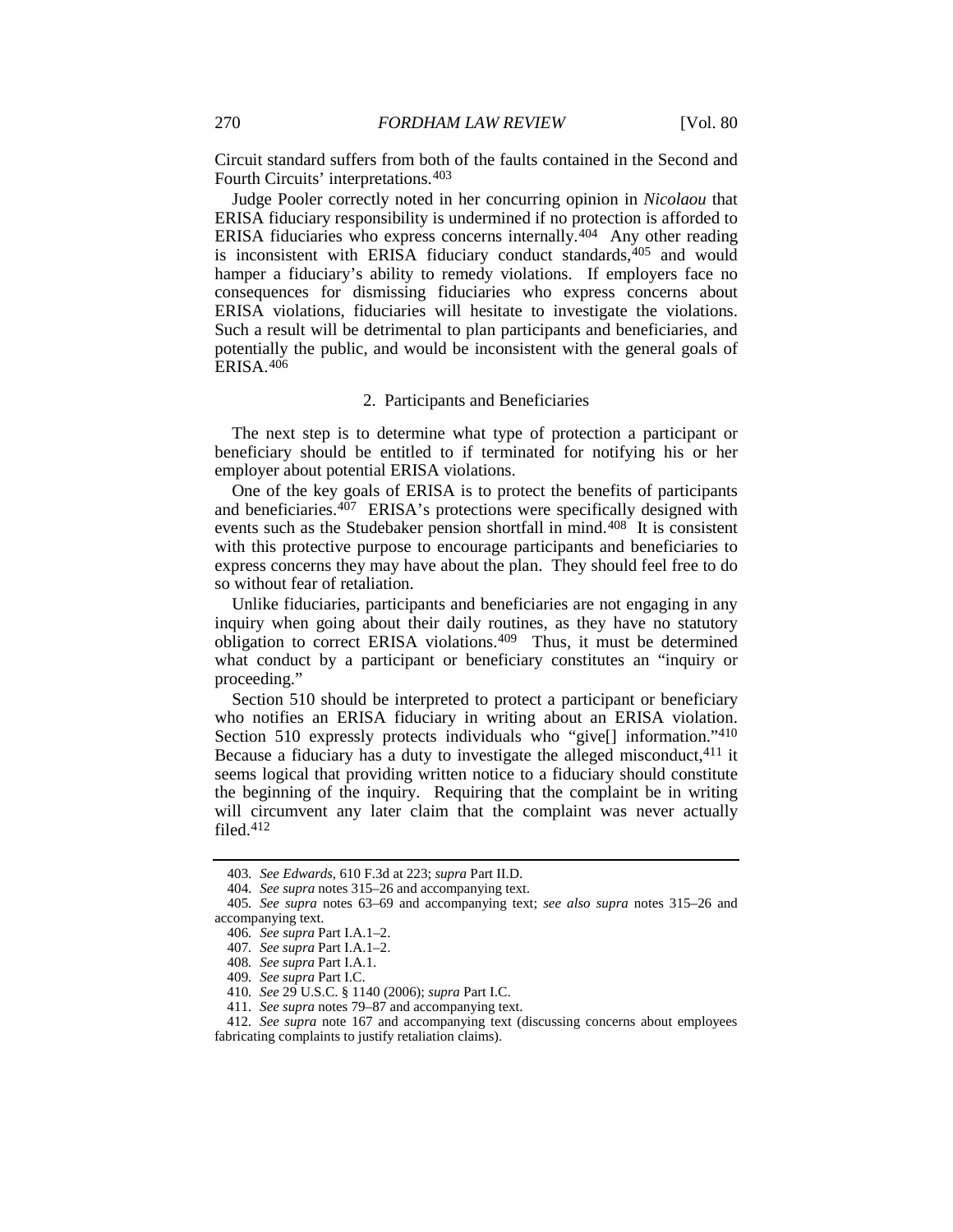Circuit standard suffers from both of the faults contained in the Second and Fourth Circuits' interpretations.[403]

Judge Pooler correctly noted in her concurring opinion in *Nicolaou* that ERISA fiduciary responsibility is undermined if no protection is afforded to ERISA fiduciaries who express concerns internally.[404] Any other reading is inconsistent with ERISA fiduciary conduct standards,[405] and would hamper a fiduciary's ability to remedy violations. If employers face no consequences for dismissing fiduciaries who express concerns about ERISA violations, fiduciaries will hesitate to investigate the violations. Such a result will be detrimental to plan participants and beneficiaries, and potentially the public, and would be inconsistent with the general goals of ERISA.[406]

### 2. Participants and Beneficiaries

The next step is to determine what type of protection a participant or beneficiary should be entitled to if terminated for notifying his or her employer about potential ERISA violations.

One of the key goals of ERISA is to protect the benefits of participants and beneficiaries.[407] ERISA's protections were specifically designed with events such as the Studebaker pension shortfall in mind.[408] It is consistent with this protective purpose to encourage participants and beneficiaries to express concerns they may have about the plan. They should feel free to do so without fear of retaliation.

Unlike fiduciaries, participants and beneficiaries are not engaging in any inquiry when going about their daily routines, as they have no statutory obligation to correct ERISA violations.[409] Thus, it must be determined what conduct by a participant or beneficiary constitutes an "inquiry or proceeding."

Section 510 should be interpreted to protect a participant or beneficiary who notifies an ERISA fiduciary in writing about an ERISA violation. Section 510 expressly protects individuals who "give[] information."[410] Because a fiduciary has a duty to investigate the alleged misconduct,[411] it seems logical that providing written notice to a fiduciary should constitute the beginning of the inquiry. Requiring that the complaint be in writing will circumvent any later claim that the complaint was never actually filed.[412]

---

403. *See Edwards*, 610 F.3d at 223; *supra* Part II.D.

404. *See supra* notes 315–26 and accompanying text.

405. *See supra* notes 63–69 and accompanying text; *see also supra* notes 315–26 and accompanying text.

406. *See supra* Part I.A.1–2.

407. *See supra* Part I.A.1–2.

408. *See supra* Part I.A.1.

409. *See supra* Part I.C.

410. *See* 29 U.S.C. § 1140 (2006); *supra* Part I.C.

411. *See supra* notes 79–87 and accompanying text.

412. *See supra* note 167 and accompanying text (discussing concerns about employees fabricating complaints to justify retaliation claims).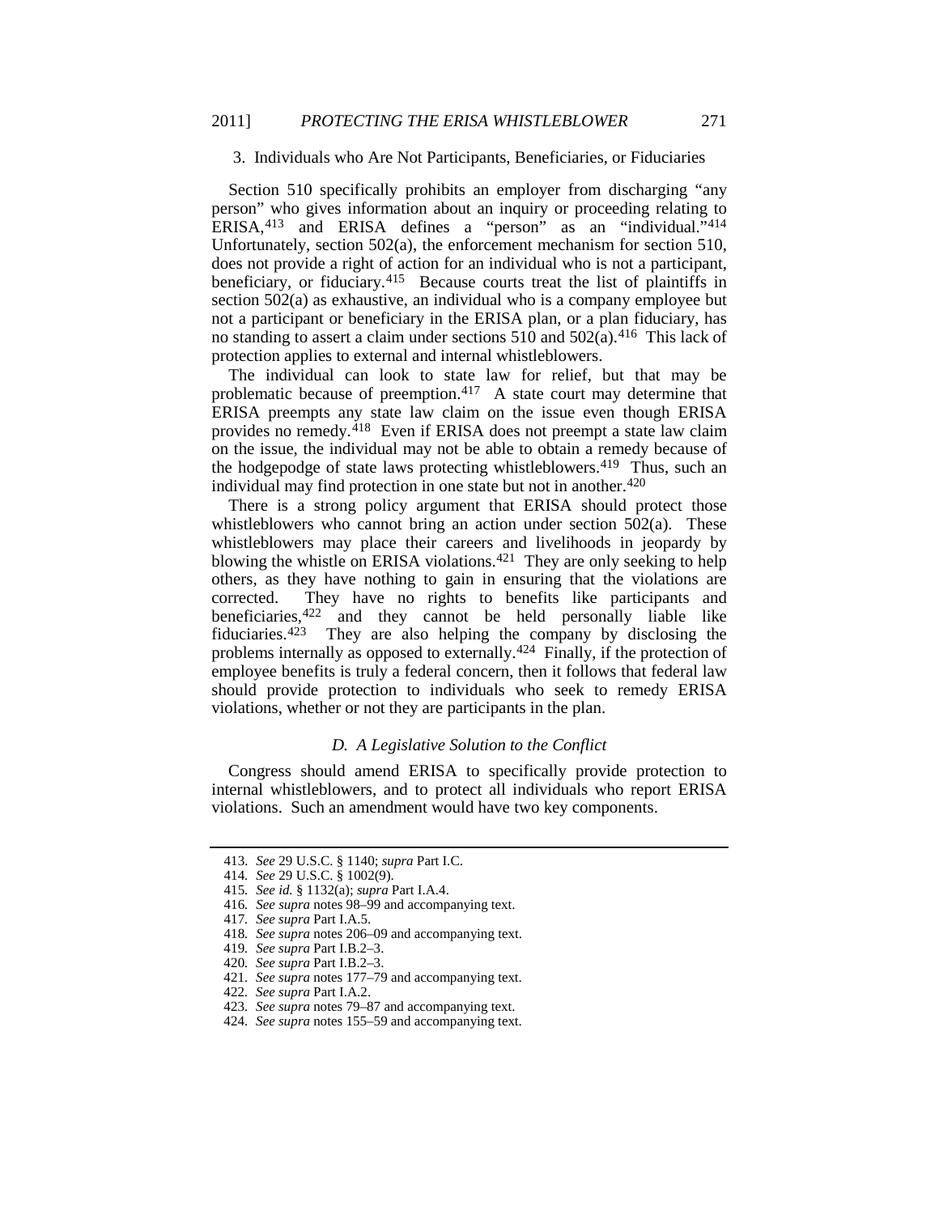### 3. Individuals who Are Not Participants, Beneficiaries, or Fiduciaries

Section 510 specifically prohibits an employer from discharging "any person" who gives information about an inquiry or proceeding relating to ERISA,[413] and ERISA defines a "person" as an "individual."[414] Unfortunately, section 502(a), the enforcement mechanism for section 510, does not provide a right of action for an individual who is not a participant, beneficiary, or fiduciary.[415] Because courts treat the list of plaintiffs in section 502(a) as exhaustive, an individual who is a company employee but not a participant or beneficiary in the ERISA plan, or a plan fiduciary, has no standing to assert a claim under sections 510 and 502(a).[416] This lack of protection applies to external and internal whistleblowers.

The individual can look to state law for relief, but that may be problematic because of preemption.[417] A state court may determine that ERISA preempts any state law claim on the issue even though ERISA provides no remedy.[418] Even if ERISA does not preempt a state law claim on the issue, the individual may not be able to obtain a remedy because of the hodgepodge of state laws protecting whistleblowers.[419] Thus, such an individual may find protection in one state but not in another.[420]

There is a strong policy argument that ERISA should protect those whistleblowers who cannot bring an action under section 502(a). These whistleblowers may place their careers and livelihoods in jeopardy by blowing the whistle on ERISA violations.[421] They are only seeking to help others, as they have nothing to gain in ensuring that the violations are corrected. They have no rights to benefits like participants and beneficiaries,[422] and they cannot be held personally liable like fiduciaries.[423] They are also helping the company by disclosing the problems internally as opposed to externally.[424] Finally, if the protection of employee benefits is truly a federal concern, then it follows that federal law should provide protection to individuals who seek to remedy ERISA violations, whether or not they are participants in the plan.

## *D. A Legislative Solution to the Conflict*

Congress should amend ERISA to specifically provide protection to internal whistleblowers, and to protect all individuals who report ERISA violations. Such an amendment would have two key components.

---

413. *See* 29 U.S.C. § 1140; *supra* Part I.C.

414. *See* 29 U.S.C. § 1002(9).

415. *See id.* § 1132(a); *supra* Part I.A.4.

416. *See supra* notes 98–99 and accompanying text.

417. *See supra* Part I.A.5.

418. *See supra* notes 206–09 and accompanying text.

419. *See supra* Part I.B.2–3.

420. *See supra* Part I.B.2–3.

421. *See supra* notes 177–79 and accompanying text.

422. *See supra* Part I.A.2.

423. *See supra* notes 79–87 and accompanying text.

424. *See supra* notes 155–59 and accompanying text.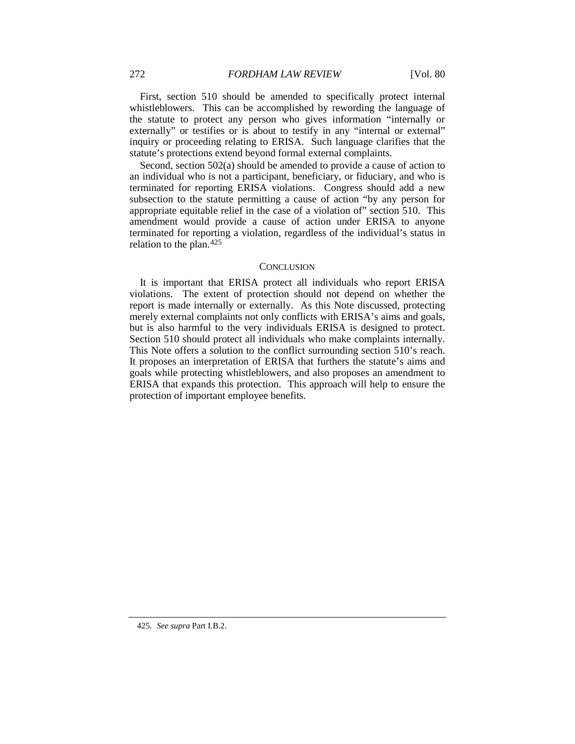First, section 510 should be amended to specifically protect internal whistleblowers. This can be accomplished by rewording the language of the statute to protect any person who gives information "internally or externally" or testifies or is about to testify in any "internal or external" inquiry or proceeding relating to ERISA. Such language clarifies that the statute's protections extend beyond formal external complaints.

Second, section 502(a) should be amended to provide a cause of action to an individual who is not a participant, beneficiary, or fiduciary, and who is terminated for reporting ERISA violations. Congress should add a new subsection to the statute permitting a cause of action "by any person for appropriate equitable relief in the case of a violation of" section 510. This amendment would provide a cause of action under ERISA to anyone terminated for reporting a violation, regardless of the individual's status in relation to the plan.[425]

## CONCLUSION

It is important that ERISA protect all individuals who report ERISA violations. The extent of protection should not depend on whether the report is made internally or externally. As this Note discussed, protecting merely external complaints not only conflicts with ERISA's aims and goals, but is also harmful to the very individuals ERISA is designed to protect. Section 510 should protect all individuals who make complaints internally. This Note offers a solution to the conflict surrounding section 510's reach. It proposes an interpretation of ERISA that furthers the statute's aims and goals while protecting whistleblowers, and also proposes an amendment to ERISA that expands this protection. This approach will help to ensure the protection of important employee benefits.

---

425. *See supra* Part I.B.2.